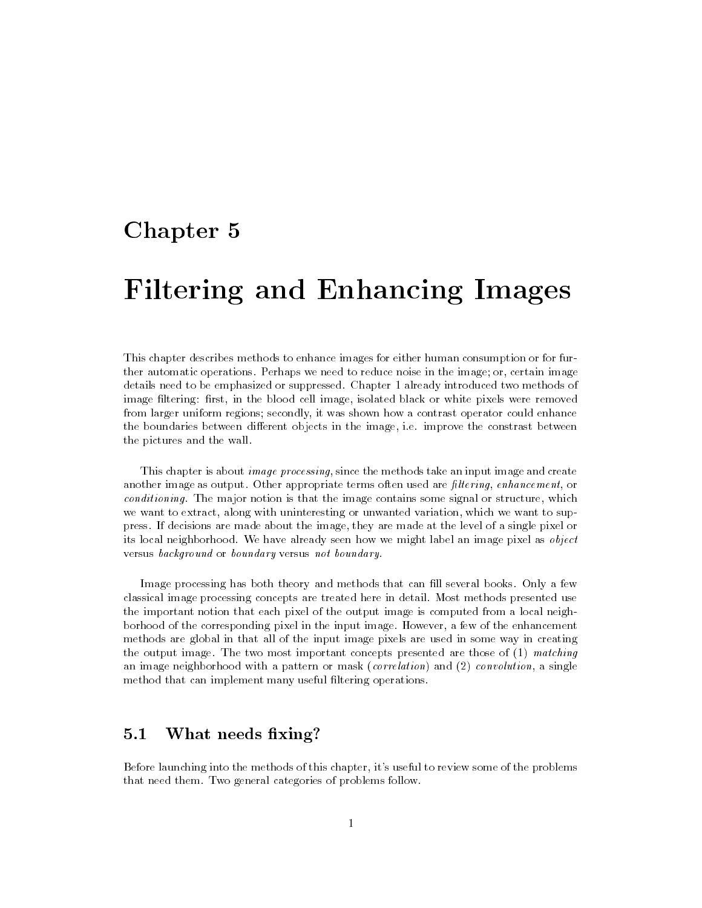# Chapter 5

# Filtering and Enhancing Images

This chapter describes methods to enhance images for either human consumption or for further automatic operations. Perhaps we need to reduce noise in the image; or, certain image details need to be emphasized or suppressed. Chapter 1 already introduced two methods of image filtering: first, in the blood cell image, isolated black or white pixels were removed from larger uniform regions; secondly, it was shown how a contrast operator could enhance the boundaries between different objects in the image, i.e. improve the constrast between the pictures and the wall.

This chapter is about *image processing*, since the methods take an input image and create another image as output. Other appropriate terms often used are *filtering*, *enhancement*, or *conditioning*. The major notion is that the image contains some signal or structure, which we want to extract, along with uninteresting or unwanted variation, which we want to suppress. If decisions are made about the image, they are made at the level of a single pixel or its local neighborhood. We have already seen how we might label an image pixel as *object* versus *background* or *boundary* versus *not boundary*.

Image processing has both theory and methods that can fill several books. Only a few classical image processing concepts are treated here in detail. Most methods presented use the important notion that each pixel of the output image is computed from a local neighborhood of the corresponding pixel in the input image. However, a few of the enhancement methods are global in that all of the input image pixels are used in some way in creating the output image. The two most important concepts presented are those of (1) *matching* an image neighborhood with a pattern or mask (*correlation*) and (2) *convolution*, a single method that can implement many useful filtering operations.

## 5.1 What needs fixing?

Before launching into the methods of this chapter, it's useful to review some of the problems that need them. Two general categories of problems follow.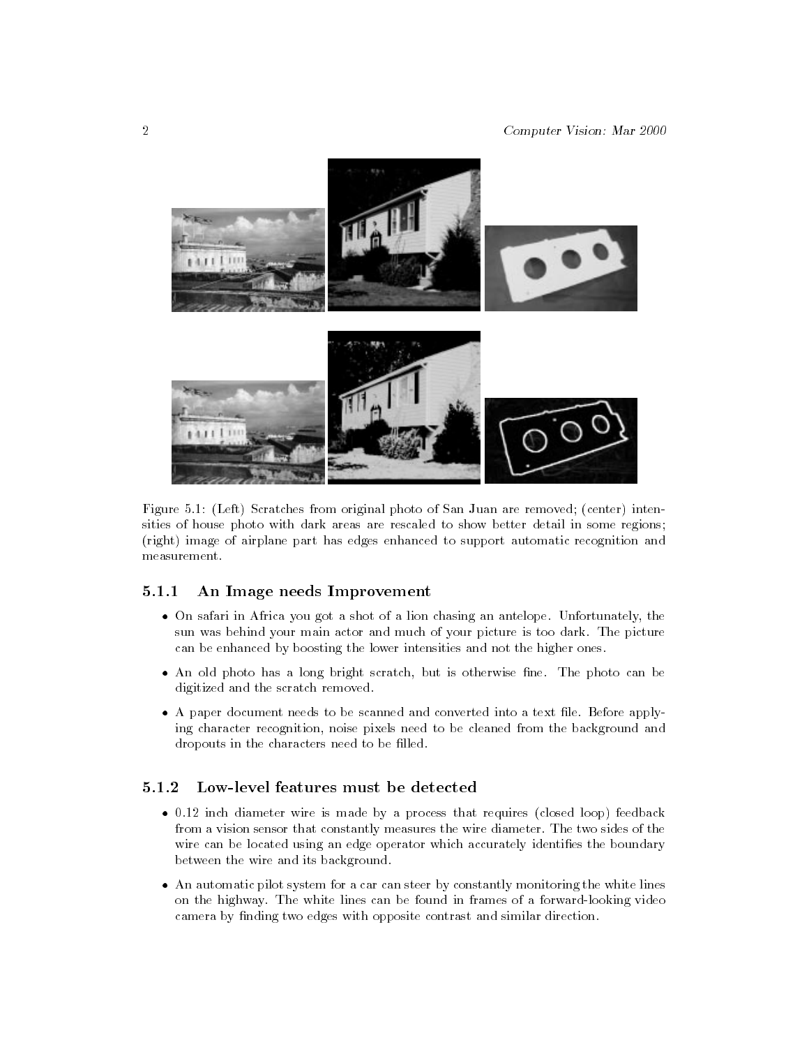Figure 5.1: (Left) Scratches from original photo of San Juan are removed; (center) intensities of house photo with dark areas are rescaled to show better detail in some regions; (right) image of airplane part has edges enhanced to support automatic recognition and measurement.

### 5.1.1 An Image needs Improvement

- On safari in Africa you got a shot of a lion chasing an antelope. Unfortunately, the sun was behind your main actor and much of your picture is too dark. The picture can be enhanced by boosting the lower intensities and not the higher ones.
- An old photo has a long bright scratch, but is otherwise fine. The photo can be digitized and the scratch removed.
- A paper document needs to be scanned and converted into a text file. Before applying character recognition, noise pixels need to be cleaned from the background and dropouts in the characters need to be filled.

### 5.1.2 Low-level features must be detected

- 0.12 inch diameter wire is made by a process that requires (closed loop) feedback from a vision sensor that constantly measures the wire diameter. The two sides of the wire can be located using an edge operator which accurately identifies the boundary between the wire and its background.
- An automatic pilot system for a car can steer by constantly monitoring the white lines on the highway. The white lines can be found in frames of a forward-looking video camera by finding two edges with opposite contrast and similar direction.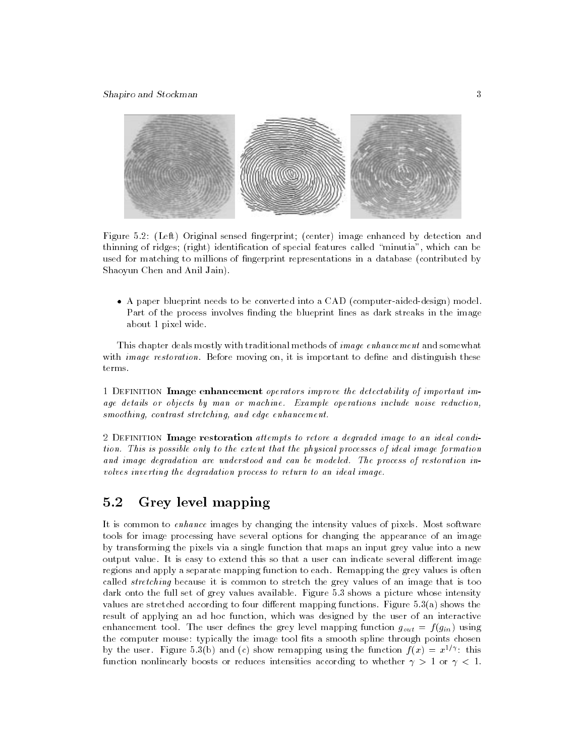Figure 5.2: (Left) Original sensed fingerprint; (center) image enhanced by detection and thinning of ridges; (right) identification of special features called "minutia", which can be used for matching to millions of fingerprint representations in a database (contributed by Shaoyun Chen and Anil Jain).

- A paper blueprint needs to be converted into a CAD (computer-aided-design) model. Part of the process involves finding the blueprint lines as dark streaks in the image about 1 pixel wide.

This chapter deals mostly with traditional methods of *image enhancement* and somewhat with *image restoration*. Before moving on, it is important to define and distinguish these terms.

1 Definition **Image enhancement** *operators improve the detectability of important image details or objects by man or machine. Example operations include noise reduction, smoothing, contrast stretching, and edge enhancement.*

2 Definition **Image restoration** *attempts to retore a degraded image to an ideal condition. This is possible only to the extent that the physical processes of ideal image formation and image degradation are understood and can be modeled. The process of restoration involves inverting the degradation process to return to an ideal image.*

## 5.2 Grey level mapping

It is common to *enhance* images by changing the intensity values of pixels. Most software tools for image processing have several options for changing the appearance of an image by transforming the pixels via a single function that maps an input grey value into a new output value. It is easy to extend this so that a user can indicate several different image regions and apply a separate mapping function to each. Remapping the grey values is often called *stretching* because it is common to stretch the grey values of an image that is too dark onto the full set of grey values available. Figure 5.3 shows a picture whose intensity values are stretched according to four different mapping functions. Figure 5.3(a) shows the result of applying an ad hoc function, which was designed by the user of an interactive enhancement tool. The user defines the grey level mapping function $g_{out} = f(g_{in})$ using the computer mouse: typically the image tool fits a smooth spline through points chosen by the user. Figure 5.3(b) and (c) show remapping using the function $f(x) = x^{1/\gamma}$: this function nonlinearly boosts or reduces intensities according to whether $\gamma > 1$ or $\gamma < 1$.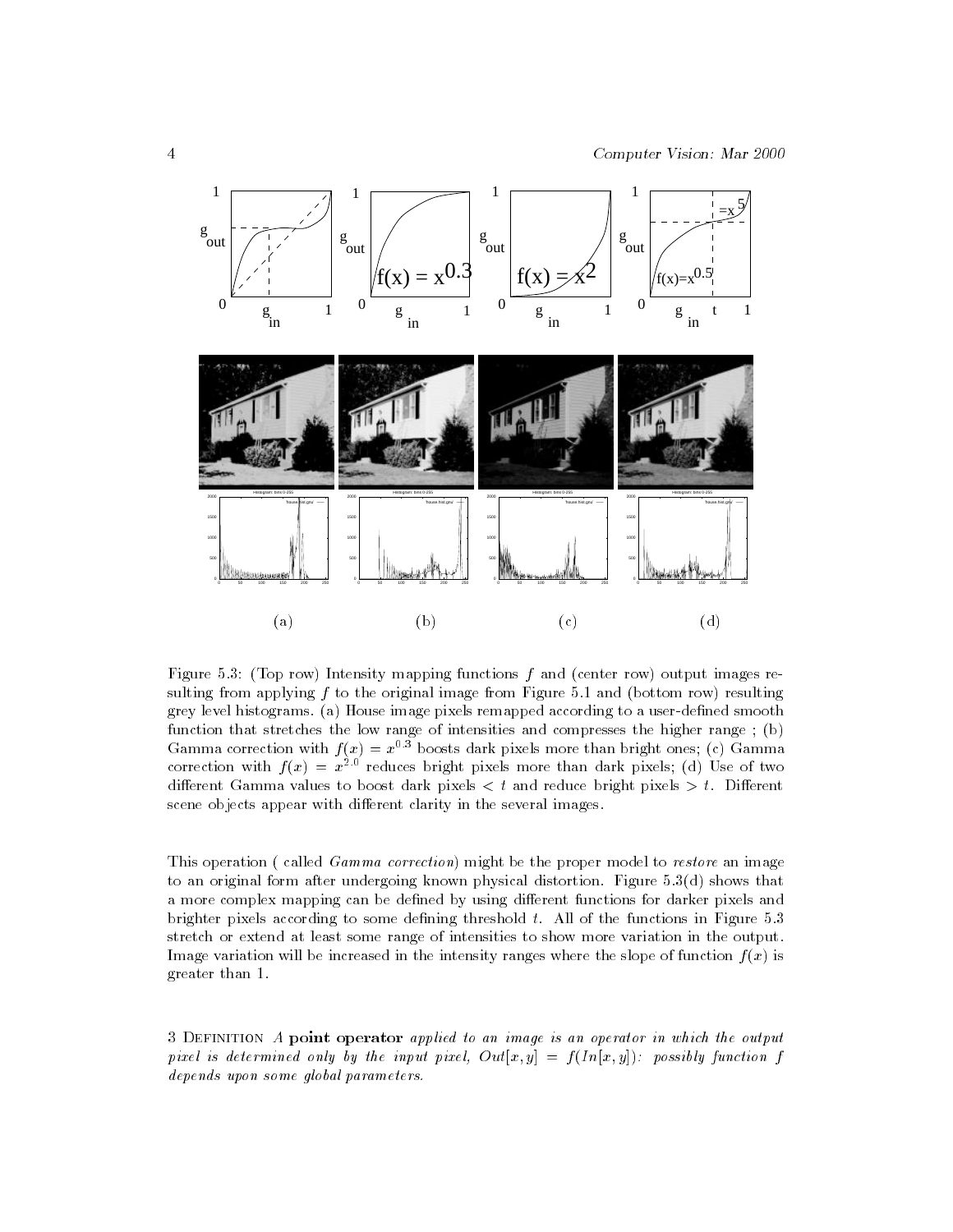Figure 5.3: (Top row) Intensity mapping functions $f$ and (center row) output images resulting from applying $f$ to the original image from Figure 5.1 and (bottom row) resulting grey level histograms. (a) House image pixels remapped according to a user-defined smooth function that stretches the low range of intensities and compresses the higher range ; (b) Gamma correction with $f(x) = x^{0.3}$ boosts dark pixels more than bright ones; (c) Gamma correction with $f(x) = x^{2.0}$ reduces bright pixels more than dark pixels; (d) Use of two different Gamma values to boost dark pixels $< t$ and reduce bright pixels $> t$. Different scene objects appear with different clarity in the several images.

This operation ( called *Gamma correction*) might be the proper model to *restore* an image to an original form after undergoing known physical distortion. Figure 5.3(d) shows that a more complex mapping can be defined by using different functions for darker pixels and brighter pixels according to some defining threshold $t$. All of the functions in Figure 5.3 stretch or extend at least some range of intensities to show more variation in the output. Image variation will be increased in the intensity ranges where the slope of function $f(x)$ is greater than 1.

3 Definition *A* **point operator** *applied to an image is an operator in which the output pixel is determined only by the input pixel,* $Out[x,y] = f(In[x,y])$*: possibly function* $f$ *depends upon some global parameters.*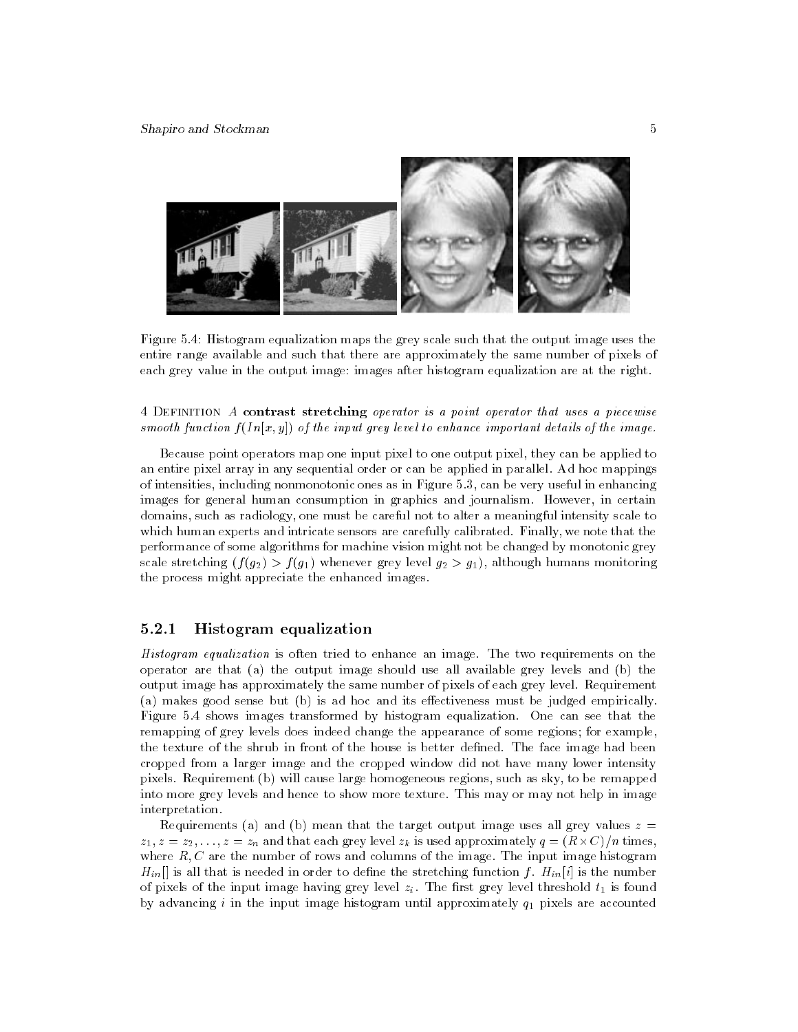Figure 5.4: Histogram equalization maps the grey scale such that the output image uses the entire range available and such that there are approximately the same number of pixels of each grey value in the output image: images after histogram equalization are at the right.

4 Definition *A* **contrast stretching** *operator is a point operator that uses a piecewise smooth function $f(In[x, y])$ of the input grey level to enhance important details of the image.*

Because point operators map one input pixel to one output pixel, they can be applied to an entire pixel array in any sequential order or can be applied in parallel. Ad hoc mappings of intensities, including nonmonotonic ones as in Figure 5.3, can be very useful in enhancing images for general human consumption in graphics and journalism. However, in certain domains, such as radiology, one must be careful not to alter a meaningful intensity scale to which human experts and intricate sensors are carefully calibrated. Finally, we note that the performance of some algorithms for machine vision might not be changed by monotonic grey scale stretching ($f(g_2) > f(g_1)$ whenever grey level $g_2 > g_1$), although humans monitoring the process might appreciate the enhanced images.

### 5.2.1 Histogram equalization

*Histogram equalization* is often tried to enhance an image. The two requirements on the operator are that (a) the output image should use all available grey levels and (b) the output image has approximately the same number of pixels of each grey level. Requirement (a) makes good sense but (b) is ad hoc and its effectiveness must be judged empirically. Figure 5.4 shows images transformed by histogram equalization. One can see that the remapping of grey levels does indeed change the appearance of some regions; for example, the texture of the shrub in front of the house is better defined. The face image had been cropped from a larger image and the cropped window did not have many lower intensity pixels. Requirement (b) will cause large homogeneous regions, such as sky, to be remapped into more grey levels and hence to show more texture. This may or may not help in image interpretation.

Requirements (a) and (b) mean that the target output image uses all grey values $z = z_1, z = z_2, \ldots, z = z_n$ and that each grey level $z_k$ is used approximately $q = (R \times C)/n$ times, where $R, C$ are the number of rows and columns of the image. The input image histogram $H_{in}[]$ is all that is needed in order to define the stretching function $f$. $H_{in}[i]$ is the number of pixels of the input image having grey level $z_i$. The first grey level threshold $t_1$ is found by advancing $i$ in the input image histogram until approximately $q_1$ pixels are accounted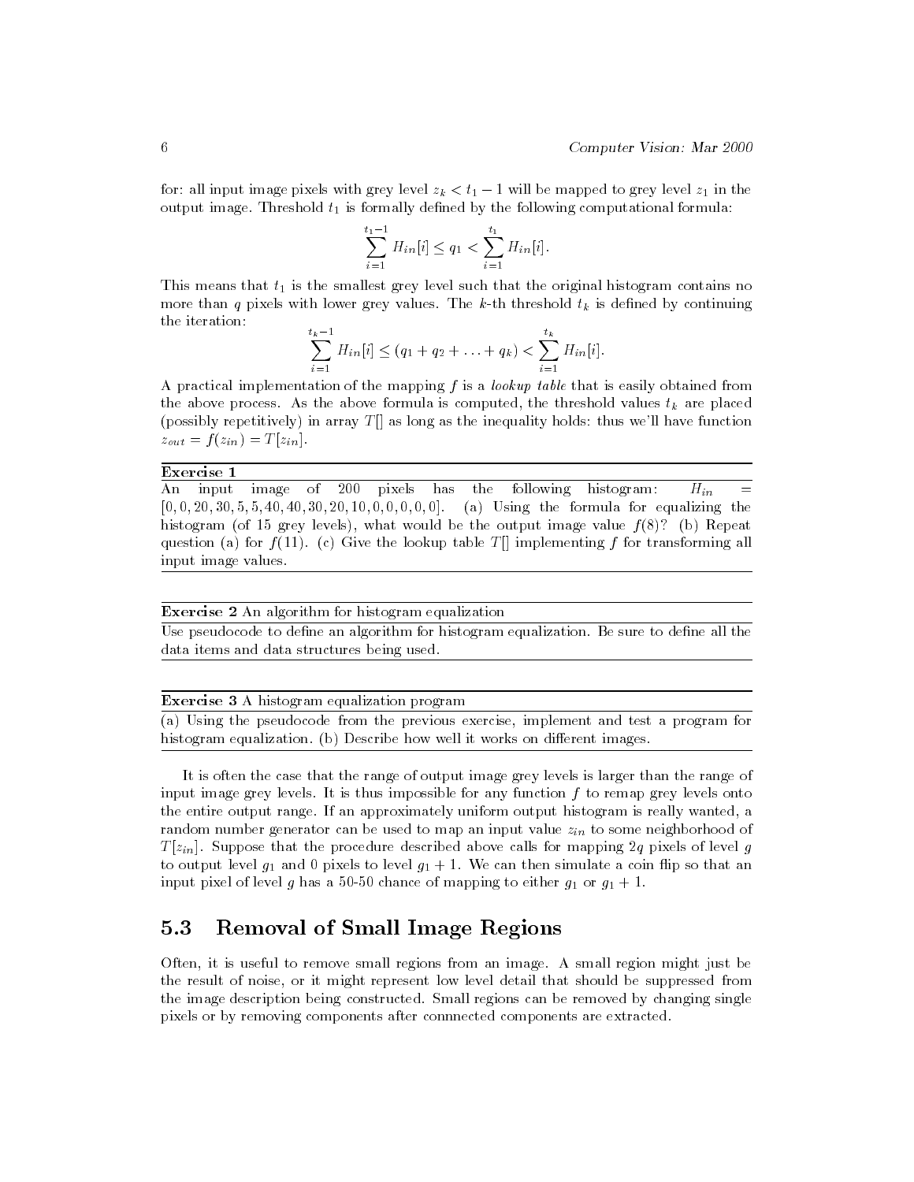for: all input image pixels with grey level $z_k < t_1 - 1$ will be mapped to grey level $z_1$ in the output image. Threshold $t_1$ is formally defined by the following computational formula:

$$\sum_{i=1}^{t_1-1} H_{in}[i] \le q_1 < \sum_{i=1}^{t_1} H_{in}[i].$$

This means that $t_1$ is the smallest grey level such that the original histogram contains no more than $q$ pixels with lower grey values. The $k$-th threshold $t_k$ is defined by continuing the iteration:

$$\sum_{i=1}^{t_k-1} H_{in}[i] \le (q_1 + q_2 + \ldots + q_k) < \sum_{i=1}^{t_k} H_{in}[i].$$

A practical implementation of the mapping $f$ is a *lookup table* that is easily obtained from the above process. As the above formula is computed, the threshold values $t_k$ are placed (possibly repetitively) in array $T[]$ as long as the inequality holds: thus we'll have function $z_{out} = f(z_{in}) = T[z_{in}]$.

---

**Exercise 1**

An input image of 200 pixels has the following histogram: $H_{in} = [0, 0, 20, 30, 5, 5, 40, 40, 30, 20, 10, 0, 0, 0, 0, 0]$. (a) Using the formula for equalizing the histogram (of 15 grey levels), what would be the output image value $f(8)$? (b) Repeat question (a) for $f(11)$. (c) Give the lookup table $T[]$ implementing $f$ for transforming all input image values.

---

**Exercise 2** An algorithm for histogram equalization

Use pseudocode to define an algorithm for histogram equalization. Be sure to define all the data items and data structures being used.

---

**Exercise 3** A histogram equalization program

(a) Using the pseudocode from the previous exercise, implement and test a program for histogram equalization. (b) Describe how well it works on different images.

---

It is often the case that the range of output image grey levels is larger than the range of input image grey levels. It is thus impossible for any function $f$ to remap grey levels onto the entire output range. If an approximately uniform output histogram is really wanted, a random number generator can be used to map an input value $z_{in}$ to some neighborhood of $T[z_{in}]$. Suppose that the procedure described above calls for mapping $2q$ pixels of level $g$ to output level $g_1$ and 0 pixels to level $g_1 + 1$. We can then simulate a coin flip so that an input pixel of level $g$ has a 50-50 chance of mapping to either $g_1$ or $g_1 + 1$.

## 5.3 Removal of Small Image Regions

Often, it is useful to remove small regions from an image. A small region might just be the result of noise, or it might represent low level detail that should be suppressed from the image description being constructed. Small regions can be removed by changing single pixels or by removing components after connnected components are extracted.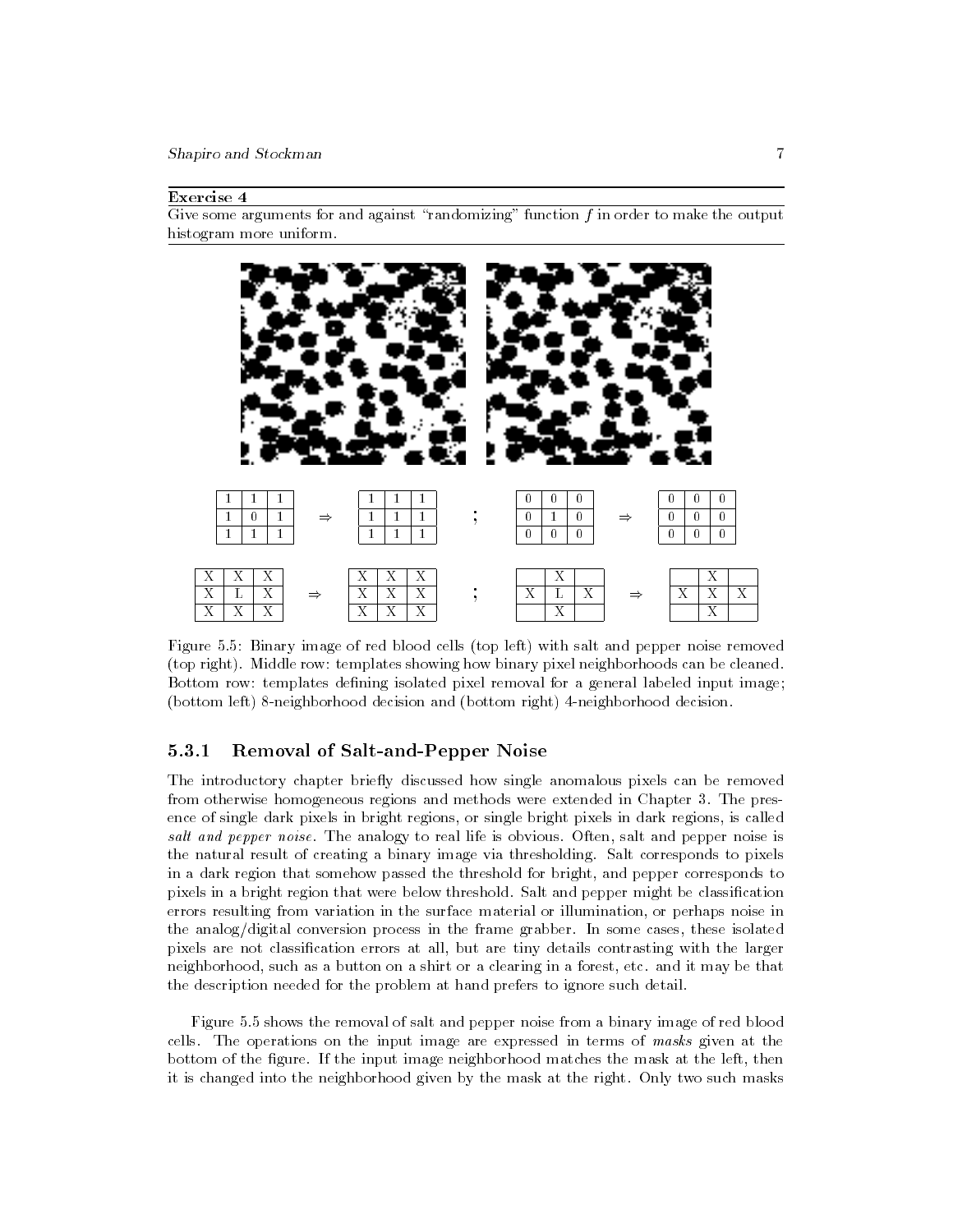**Exercise 4**

Give some arguments for and against "randomizing" function $f$ in order to make the output histogram more uniform.

| 1 | 1 | 1 |
|---|---|---|
| 1 | 0 | 1 |
| 1 | 1 | 1 |

⇒

| 1 | 1 | 1 |
|---|---|---|
| 1 | 1 | 1 |
| 1 | 1 | 1 |

;

| 0 | 0 | 0 |
|---|---|---|
| 0 | 1 | 0 |
| 0 | 0 | 0 |

⇒

| 0 | 0 | 0 |
|---|---|---|
| 0 | 0 | 0 |
| 0 | 0 | 0 |

| X | X | X |
|---|---|---|
| X | L | X |
| X | X | X |

⇒

| X | X | X |
|---|---|---|
| X | X | X |
| X | X | X |

;

|   | X |   |
|---|---|---|
| X | L | X |
|   | X |   |

⇒

|   | X |   |
|---|---|---|
| X | X | X |
|   | X |   |

Figure 5.5: Binary image of red blood cells (top left) with salt and pepper noise removed (top right). Middle row: templates showing how binary pixel neighborhoods can be cleaned. Bottom row: templates defining isolated pixel removal for a general labeled input image; (bottom left) 8-neighborhood decision and (bottom right) 4-neighborhood decision.

### 5.3.1 Removal of Salt-and-Pepper Noise

The introductory chapter briefly discussed how single anomalous pixels can be removed from otherwise homogeneous regions and methods were extended in Chapter 3. The presence of single dark pixels in bright regions, or single bright pixels in dark regions, is called *salt and pepper noise*. The analogy to real life is obvious. Often, salt and pepper noise is the natural result of creating a binary image via thresholding. Salt corresponds to pixels in a dark region that somehow passed the threshold for bright, and pepper corresponds to pixels in a bright region that were below threshold. Salt and pepper might be classification errors resulting from variation in the surface material or illumination, or perhaps noise in the analog/digital conversion process in the frame grabber. In some cases, these isolated pixels are not classification errors at all, but are tiny details contrasting with the larger neighborhood, such as a button on a shirt or a clearing in a forest, etc. and it may be that the description needed for the problem at hand prefers to ignore such detail.

Figure 5.5 shows the removal of salt and pepper noise from a binary image of red blood cells. The operations on the input image are expressed in terms of *masks* given at the bottom of the figure. If the input image neighborhood matches the mask at the left, then it is changed into the neighborhood given by the mask at the right. Only two such masks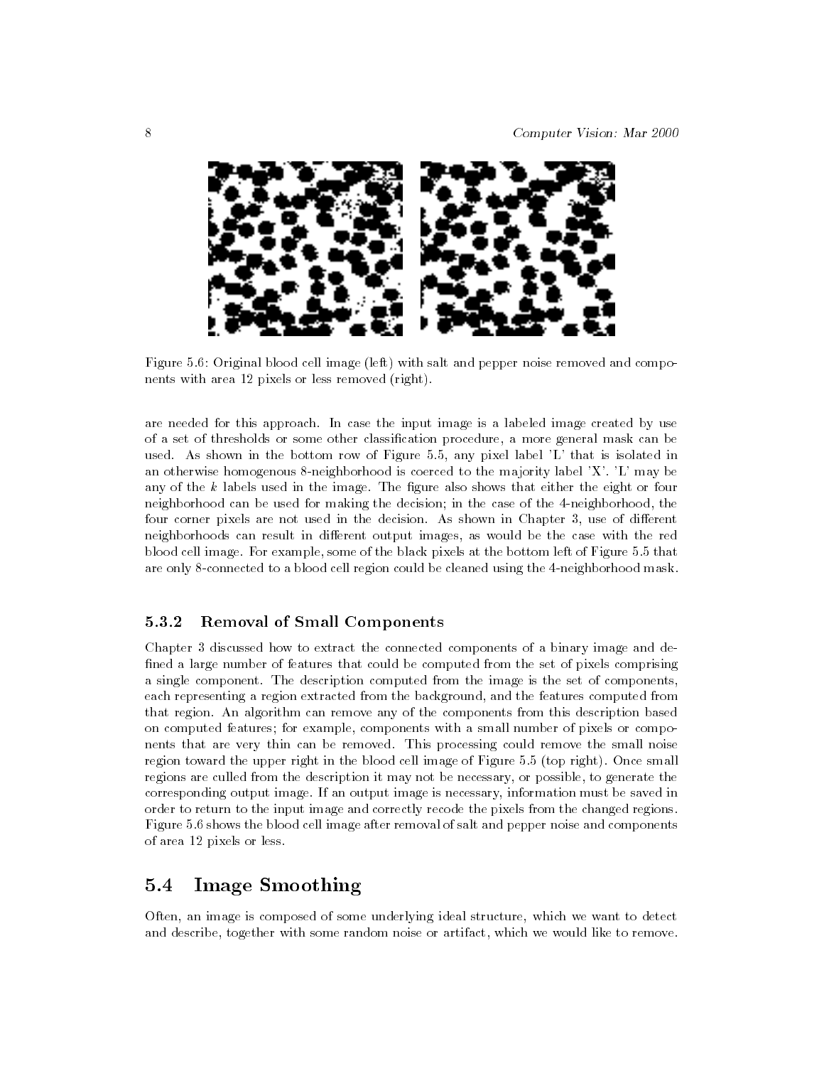Figure 5.6: Original blood cell image (left) with salt and pepper noise removed and components with area 12 pixels or less removed (right).

are needed for this approach. In case the input image is a labeled image created by use of a set of thresholds or some other classification procedure, a more general mask can be used. As shown in the bottom row of Figure 5.5, any pixel label 'L' that is isolated in an otherwise homogenous 8-neighborhood is coerced to the majority label 'X'. 'L' may be any of the $k$ labels used in the image. The figure also shows that either the eight or four neighborhood can be used for making the decision; in the case of the 4-neighborhood, the four corner pixels are not used in the decision. As shown in Chapter 3, use of different neighborhoods can result in different output images, as would be the case with the red blood cell image. For example, some of the black pixels at the bottom left of Figure 5.5 that are only 8-connected to a blood cell region could be cleaned using the 4-neighborhood mask.

### 5.3.2 Removal of Small Components

Chapter 3 discussed how to extract the connected components of a binary image and defined a large number of features that could be computed from the set of pixels comprising a single component. The description computed from the image is the set of components, each representing a region extracted from the background, and the features computed from that region. An algorithm can remove any of the components from this description based on computed features; for example, components with a small number of pixels or components that are very thin can be removed. This processing could remove the small noise region toward the upper right in the blood cell image of Figure 5.5 (top right). Once small regions are culled from the description it may not be necessary, or possible, to generate the corresponding output image. If an output image is necessary, information must be saved in order to return to the input image and correctly recode the pixels from the changed regions. Figure 5.6 shows the blood cell image after removal of salt and pepper noise and components of area 12 pixels or less.

## 5.4 Image Smoothing

Often, an image is composed of some underlying ideal structure, which we want to detect and describe, together with some random noise or artifact, which we would like to remove.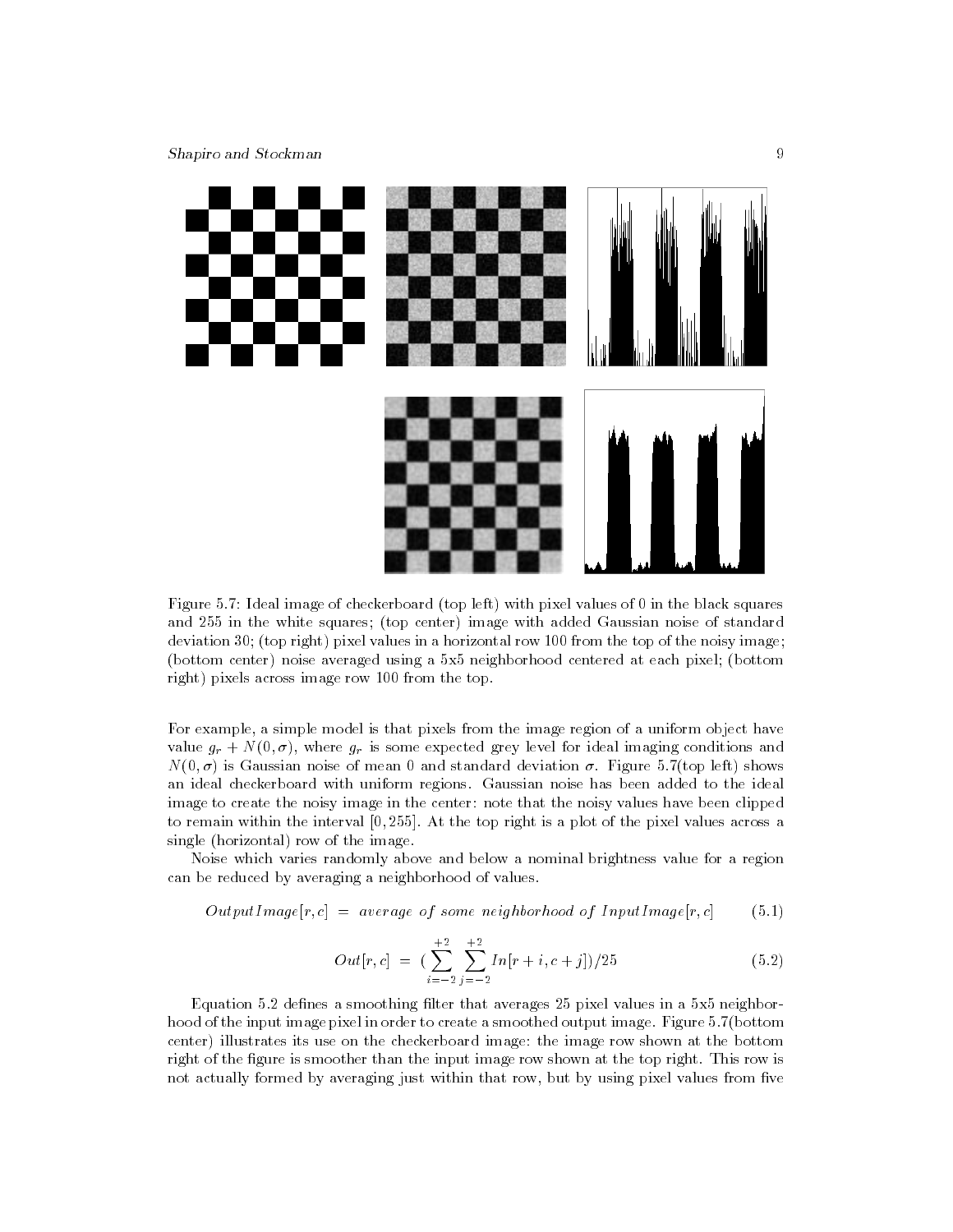Figure 5.7: Ideal image of checkerboard (top left) with pixel values of 0 in the black squares and 255 in the white squares; (top center) image with added Gaussian noise of standard deviation 30; (top right) pixel values in a horizontal row 100 from the top of the noisy image; (bottom center) noise averaged using a 5x5 neighborhood centered at each pixel; (bottom right) pixels across image row 100 from the top.

For example, a simple model is that pixels from the image region of a uniform object have value $g_r + N(0, \sigma)$, where $g_r$ is some expected grey level for ideal imaging conditions and $N(0, \sigma)$ is Gaussian noise of mean 0 and standard deviation $\sigma$. Figure 5.7(top left) shows an ideal checkerboard with uniform regions. Gaussian noise has been added to the ideal image to create the noisy image in the center: note that the noisy values have been clipped to remain within the interval $[0, 255]$. At the top right is a plot of the pixel values across a single (horizontal) row of the image.

Noise which varies randomly above and below a nominal brightness value for a region can be reduced by averaging a neighborhood of values.

$$OutputImage[r, c] \ = \ average \ of \ some \ neighborhood \ of \ InputImage[r, c] \qquad (5.1)$$

$$Out[r, c] \ = \ (\sum_{i=-2}^{+2} \sum_{j=-2}^{+2} In[r+i, c+j])/25 \qquad (5.2)$$

Equation 5.2 defines a smoothing filter that averages 25 pixel values in a 5x5 neighborhood of the input image pixel in order to create a smoothed output image. Figure 5.7(bottom center) illustrates its use on the checkerboard image: the image row shown at the bottom right of the figure is smoother than the input image row shown at the top right. This row is not actually formed by averaging just within that row, but by using pixel values from five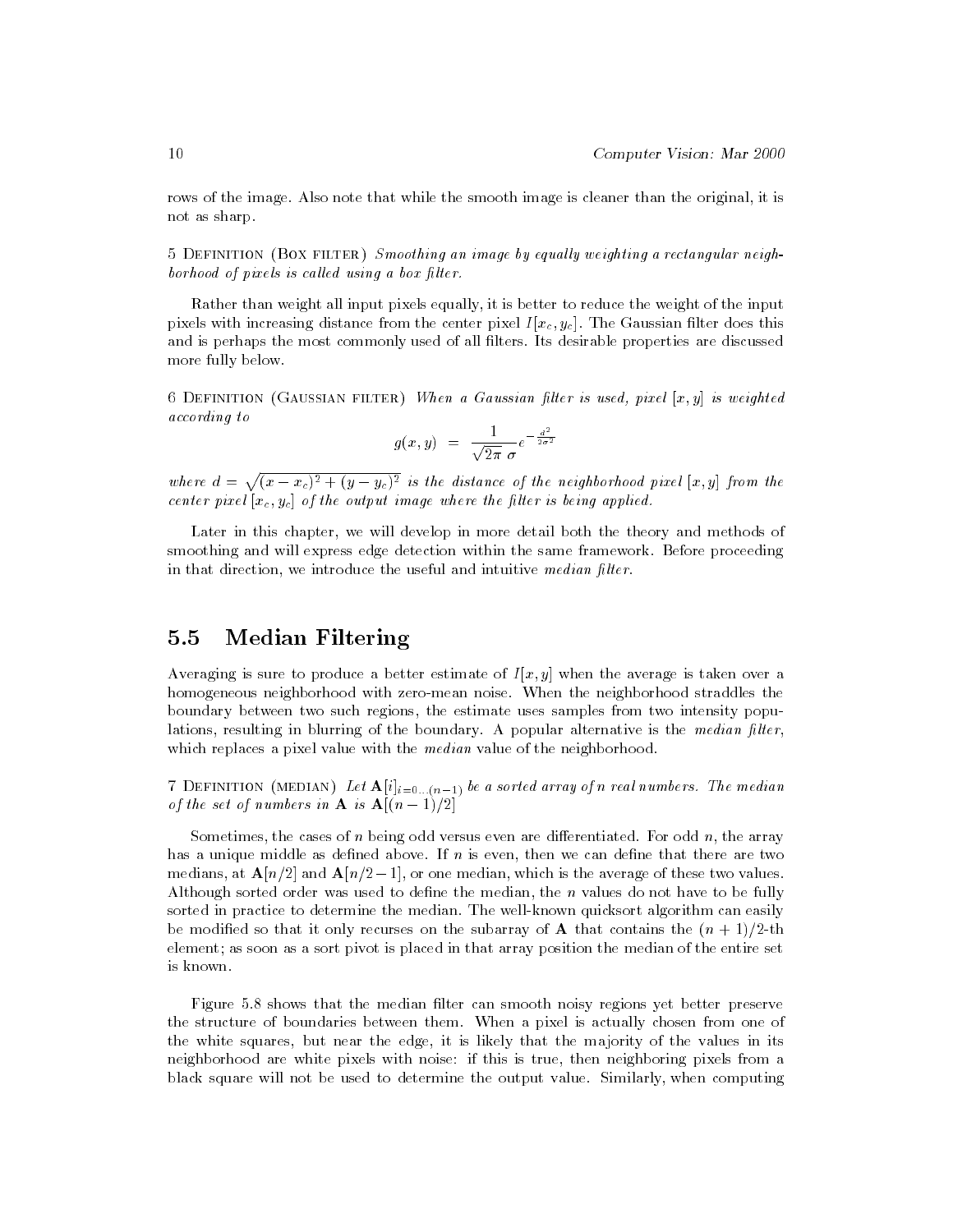rows of the image. Also note that while the smooth image is cleaner than the original, it is not as sharp.

5 Definition (Box filter) *Smoothing an image by equally weighting a rectangular neighborhood of pixels is called using a box filter.*

Rather than weight all input pixels equally, it is better to reduce the weight of the input pixels with increasing distance from the center pixel $I[x_c, y_c]$. The Gaussian filter does this and is perhaps the most commonly used of all filters. Its desirable properties are discussed more fully below.

6 Definition (Gaussian filter) *When a Gaussian filter is used, pixel $[x, y]$ is weighted according to*

$$g(x, y) = \frac{1}{\sqrt{2\pi}\,\sigma} e^{-\frac{d^2}{2\sigma^2}}$$

*where $d = \sqrt{(x - x_c)^2 + (y - y_c)^2}$ is the distance of the neighborhood pixel $[x, y]$ from the center pixel $[x_c, y_c]$ of the output image where the filter is being applied.*

Later in this chapter, we will develop in more detail both the theory and methods of smoothing and will express edge detection within the same framework. Before proceeding in that direction, we introduce the useful and intuitive *median filter*.

## 5.5 Median Filtering

Averaging is sure to produce a better estimate of $I[x, y]$ when the average is taken over a homogeneous neighborhood with zero-mean noise. When the neighborhood straddles the boundary between two such regions, the estimate uses samples from two intensity populations, resulting in blurring of the boundary. A popular alternative is the *median filter*, which replaces a pixel value with the *median* value of the neighborhood.

7 Definition (median) *Let $\mathbf{A}[i]_{i=0\ldots(n-1)}$ be a sorted array of $n$ real numbers. The median of the set of numbers in $\mathbf{A}$ is $\mathbf{A}[(n-1)/2]$*

Sometimes, the cases of $n$ being odd versus even are differentiated. For odd $n$, the array has a unique middle as defined above. If $n$ is even, then we can define that there are two medians, at $\mathbf{A}[n/2]$ and $\mathbf{A}[n/2-1]$, or one median, which is the average of these two values. Although sorted order was used to define the median, the $n$ values do not have to be fully sorted in practice to determine the median. The well-known quicksort algorithm can easily be modified so that it only recurses on the subarray of $\mathbf{A}$ that contains the $(n+1)/2$-th element; as soon as a sort pivot is placed in that array position the median of the entire set is known.

Figure 5.8 shows that the median filter can smooth noisy regions yet better preserve the structure of boundaries between them. When a pixel is actually chosen from one of the white squares, but near the edge, it is likely that the majority of the values in its neighborhood are white pixels with noise: if this is true, then neighboring pixels from a black square will not be used to determine the output value. Similarly, when computing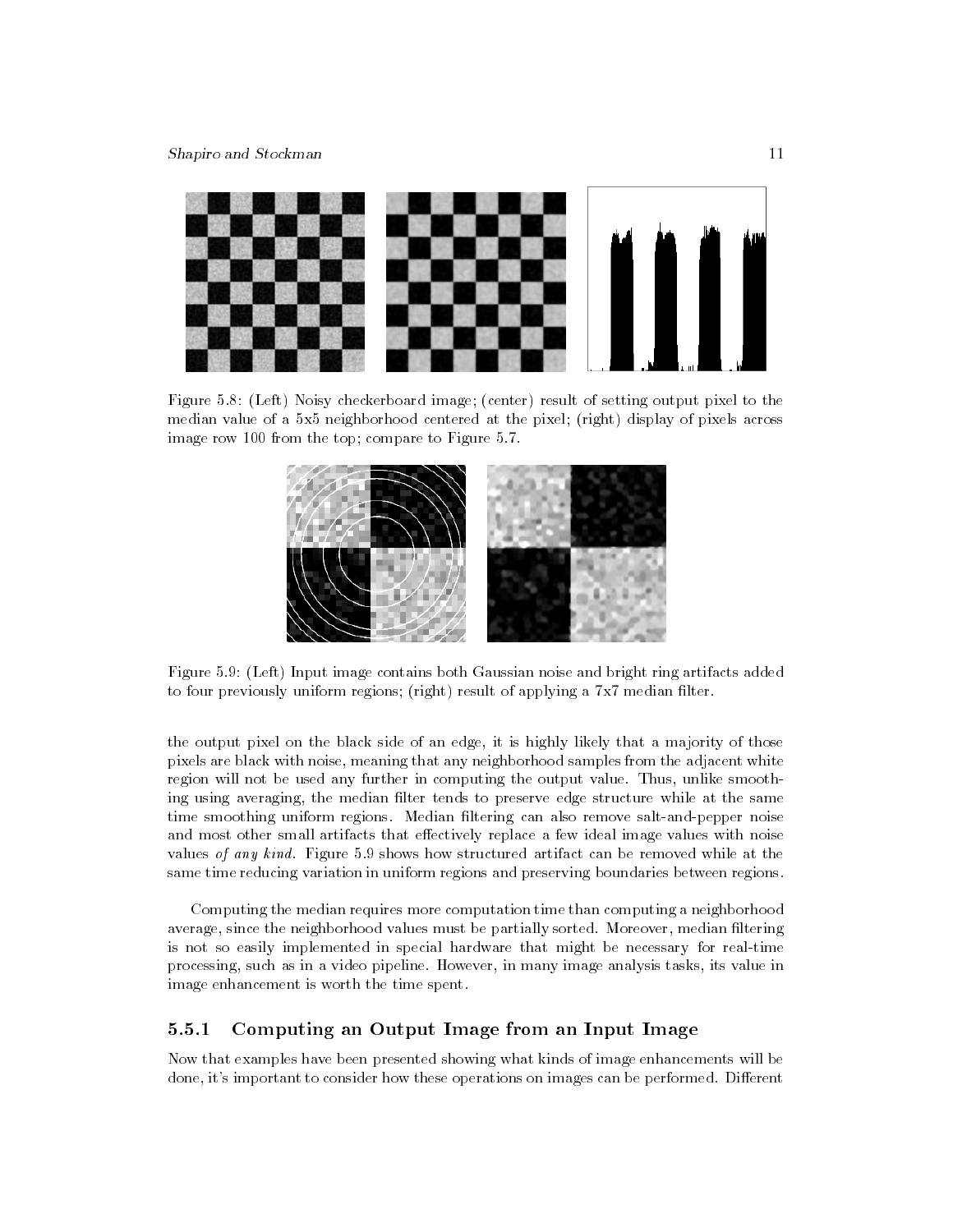Figure 5.8: (Left) Noisy checkerboard image; (center) result of setting output pixel to the median value of a 5x5 neighborhood centered at the pixel; (right) display of pixels across image row 100 from the top; compare to Figure 5.7.

Figure 5.9: (Left) Input image contains both Gaussian noise and bright ring artifacts added to four previously uniform regions; (right) result of applying a 7x7 median filter.

the output pixel on the black side of an edge, it is highly likely that a majority of those pixels are black with noise, meaning that any neighborhood samples from the adjacent white region will not be used any further in computing the output value. Thus, unlike smoothing using averaging, the median filter tends to preserve edge structure while at the same time smoothing uniform regions. Median filtering can also remove salt-and-pepper noise and most other small artifacts that effectively replace a few ideal image values with noise values *of any kind*. Figure 5.9 shows how structured artifact can be removed while at the same time reducing variation in uniform regions and preserving boundaries between regions.

Computing the median requires more computation time than computing a neighborhood average, since the neighborhood values must be partially sorted. Moreover, median filtering is not so easily implemented in special hardware that might be necessary for real-time processing, such as in a video pipeline. However, in many image analysis tasks, its value in image enhancement is worth the time spent.

### 5.5.1 Computing an Output Image from an Input Image

Now that examples have been presented showing what kinds of image enhancements will be done, it's important to consider how these operations on images can be performed. Different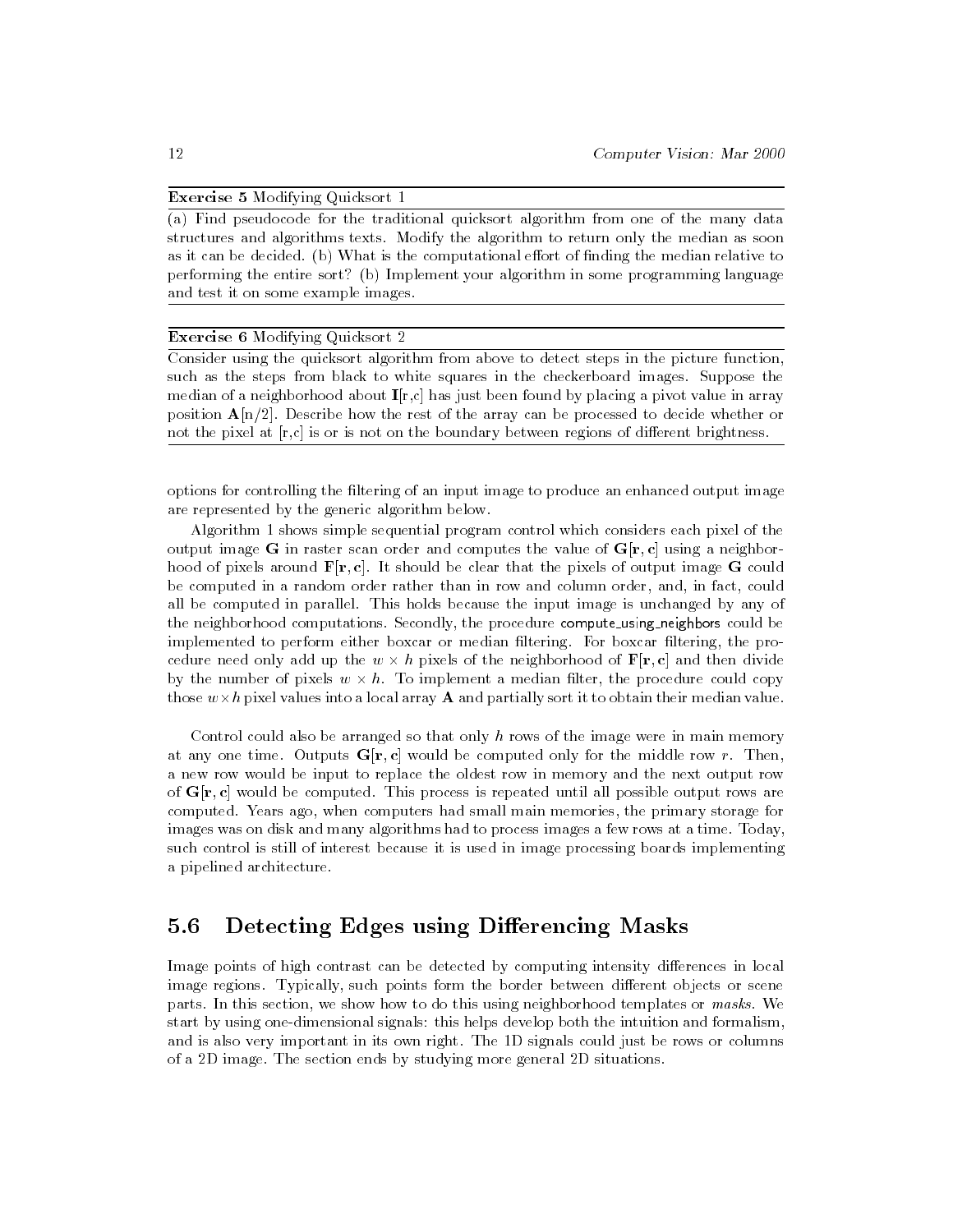**Exercise 5** Modifying Quicksort 1

(a) Find pseudocode for the traditional quicksort algorithm from one of the many data structures and algorithms texts. Modify the algorithm to return only the median as soon as it can be decided. (b) What is the computational effort of finding the median relative to performing the entire sort? (b) Implement your algorithm in some programming language and test it on some example images.

---

**Exercise 6** Modifying Quicksort 2

Consider using the quicksort algorithm from above to detect steps in the picture function, such as the steps from black to white squares in the checkerboard images. Suppose the median of a neighborhood about **I**[r,c] has just been found by placing a pivot value in array position **A**[n/2]. Describe how the rest of the array can be processed to decide whether or not the pixel at [r,c] is or is not on the boundary between regions of different brightness.

---

options for controlling the filtering of an input image to produce an enhanced output image are represented by the generic algorithm below.

Algorithm 1 shows simple sequential program control which considers each pixel of the output image **G** in raster scan order and computes the value of **G[r, c]** using a neighborhood of pixels around **F[r, c]**. It should be clear that the pixels of output image **G** could be computed in a random order rather than in row and column order, and, in fact, could all be computed in parallel. This holds because the input image is unchanged by any of the neighborhood computations. Secondly, the procedure compute_using_neighbors could be implemented to perform either boxcar or median filtering. For boxcar filtering, the procedure need only add up the $w \times h$ pixels of the neighborhood of **F[r, c]** and then divide by the number of pixels $w \times h$. To implement a median filter, the procedure could copy those $w \times h$ pixel values into a local array **A** and partially sort it to obtain their median value.

Control could also be arranged so that only $h$ rows of the image were in main memory at any one time. Outputs **G[r, c]** would be computed only for the middle row $r$. Then, a new row would be input to replace the oldest row in memory and the next output row of **G[r, c]** would be computed. This process is repeated until all possible output rows are computed. Years ago, when computers had small main memories, the primary storage for images was on disk and many algorithms had to process images a few rows at a time. Today, such control is still of interest because it is used in image processing boards implementing a pipelined architecture.

## 5.6 Detecting Edges using Differencing Masks

Image points of high contrast can be detected by computing intensity differences in local image regions. Typically, such points form the border between different objects or scene parts. In this section, we show how to do this using neighborhood templates or *masks*. We start by using one-dimensional signals: this helps develop both the intuition and formalism, and is also very important in its own right. The 1D signals could just be rows or columns of a 2D image. The section ends by studying more general 2D situations.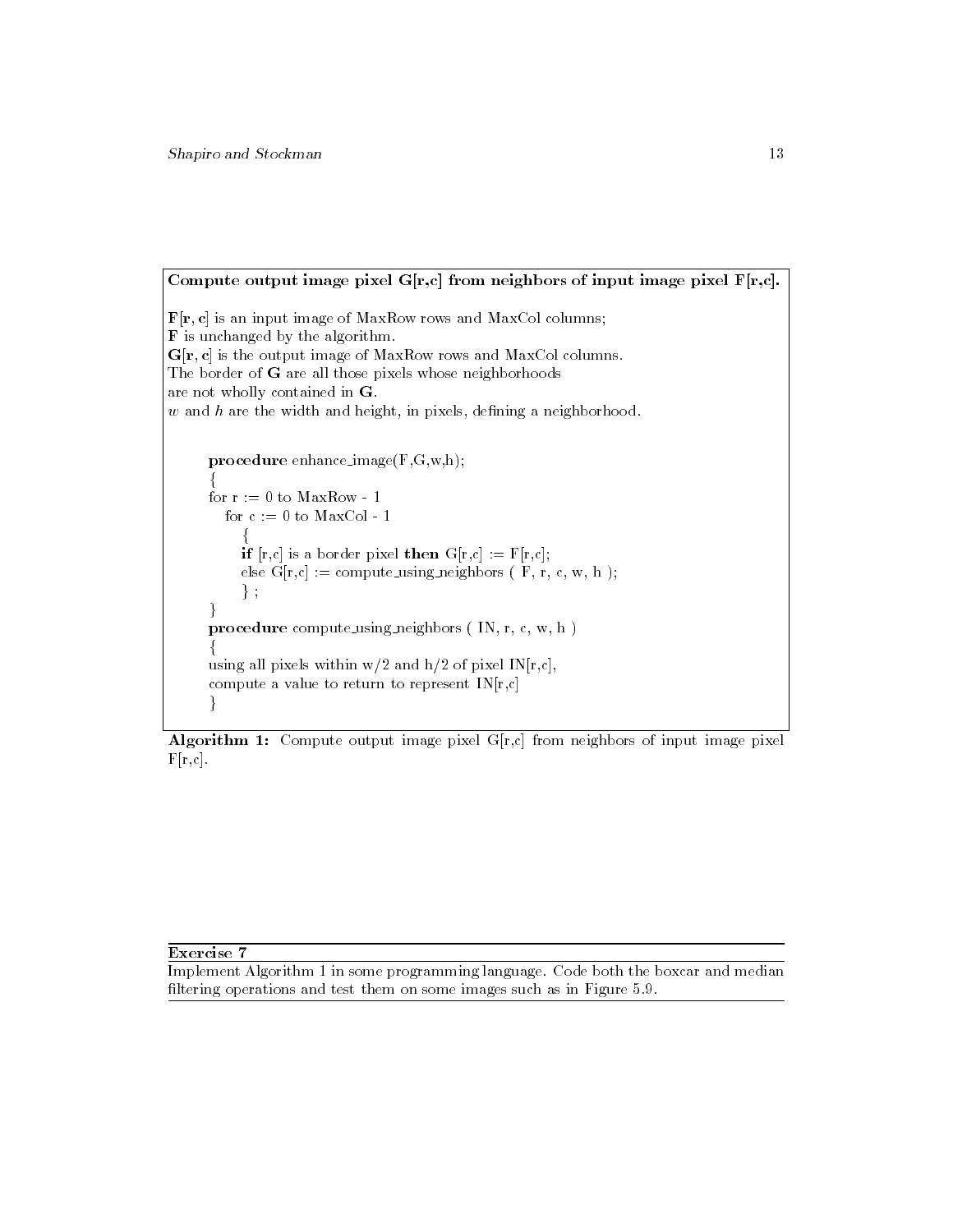**Compute output image pixel G[r,c] from neighbors of input image pixel F[r,c].**

**F[r, c]** is an input image of MaxRow rows and MaxCol columns;
**F** is unchanged by the algorithm.
**G[r, c]** is the output image of MaxRow rows and MaxCol columns.
The border of **G** are all those pixels whose neighborhoods
are not wholly contained in **G**.
$w$ and $h$ are the width and height, in pixels, defining a neighborhood.

```
procedure enhance_image(F,G,w,h);
{
for r := 0 to MaxRow - 1
   for c := 0 to MaxCol - 1
      {
      if [r,c] is a border pixel then G[r,c] := F[r,c];
      else G[r,c] := compute_using_neighbors ( F, r, c, w, h );
      } ;
}
procedure compute_using_neighbors ( IN, r, c, w, h )
{
using all pixels within w/2 and h/2 of pixel IN[r,c],
compute a value to return to represent IN[r,c]
}
```

**Algorithm 1:** Compute output image pixel G[r,c] from neighbors of input image pixel F[r,c].

**Exercise 7**

Implement Algorithm 1 in some programming language. Code both the boxcar and median filtering operations and test them on some images such as in Figure 5.9.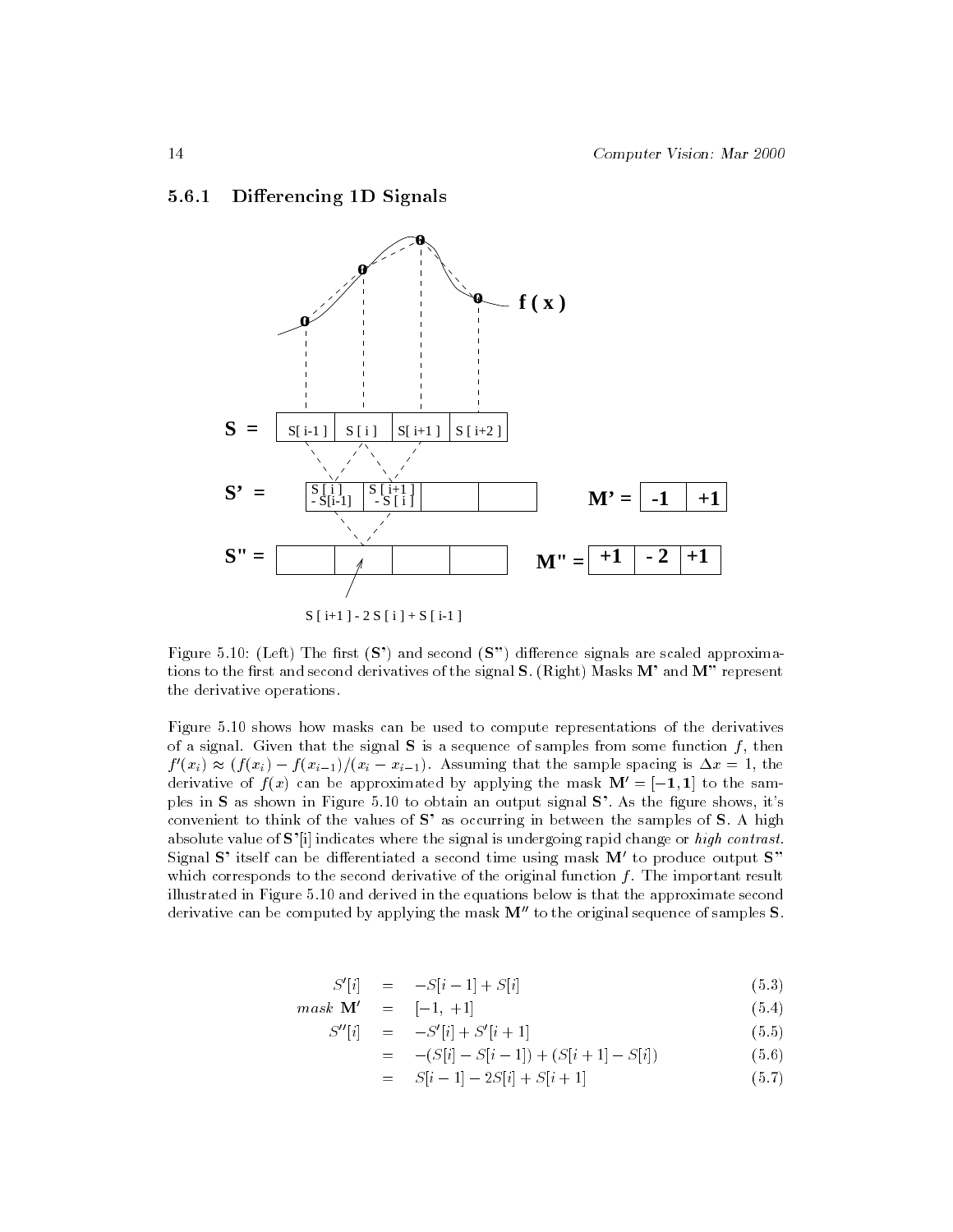### 5.6.1 Differencing 1D Signals

Figure 5.10: (Left) The first (**S'**) and second (**S"**) difference signals are scaled approximations to the first and second derivatives of the signal **S**. (Right) Masks **M'** and **M"** represent the derivative operations.

Figure 5.10 shows how masks can be used to compute representations of the derivatives of a signal. Given that the signal **S** is a sequence of samples from some function $f$, then $f'(x_i) \approx (f(x_i) - f(x_{i-1})/(x_i - x_{i-1})$. Assuming that the sample spacing is $\Delta x = 1$, the derivative of $f(x)$ can be approximated by applying the mask $\mathbf{M}' = [-\mathbf{1}, \mathbf{1}]$ to the samples in **S** as shown in Figure 5.10 to obtain an output signal **S'**. As the figure shows, it's convenient to think of the values of **S'** as occurring in between the samples of **S**. A high absolute value of **S'**[i] indicates where the signal is undergoing rapid change or *high contrast*. Signal **S'** itself can be differentiated a second time using mask **M'** to produce output **S"** which corresponds to the second derivative of the original function $f$. The important result illustrated in Figure 5.10 and derived in the equations below is that the approximate second derivative can be computed by applying the mask $\mathbf{M}''$ to the original sequence of samples **S**.

$$S'[i] = -S[i-1] + S[i] \tag{5.3}$$

$$mask\ \mathbf{M}' = [-1,\ +1] \tag{5.4}$$

$$S''[i] = -S'[i] + S'[i+1] \tag{5.5}$$

$$= -(S[i] - S[i-1]) + (S[i+1] - S[i]) \tag{5.6}$$

$$= S[i-1] - 2S[i] + S[i+1] \tag{5.7}$$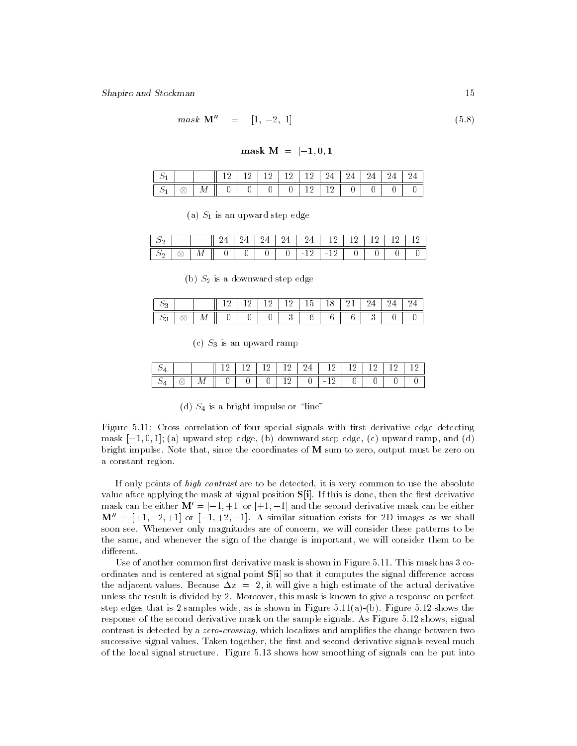$$mask\ \mathbf{M}'' \quad = \quad [1,\ -2,\ 1] \tag{5.8}$$

**mask M = [−1, 0, 1]**

| $S_1$ | | | 12 | 12 | 12 | 12 | 12 | 24 | 24 | 24 | 24 | 24 |
|---|---|---|---|---|---|---|---|---|---|---|---|---|
| $S_1$ | $\otimes$ | $M$ | 0 | 0 | 0 | 0 | 12 | 12 | 0 | 0 | 0 | 0 |

(a) $S_1$ is an upward step edge

| $S_2$ | | | 24 | 24 | 24 | 24 | 24 | 12 | 12 | 12 | 12 | 12 |
|---|---|---|---|---|---|---|---|---|---|---|---|---|
| $S_2$ | $\otimes$ | $M$ | 0 | 0 | 0 | 0 | -12 | -12 | 0 | 0 | 0 | 0 |

(b) $S_2$ is a downward step edge

| $S_3$ | | | 12 | 12 | 12 | 12 | 15 | 18 | 21 | 24 | 24 | 24 |
|---|---|---|---|---|---|---|---|---|---|---|---|---|
| $S_3$ | $\otimes$ | $M$ | 0 | 0 | 0 | 3 | 6 | 6 | 6 | 3 | 0 | 0 |

(c) $S_3$ is an upward ramp

| $S_4$ | | | 12 | 12 | 12 | 12 | 24 | 12 | 12 | 12 | 12 | 12 |
|---|---|---|---|---|---|---|---|---|---|---|---|---|
| $S_4$ | $\otimes$ | $M$ | 0 | 0 | 0 | 12 | 0 | -12 | 0 | 0 | 0 | 0 |

(d) $S_4$ is a bright impulse or "line"

Figure 5.11: Cross correlation of four special signals with first derivative edge detecting mask $[-1, 0, 1]$; (a) upward step edge, (b) downward step edge, (c) upward ramp, and (d) bright impulse. Note that, since the coordinates of **M** sum to zero, output must be zero on a constant region.

If only points of *high contrast* are to be detected, it is very common to use the absolute value after applying the mask at signal position $\mathbf{S}[\mathbf{i}]$. If this is done, then the first derivative mask can be either $\mathbf{M}' = [-1, +1]$ or $[+1, -1]$ and the second derivative mask can be either $\mathbf{M}'' = [+1, -2, +1]$ or $[-1, +2, -1]$. A similar situation exists for 2D images as we shall soon see. Whenever only magnitudes are of concern, we will consider these patterns to be the same, and whenever the sign of the change is important, we will consider them to be different.

Use of another common first derivative mask is shown in Figure 5.11. This mask has 3 coordinates and is centered at signal point $\mathbf{S}[\mathbf{i}]$ so that it computes the signal difference across the adjacent values. Because $\Delta x = 2$, it will give a high estimate of the actual derivative unless the result is divided by 2. Moreover, this mask is known to give a response on perfect step edges that is 2 samples wide, as is shown in Figure 5.11(a)-(b). Figure 5.12 shows the response of the second derivative mask on the sample signals. As Figure 5.12 shows, signal contrast is detected by a *zero-crossing*, which localizes and amplifies the change between two successive signal values. Taken together, the first and second derivative signals reveal much of the local signal structure. Figure 5.13 shows how smoothing of signals can be put into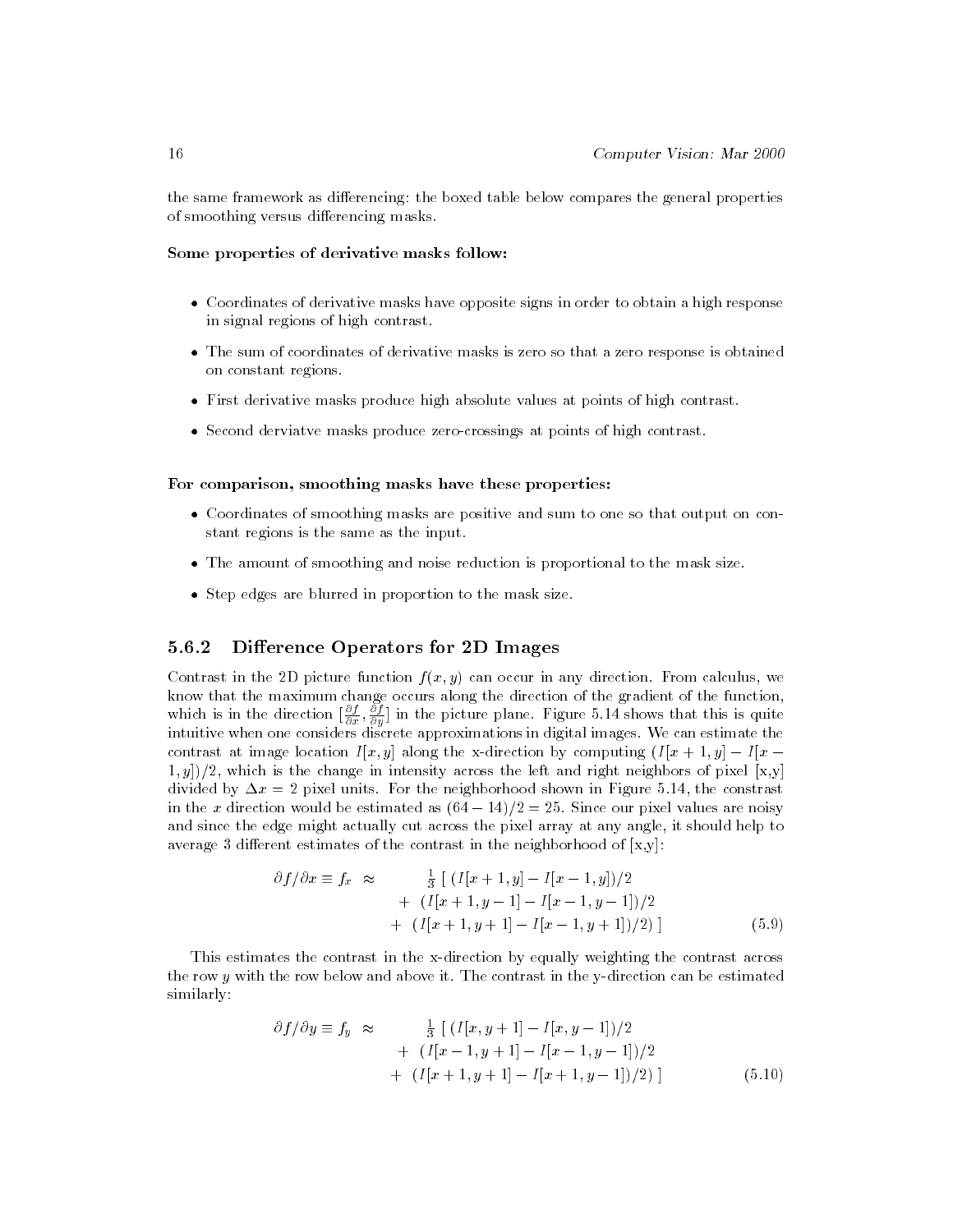the same framework as differencing: the boxed table below compares the general properties of smoothing versus differencing masks.

**Some properties of derivative masks follow:**

- Coordinates of derivative masks have opposite signs in order to obtain a high response in signal regions of high contrast.
- The sum of coordinates of derivative masks is zero so that a zero response is obtained on constant regions.
- First derivative masks produce high absolute values at points of high contrast.
- Second derviatve masks produce zero-crossings at points of high contrast.

**For comparison, smoothing masks have these properties:**

- Coordinates of smoothing masks are positive and sum to one so that output on constant regions is the same as the input.
- The amount of smoothing and noise reduction is proportional to the mask size.
- Step edges are blurred in proportion to the mask size.

### 5.6.2 Difference Operators for 2D Images

Contrast in the 2D picture function $f(x, y)$ can occur in any direction. From calculus, we know that the maximum change occurs along the direction of the gradient of the function, which is in the direction $[\frac{\partial f}{\partial x}, \frac{\partial f}{\partial y}]$ in the picture plane. Figure 5.14 shows that this is quite intuitive when one considers discrete approximations in digital images. We can estimate the contrast at image location $I[x, y]$ along the x-direction by computing $(I[x+1, y] - I[x-1, y])/2$, which is the change in intensity across the left and right neighbors of pixel [x,y] divided by $\Delta x = 2$ pixel units. For the neighborhood shown in Figure 5.14, the constrast in the $x$ direction would be estimated as $(64 - 14)/2 = 25$. Since our pixel values are noisy and since the edge might actually cut across the pixel array at any angle, it should help to average 3 different estimates of the contrast in the neighborhood of [x,y]:

$$\begin{aligned} \partial f/\partial x \equiv f_x \approx \quad & \tfrac{1}{3} \, [ \, (I[x+1, y] - I[x-1, y])/2 \\ & + \ (I[x+1, y-1] - I[x-1, y-1])/2 \\ & + \ (I[x+1, y+1] - I[x-1, y+1])/2) \, ] \end{aligned} \tag{5.9}$$

This estimates the contrast in the x-direction by equally weighting the contrast across the row $y$ with the row below and above it. The contrast in the y-direction can be estimated similarly:

$$\begin{aligned} \partial f/\partial y \equiv f_y \approx \quad & \tfrac{1}{3} \, [ \, (I[x, y+1] - I[x, y-1])/2 \\ & + \ (I[x-1, y+1] - I[x-1, y-1])/2 \\ & + \ (I[x+1, y+1] - I[x+1, y-1])/2) \, ] \end{aligned} \tag{5.10}$$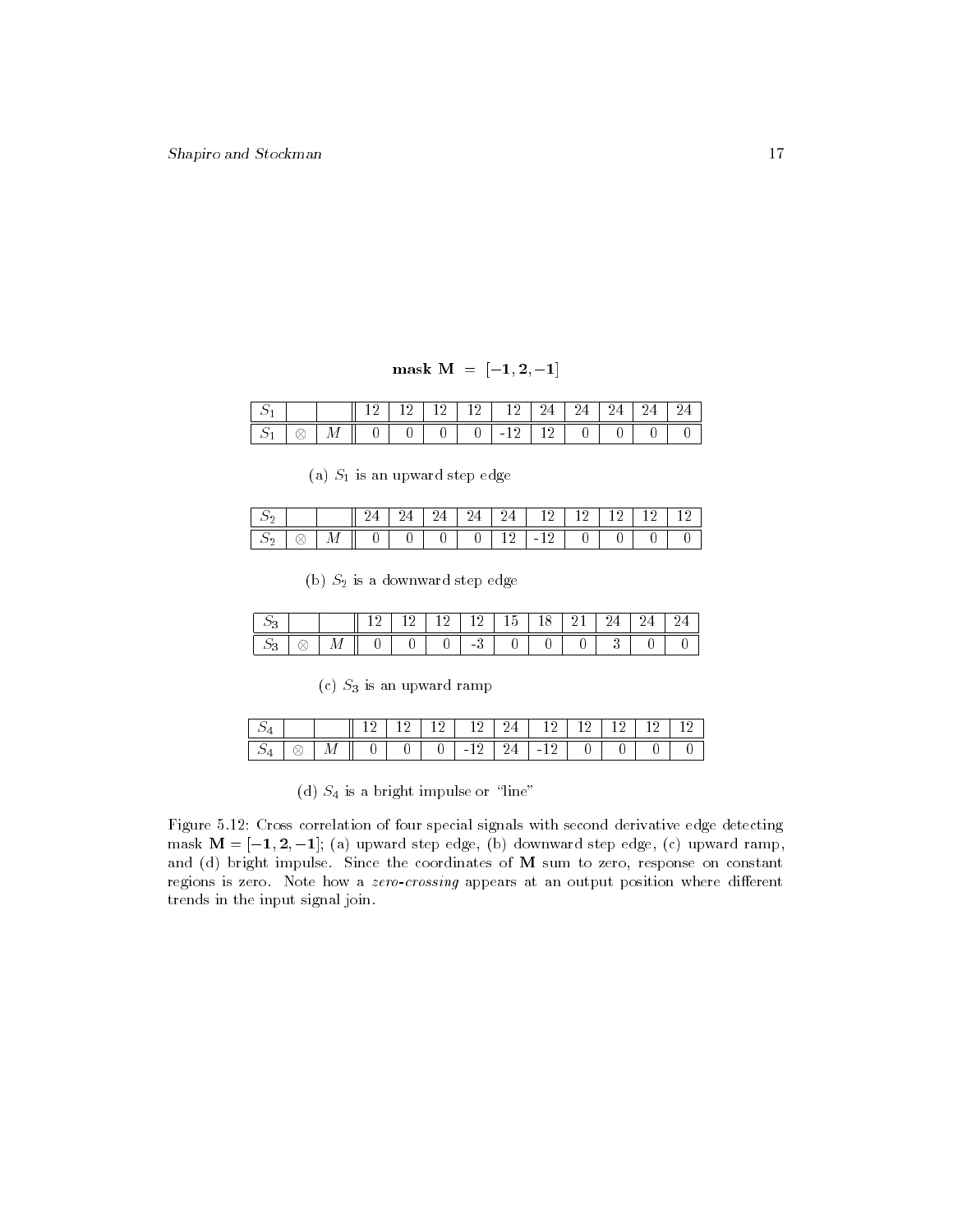**mask M = $[-1, 2, -1]$**

| $S_1$ | | | 12 | 12 | 12 | 12 | 12 | 24 | 24 | 24 | 24 | 24 |
|---|---|---|---|---|---|---|---|---|---|---|---|---|
| $S_1$ | $\otimes$ | $M$ | 0 | 0 | 0 | 0 | -12 | 12 | 0 | 0 | 0 | 0 |

(a) $S_1$ is an upward step edge

| $S_2$ | | | 24 | 24 | 24 | 24 | 24 | 12 | 12 | 12 | 12 | 12 |
|---|---|---|---|---|---|---|---|---|---|---|---|---|
| $S_2$ | $\otimes$ | $M$ | 0 | 0 | 0 | 0 | 12 | -12 | 0 | 0 | 0 | 0 |

(b) $S_2$ is a downward step edge

| $S_3$ | | | 12 | 12 | 12 | 12 | 15 | 18 | 21 | 24 | 24 | 24 |
|---|---|---|---|---|---|---|---|---|---|---|---|---|
| $S_3$ | $\otimes$ | $M$ | 0 | 0 | 0 | -3 | 0 | 0 | 0 | 3 | 0 | 0 |

(c) $S_3$ is an upward ramp

| $S_4$ | | | 12 | 12 | 12 | 12 | 24 | 12 | 12 | 12 | 12 | 12 |
|---|---|---|---|---|---|---|---|---|---|---|---|---|
| $S_4$ | $\otimes$ | $M$ | 0 | 0 | 0 | -12 | 24 | -12 | 0 | 0 | 0 | 0 |

(d) $S_4$ is a bright impulse or "line"

Figure 5.12: Cross correlation of four special signals with second derivative edge detecting mask $\mathbf{M} = [-1, 2, -1]$; (a) upward step edge, (b) downward step edge, (c) upward ramp, and (d) bright impulse. Since the coordinates of **M** sum to zero, response on constant regions is zero. Note how a *zero-crossing* appears at an output position where different trends in the input signal join.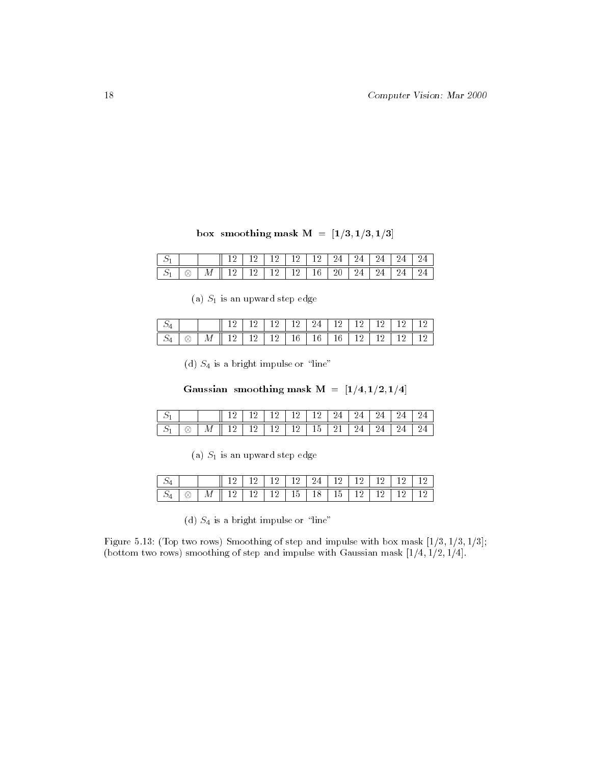**box smoothing mask M = [1/3, 1/3, 1/3]**

| $S_1$ | | | 12 | 12 | 12 | 12 | 12 | 24 | 24 | 24 | 24 | 24 |
|---|---|---|---|---|---|---|---|---|---|---|---|---|
| $S_1$ | $\otimes$ | $M$ | 12 | 12 | 12 | 12 | 16 | 20 | 24 | 24 | 24 | 24 |

(a) $S_1$ is an upward step edge

| $S_4$ | | | 12 | 12 | 12 | 12 | 24 | 12 | 12 | 12 | 12 | 12 |
|---|---|---|---|---|---|---|---|---|---|---|---|---|
| $S_4$ | $\otimes$ | $M$ | 12 | 12 | 12 | 16 | 16 | 16 | 12 | 12 | 12 | 12 |

(d) $S_4$ is a bright impulse or "line"

**Gaussian smoothing mask M = [1/4, 1/2, 1/4]**

| $S_1$ | | | 12 | 12 | 12 | 12 | 12 | 24 | 24 | 24 | 24 | 24 |
|---|---|---|---|---|---|---|---|---|---|---|---|---|
| $S_1$ | $\otimes$ | $M$ | 12 | 12 | 12 | 12 | 15 | 21 | 24 | 24 | 24 | 24 |

(a) $S_1$ is an upward step edge

| $S_4$ | | | 12 | 12 | 12 | 12 | 24 | 12 | 12 | 12 | 12 | 12 |
|---|---|---|---|---|---|---|---|---|---|---|---|---|
| $S_4$ | $\otimes$ | $M$ | 12 | 12 | 12 | 15 | 18 | 15 | 12 | 12 | 12 | 12 |

(d) $S_4$ is a bright impulse or "line"

Figure 5.13: (Top two rows) Smoothing of step and impulse with box mask [1/3, 1/3, 1/3]; (bottom two rows) smoothing of step and impulse with Gaussian mask [1/4, 1/2, 1/4].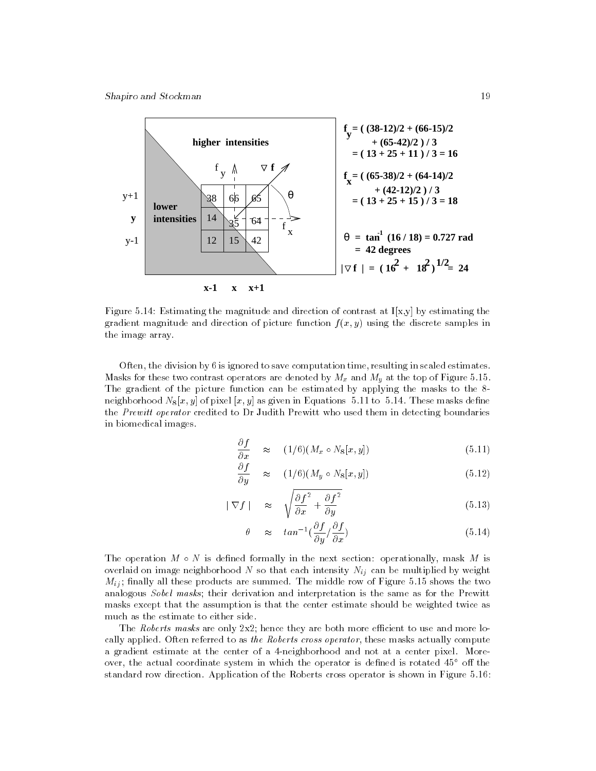$f_y = ( (38-12)/2 + (66-15)/2 + (65-42)/2 ) / 3 = ( 13 + 25 + 11 ) / 3 = 16$

$f_x = ( (65-38)/2 + (64-14)/2 + (42-12)/2 ) / 3 = ( 13 + 25 + 15 ) / 3 = 18$

$\theta = \tan^{-1} (16 / 18) = 0.727$ rad $= 42$ degrees

$|\nabla f| = ( 16^2 + 18^2 )^{1/2} = 24$

Figure 5.14: Estimating the magnitude and direction of contrast at I[x,y] by estimating the gradient magnitude and direction of picture function $f(x, y)$ using the discrete samples in the image array.

Often, the division by 6 is ignored to save computation time, resulting in scaled estimates. Masks for these two contrast operators are denoted by $M_x$ and $M_y$ at the top of Figure 5.15. The gradient of the picture function can be estimated by applying the masks to the 8-neighborhood $N_8[x, y]$ of pixel $[x, y]$ as given in Equations 5.11 to 5.14. These masks define the *Prewitt operator* credited to Dr Judith Prewitt who used them in detecting boundaries in biomedical images.

$$\frac{\partial f}{\partial x} \approx (1/6)(M_x \circ N_8[x, y]) \tag{5.11}$$

$$\frac{\partial f}{\partial y} \approx (1/6)(M_y \circ N_8[x, y]) \tag{5.12}$$

$$| \nabla f | \approx \sqrt{\frac{\partial f}{\partial x}^2 + \frac{\partial f}{\partial y}^2} \tag{5.13}$$

$$\theta \approx tan^{-1}(\frac{\partial f}{\partial y} / \frac{\partial f}{\partial x}) \tag{5.14}$$

The operation $M \circ N$ is defined formally in the next section: operationally, mask $M$ is overlaid on image neighborhood $N$ so that each intensity $N_{ij}$ can be multiplied by weight $M_{ij}$; finally all these products are summed. The middle row of Figure 5.15 shows the two analogous *Sobel masks*; their derivation and interpretation is the same as for the Prewitt masks except that the assumption is that the center estimate should be weighted twice as much as the estimate to either side.

The *Roberts masks* are only 2x2; hence they are both more efficient to use and more locally applied. Often referred to as *the Roberts cross operator*, these masks actually compute a gradient estimate at the center of a 4-neighborhood and not at a center pixel. Moreover, the actual coordinate system in which the operator is defined is rotated 45° off the standard row direction. Application of the Roberts cross operator is shown in Figure 5.16: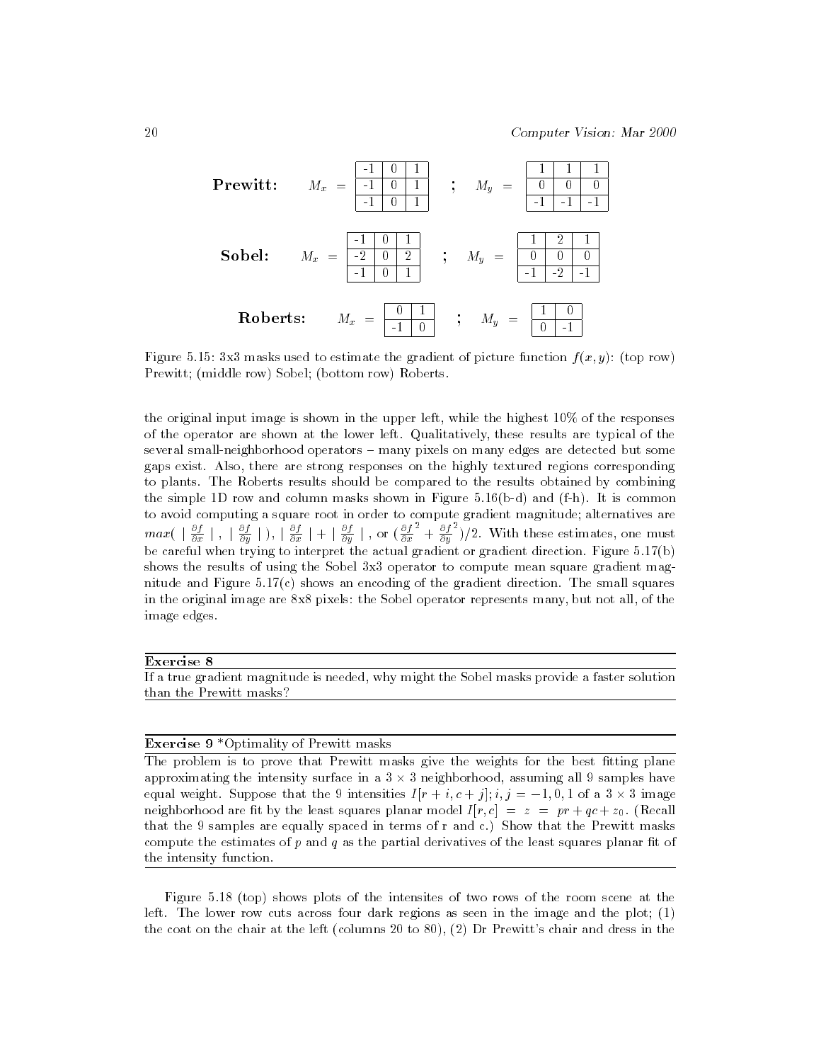**Prewitt:** $M_x = \begin{array}{|c|c|c|}\hline -1 & 0 & 1 \\ \hline -1 & 0 & 1 \\ \hline -1 & 0 & 1 \\ \hline \end{array}$ ; $M_y = \begin{array}{|c|c|c|}\hline 1 & 1 & 1 \\ \hline 0 & 0 & 0 \\ \hline -1 & -1 & -1 \\ \hline \end{array}$

**Sobel:** $M_x = \begin{array}{|c|c|c|}\hline -1 & 0 & 1 \\ \hline -2 & 0 & 2 \\ \hline -1 & 0 & 1 \\ \hline \end{array}$ ; $M_y = \begin{array}{|c|c|c|}\hline 1 & 2 & 1 \\ \hline 0 & 0 & 0 \\ \hline -1 & -2 & -1 \\ \hline \end{array}$

**Roberts:** $M_x = \begin{array}{|c|c|}\hline 0 & 1 \\ \hline -1 & 0 \\ \hline \end{array}$ ; $M_y = \begin{array}{|c|c|}\hline 1 & 0 \\ \hline 0 & -1 \\ \hline \end{array}$

Figure 5.15: 3x3 masks used to estimate the gradient of picture function $f(x, y)$: (top row) Prewitt; (middle row) Sobel; (bottom row) Roberts.

the original input image is shown in the upper left, while the highest 10% of the responses of the operator are shown at the lower left. Qualitatively, these results are typical of the several small-neighborhood operators – many pixels on many edges are detected but some gaps exist. Also, there are strong responses on the highly textured regions corresponding to plants. The Roberts results should be compared to the results obtained by combining the simple 1D row and column masks shown in Figure 5.16(b-d) and (f-h). It is common to avoid computing a square root in order to compute gradient magnitude; alternatives are $max( \mid \frac{\partial f}{\partial x} \mid , \mid \frac{\partial f}{\partial y} \mid ), \mid \frac{\partial f}{\partial x} \mid + \mid \frac{\partial f}{\partial y} \mid$ , or $(\frac{\partial f}{\partial x}^2 + \frac{\partial f}{\partial y}^2)/2$. With these estimates, one must be careful when trying to interpret the actual gradient or gradient direction. Figure 5.17(b) shows the results of using the Sobel 3x3 operator to compute mean square gradient magnitude and Figure 5.17(c) shows an encoding of the gradient direction. The small squares in the original image are 8x8 pixels: the Sobel operator represents many, but not all, of the image edges.

---

**Exercise 8**

If a true gradient magnitude is needed, why might the Sobel masks provide a faster solution than the Prewitt masks?

---

**Exercise 9** *Optimality of Prewitt masks

The problem is to prove that Prewitt masks give the weights for the best fitting plane approximating the intensity surface in a $3 \times 3$ neighborhood, assuming all 9 samples have equal weight. Suppose that the 9 intensities $I[r + i, c + j]; i, j = -1, 0, 1$ of a $3 \times 3$ image neighborhood are fit by the least squares planar model $I[r, c] = z = pr + qc + z_0$. (Recall that the 9 samples are equally spaced in terms of r and c.) Show that the Prewitt masks compute the estimates of $p$ and $q$ as the partial derivatives of the least squares planar fit of the intensity function.

---

Figure 5.18 (top) shows plots of the intensites of two rows of the room scene at the left. The lower row cuts across four dark regions as seen in the image and the plot; (1) the coat on the chair at the left (columns 20 to 80), (2) Dr Prewitt's chair and dress in the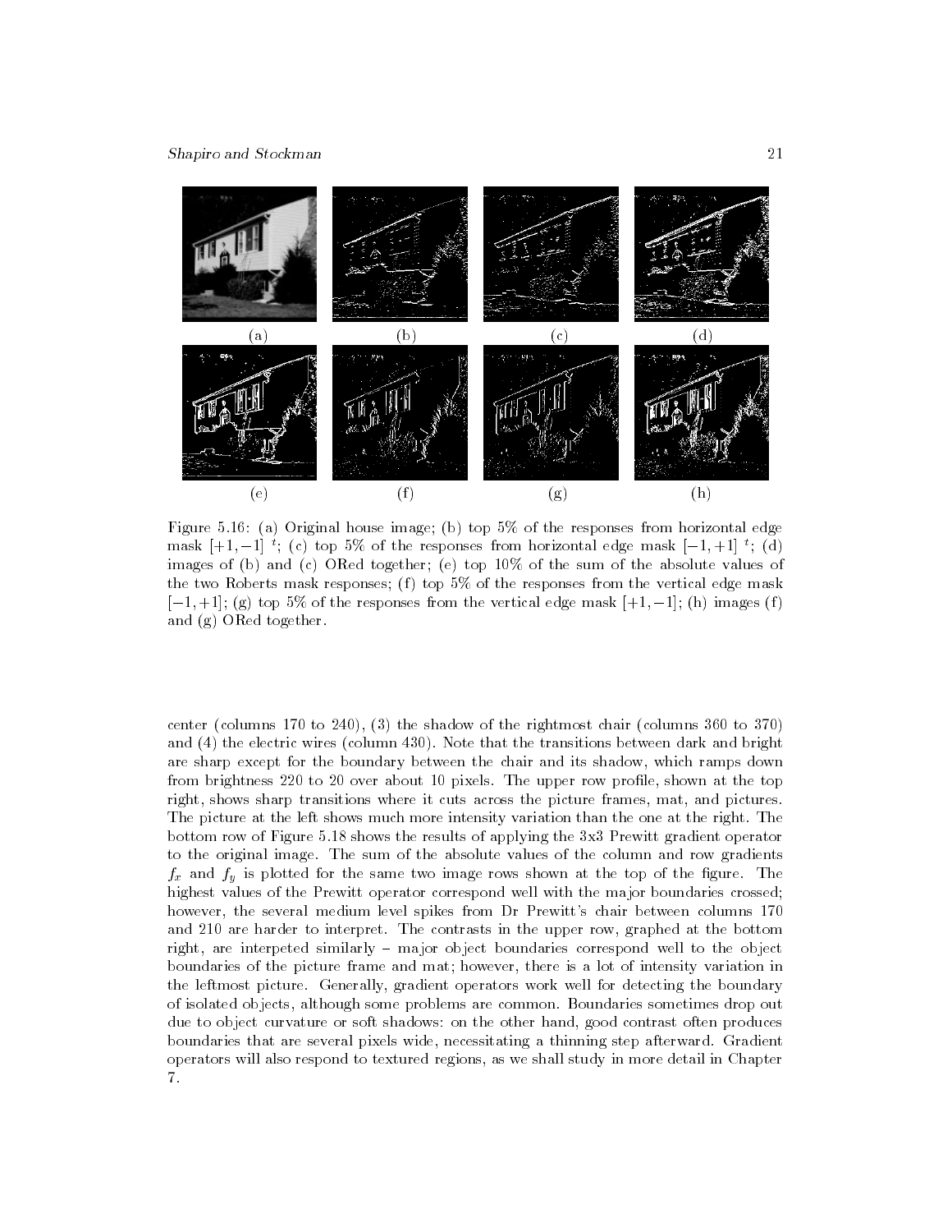(a) (b) (c) (d)

(e) (f) (g) (h)

Figure 5.16: (a) Original house image; (b) top 5% of the responses from horizontal edge mask $[+1, -1]^t$; (c) top 5% of the responses from horizontal edge mask $[-1, +1]^t$; (d) images of (b) and (c) ORed together; (e) top 10% of the sum of the absolute values of the two Roberts mask responses; (f) top 5% of the responses from the vertical edge mask $[-1, +1]$; (g) top 5% of the responses from the vertical edge mask $[+1, -1]$; (h) images (f) and (g) ORed together.

center (columns 170 to 240), (3) the shadow of the rightmost chair (columns 360 to 370) and (4) the electric wires (column 430). Note that the transitions between dark and bright are sharp except for the boundary between the chair and its shadow, which ramps down from brightness 220 to 20 over about 10 pixels. The upper row profile, shown at the top right, shows sharp transitions where it cuts across the picture frames, mat, and pictures. The picture at the left shows much more intensity variation than the one at the right. The bottom row of Figure 5.18 shows the results of applying the 3x3 Prewitt gradient operator to the original image. The sum of the absolute values of the column and row gradients $f_x$ and $f_y$ is plotted for the same two image rows shown at the top of the figure. The highest values of the Prewitt operator correspond well with the major boundaries crossed; however, the several medium level spikes from Dr Prewitt's chair between columns 170 and 210 are harder to interpret. The contrasts in the upper row, graphed at the bottom right, are interpeted similarly – major object boundaries correspond well to the object boundaries of the picture frame and mat; however, there is a lot of intensity variation in the leftmost picture. Generally, gradient operators work well for detecting the boundary of isolated objects, although some problems are common. Boundaries sometimes drop out due to object curvature or soft shadows: on the other hand, good contrast often produces boundaries that are several pixels wide, necessitating a thinning step afterward. Gradient operators will also respond to textured regions, as we shall study in more detail in Chapter 7.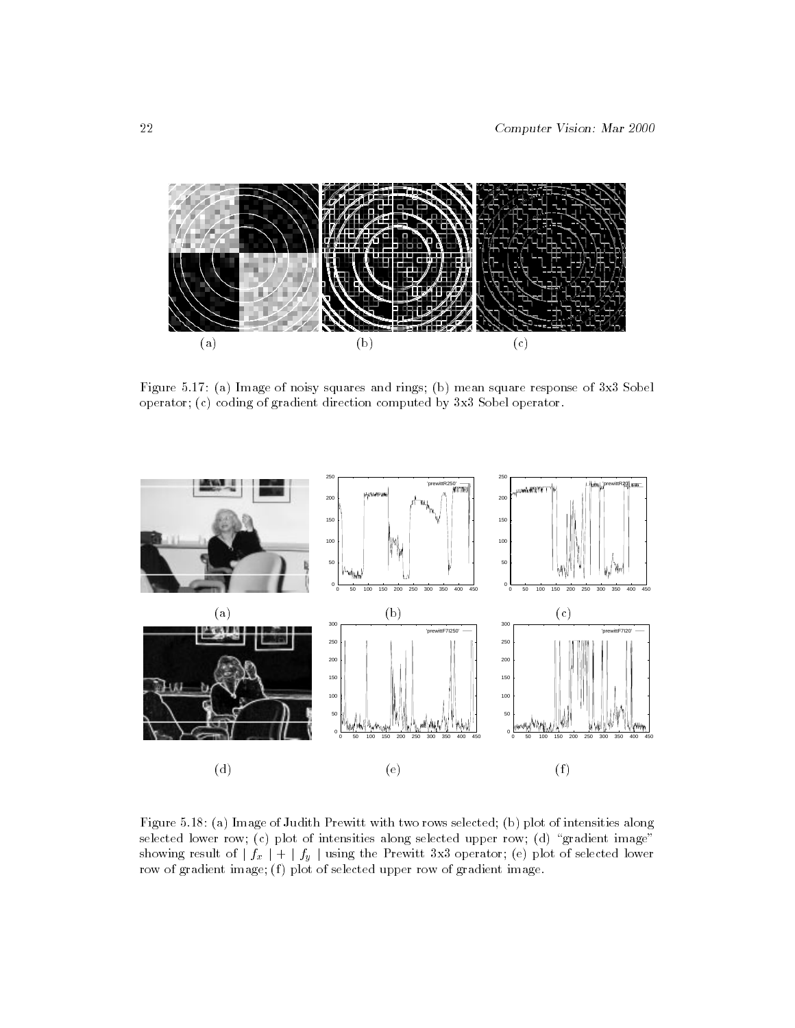Figure 5.17: (a) Image of noisy squares and rings; (b) mean square response of 3x3 Sobel operator; (c) coding of gradient direction computed by 3x3 Sobel operator.

Figure 5.18: (a) Image of Judith Prewitt with two rows selected; (b) plot of intensities along selected lower row; (c) plot of intensities along selected upper row; (d) "gradient image" showing result of $| f_x | + | f_y |$ using the Prewitt 3x3 operator; (e) plot of selected lower row of gradient image; (f) plot of selected upper row of gradient image.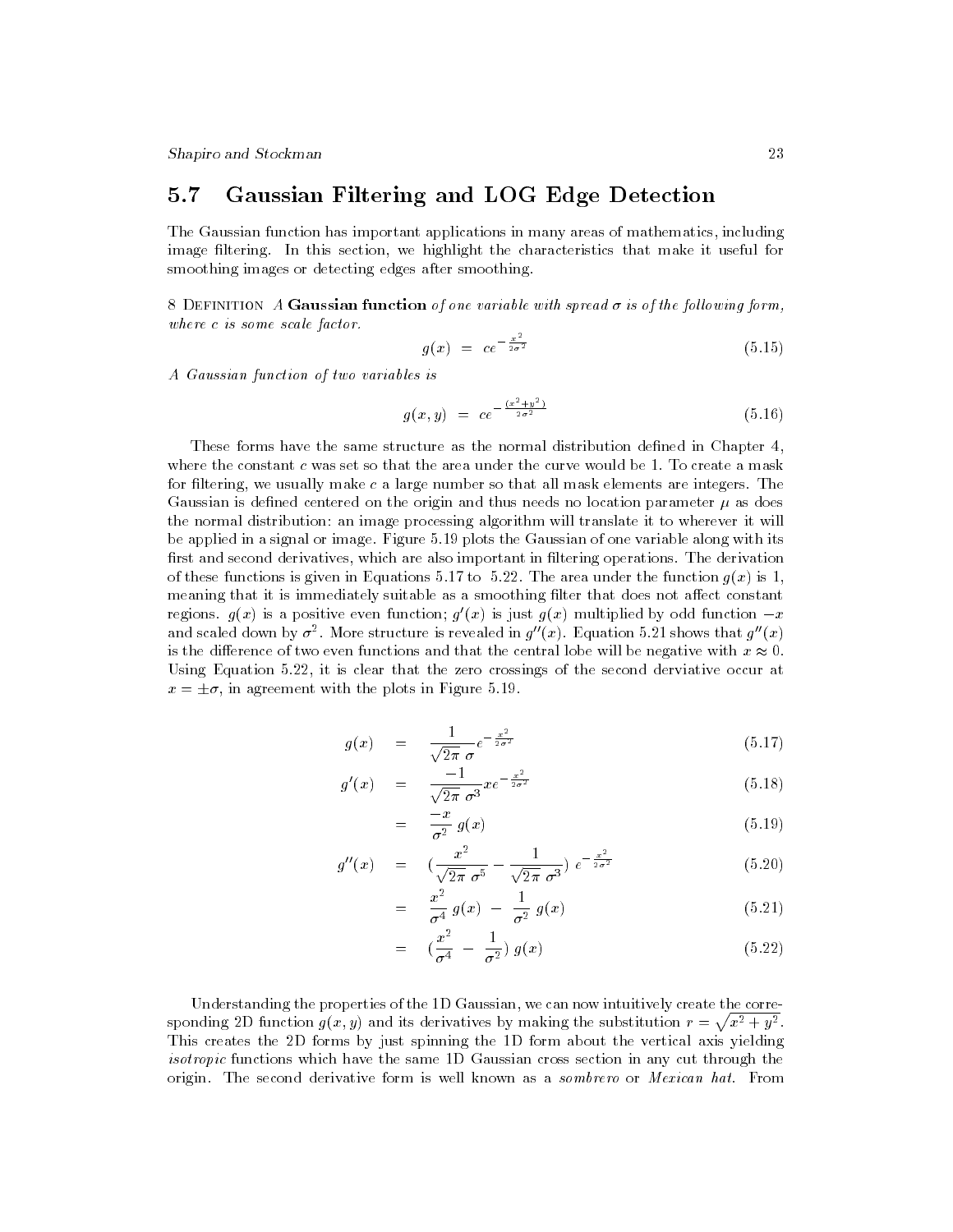## 5.7 Gaussian Filtering and LOG Edge Detection

The Gaussian function has important applications in many areas of mathematics, including image filtering. In this section, we highlight the characteristics that make it useful for smoothing images or detecting edges after smoothing.

8 Definition *A* **Gaussian function** *of one variable with spread* $\sigma$ *is of the following form, where* $c$ *is some scale factor.*

$$g(x) \;=\; ce^{-\frac{x^2}{2\sigma^2}} \tag{5.15}$$

*A Gaussian function of two variables is*

$$g(x, y) \;=\; ce^{-\frac{(x^2+y^2)}{2\sigma^2}} \tag{5.16}$$

These forms have the same structure as the normal distribution defined in Chapter 4, where the constant $c$ was set so that the area under the curve would be 1. To create a mask for filtering, we usually make $c$ a large number so that all mask elements are integers. The Gaussian is defined centered on the origin and thus needs no location parameter $\mu$ as does the normal distribution: an image processing algorithm will translate it to wherever it will be applied in a signal or image. Figure 5.19 plots the Gaussian of one variable along with its first and second derivatives, which are also important in filtering operations. The derivation of these functions is given in Equations 5.17 to 5.22. The area under the function $g(x)$ is 1, meaning that it is immediately suitable as a smoothing filter that does not affect constant regions. $g(x)$ is a positive even function; $g'(x)$ is just $g(x)$ multiplied by odd function $-x$ and scaled down by $\sigma^2$. More structure is revealed in $g''(x)$. Equation 5.21 shows that $g''(x)$ is the difference of two even functions and that the central lobe will be negative with $x \approx 0$. Using Equation 5.22, it is clear that the zero crossings of the second derviative occur at $x = \pm\sigma$, in agreement with the plots in Figure 5.19.

$$g(x) \;=\; \frac{1}{\sqrt{2\pi}\;\sigma} e^{-\frac{x^2}{2\sigma^2}} \tag{5.17}$$

$$g'(x) \;=\; \frac{-1}{\sqrt{2\pi}\;\sigma^3} x e^{-\frac{x^2}{2\sigma^2}} \tag{5.18}$$

$$\;=\; \frac{-x}{\sigma^2}\; g(x) \tag{5.19}$$

$$g''(x) \;=\; \left(\frac{x^2}{\sqrt{2\pi}\;\sigma^5} - \frac{1}{\sqrt{2\pi}\;\sigma^3}\right)\; e^{-\frac{x^2}{2\sigma^2}} \tag{5.20}$$

$$\;=\; \frac{x^2}{\sigma^4}\; g(x) \;-\; \frac{1}{\sigma^2}\; g(x) \tag{5.21}$$

$$\;=\; \left(\frac{x^2}{\sigma^4} \;-\; \frac{1}{\sigma^2}\right)\; g(x) \tag{5.22}$$

Understanding the properties of the 1D Gaussian, we can now intuitively create the corresponding 2D function $g(x, y)$ and its derivatives by making the substitution $r = \sqrt{x^2 + y^2}$. This creates the 2D forms by just spinning the 1D form about the vertical axis yielding *isotropic* functions which have the same 1D Gaussian cross section in any cut through the origin. The second derivative form is well known as a *sombrero* or *Mexican hat*. From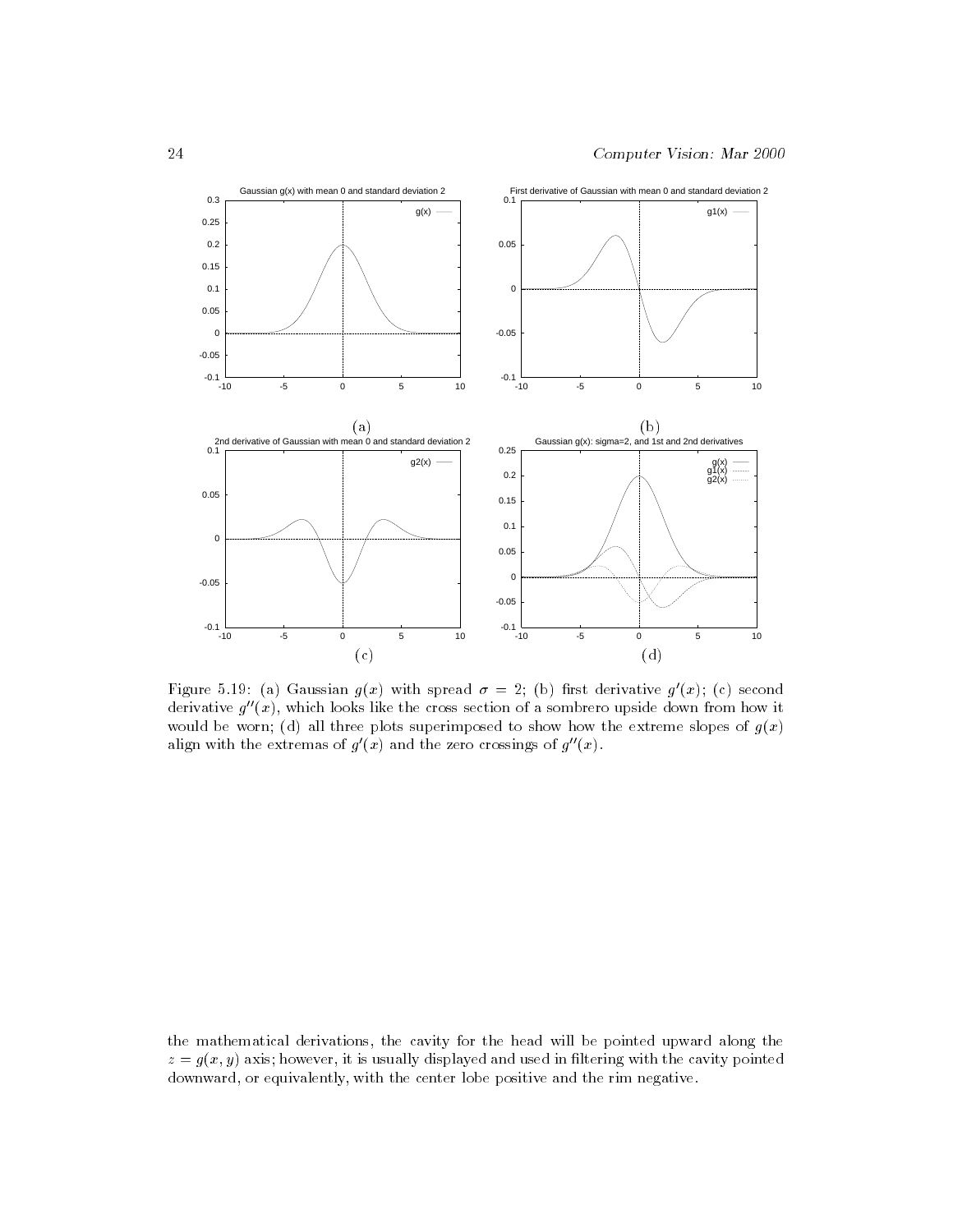Figure 5.19: (a) Gaussian $g(x)$ with spread $\sigma = 2$; (b) first derivative $g'(x)$; (c) second derivative $g''(x)$, which looks like the cross section of a sombrero upside down from how it would be worn; (d) all three plots superimposed to show how the extreme slopes of $g(x)$ align with the extremas of $g'(x)$ and the zero crossings of $g''(x)$.

the mathematical derivations, the cavity for the head will be pointed upward along the $z = g(x, y)$ axis; however, it is usually displayed and used in filtering with the cavity pointed downward, or equivalently, with the center lobe positive and the rim negative.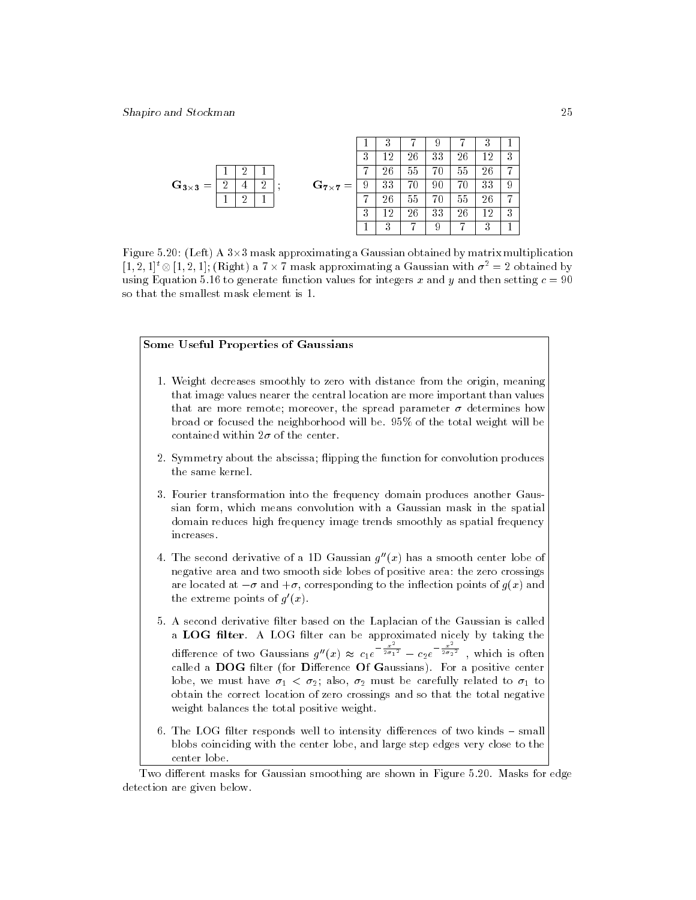$\mathbf{G_{3\times3}} =$

| | | |
|---|---|---|
| 1 | 2 | 1 |
| 2 | 4 | 2 |
| 1 | 2 | 1 |

$\mathbf{G_{7\times7}} =$

| | | | | | | |
|---|---|---|---|---|---|---|
| 1 | 3 | 7 | 9 | 7 | 3 | 1 |
| 3 | 12 | 26 | 33 | 26 | 12 | 3 |
| 7 | 26 | 55 | 70 | 55 | 26 | 7 |
| 9 | 33 | 70 | 90 | 70 | 33 | 9 |
| 7 | 26 | 55 | 70 | 55 | 26 | 7 |
| 3 | 12 | 26 | 33 | 26 | 12 | 3 |
| 1 | 3 | 7 | 9 | 7 | 3 | 1 |

Figure 5.20: (Left) A 3×3 mask approximating a Gaussian obtained by matrix multiplication $[1, 2, 1]^t \otimes [1, 2, 1]$; (Right) a $7 \times 7$ mask approximating a Gaussian with $\sigma^2 = 2$ obtained by using Equation 5.16 to generate function values for integers $x$ and $y$ and then setting $c = 90$ so that the smallest mask element is 1.

**Some Useful Properties of Gaussians**

1. Weight decreases smoothly to zero with distance from the origin, meaning that image values nearer the central location are more important than values that are more remote; moreover, the spread parameter $\sigma$ determines how broad or focused the neighborhood will be. 95% of the total weight will be contained within $2\sigma$ of the center.

2. Symmetry about the abscissa; flipping the function for convolution produces the same kernel.

3. Fourier transformation into the frequency domain produces another Gaussian form, which means convolution with a Gaussian mask in the spatial domain reduces high frequency image trends smoothly as spatial frequency increases.

4. The second derivative of a 1D Gaussian $g''(x)$ has a smooth center lobe of negative area and two smooth side lobes of positive area: the zero crossings are located at $-\sigma$ and $+\sigma$, corresponding to the inflection points of $g(x)$ and the extreme points of $g'(x)$.

5. A second derivative filter based on the Laplacian of the Gaussian is called a **LOG filter**. A LOG filter can be approximated nicely by taking the difference of two Gaussians $g''(x) \approx c_1 e^{-\frac{x^2}{2\sigma_1{}^2}} - c_2 e^{-\frac{x^2}{2\sigma_2{}^2}}$ , which is often called a **DOG** filter (for **D**ifference **O**f **G**aussians). For a positive center lobe, we must have $\sigma_1 < \sigma_2$; also, $\sigma_2$ must be carefully related to $\sigma_1$ to obtain the correct location of zero crossings and so that the total negative weight balances the total positive weight.

6. The LOG filter responds well to intensity differences of two kinds – small blobs coinciding with the center lobe, and large step edges very close to the center lobe.

Two different masks for Gaussian smoothing are shown in Figure 5.20. Masks for edge detection are given below.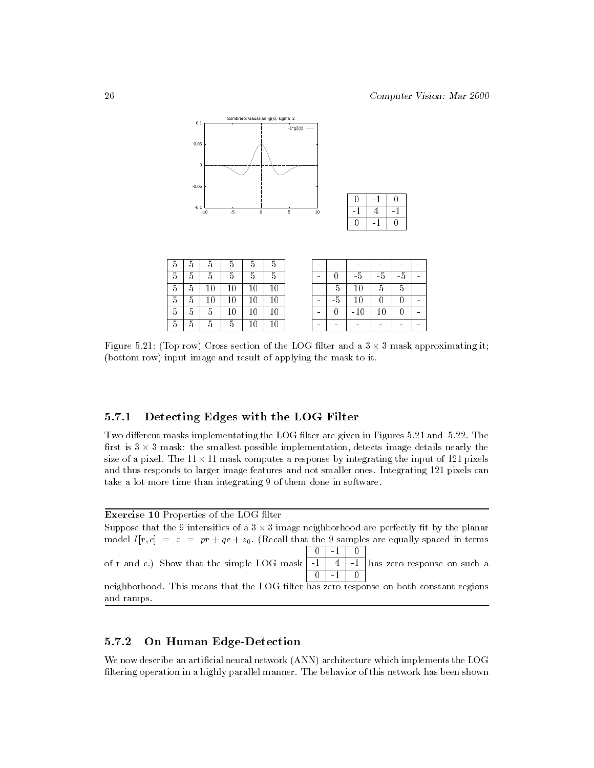| 0 | -1 | 0 |
|---|---|---|
| -1 | 4 | -1 |
| 0 | -1 | 0 |

| 5 | 5 | 5 | 5 | 5 | 5 |
|---|---|---|---|---|---|
| 5 | 5 | 5 | 5 | 5 | 5 |
| 5 | 5 | 10 | 10 | 10 | 10 |
| 5 | 5 | 10 | 10 | 10 | 10 |
| 5 | 5 | 5 | 10 | 10 | 10 |
| 5 | 5 | 5 | 5 | 10 | 10 |

| - | - | - | - | - | - |
|---|---|---|---|---|---|
| - | 0 | -5 | -5 | -5 | - |
| - | -5 | 10 | 5 | 5 | - |
| - | -5 | 10 | 0 | 0 | - |
| - | 0 | -10 | 10 | 0 | - |
| - | - | - | - | - | - |

Figure 5.21: (Top row) Cross section of the LOG filter and a $3 \times 3$ mask approximating it; (bottom row) input image and result of applying the mask to it.

### 5.7.1 Detecting Edges with the LOG Filter

Two different masks implementating the LOG filter are given in Figures 5.21 and 5.22. The first is $3 \times 3$ mask: the smallest possible implementation, detects image details nearly the size of a pixel. The $11 \times 11$ mask computes a response by integrating the input of 121 pixels and thus responds to larger image features and not smaller ones. Integrating 121 pixels can take a lot more time than integrating 9 of them done in software.

**Exercise 10** Properties of the LOG filter

Suppose that the 9 intensities of a $3 \times 3$ image neighborhood are perfectly fit by the planar model $I[r, c] = z = pr + qc + z_0$. (Recall that the 9 samples are equally spaced in terms of r and c.) Show that the simple LOG mask

| 0 | -1 | 0 |
|---|---|---|
| -1 | 4 | -1 |
| 0 | -1 | 0 |

has zero response on such a neighborhood. This means that the LOG filter has zero response on both constant regions and ramps.

### 5.7.2 On Human Edge-Detection

We now describe an artificial neural network (ANN) architecture which implements the LOG filtering operation in a highly parallel manner. The behavior of this network has been shown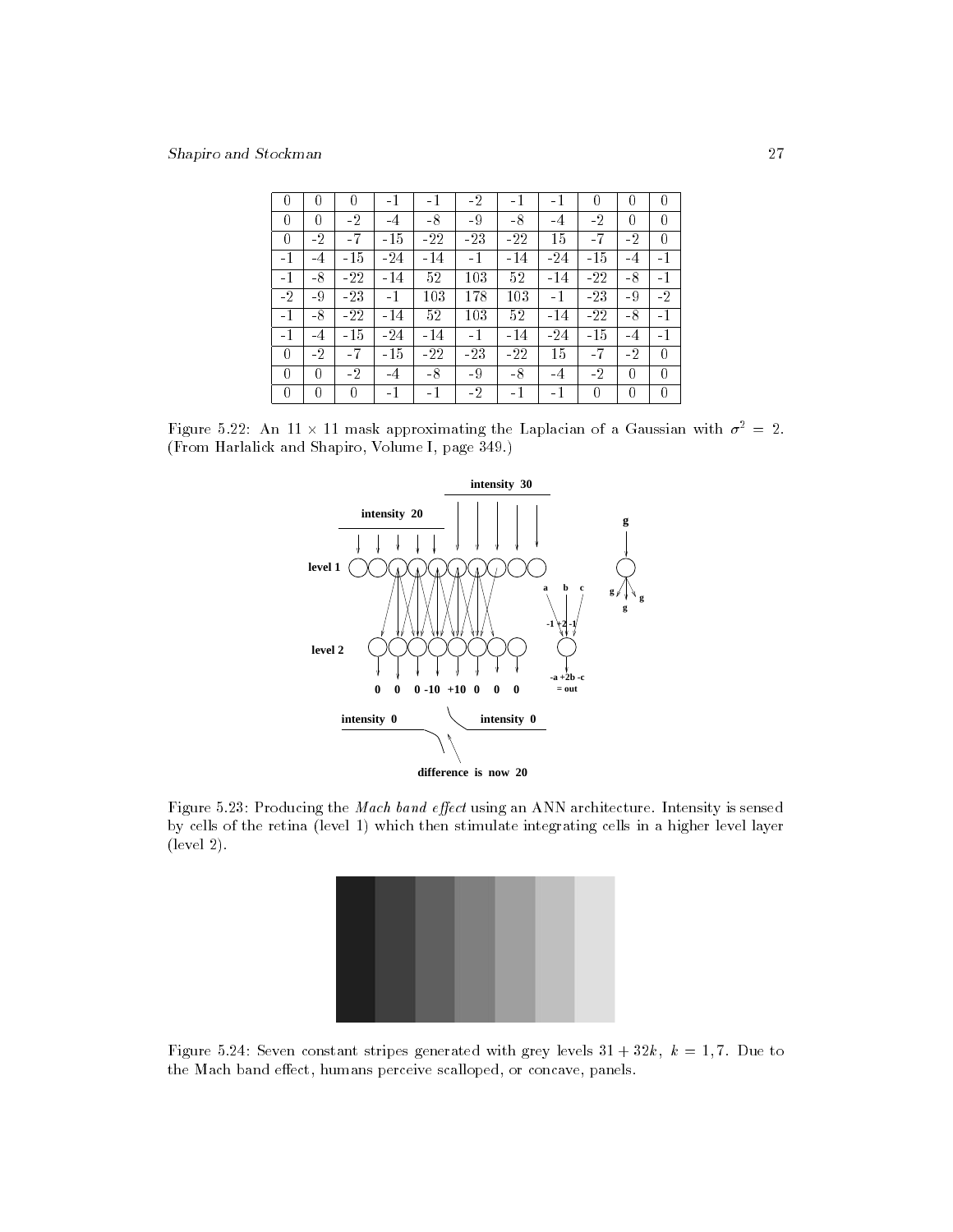| 0 | 0 | 0 | -1 | -1 | -2 | -1 | -1 | 0 | 0 | 0 |
|---|---|---|---|---|---|---|---|---|---|---|
| 0 | 0 | -2 | -4 | -8 | -9 | -8 | -4 | -2 | 0 | 0 |
| 0 | -2 | -7 | -15 | -22 | -23 | -22 | 15 | -7 | -2 | 0 |
| -1 | -4 | -15 | -24 | -14 | -1 | -14 | -24 | -15 | -4 | -1 |
| -1 | -8 | -22 | -14 | 52 | 103 | 52 | -14 | -22 | -8 | -1 |
| -2 | -9 | -23 | -1 | 103 | 178 | 103 | -1 | -23 | -9 | -2 |
| -1 | -8 | -22 | -14 | 52 | 103 | 52 | -14 | -22 | -8 | -1 |
| -1 | -4 | -15 | -24 | -14 | -1 | -14 | -24 | -15 | -4 | -1 |
| 0 | -2 | -7 | -15 | -22 | -23 | -22 | 15 | -7 | -2 | 0 |
| 0 | 0 | -2 | -4 | -8 | -9 | -8 | -4 | -2 | 0 | 0 |
| 0 | 0 | 0 | -1 | -1 | -2 | -1 | -1 | 0 | 0 | 0 |

Figure 5.22: An $11 \times 11$ mask approximating the Laplacian of a Gaussian with $\sigma^2 = 2$. (From Harlalick and Shapiro, Volume I, page 349.)

Figure 5.23: Producing the *Mach band effect* using an ANN architecture. Intensity is sensed by cells of the retina (level 1) which then stimulate integrating cells in a higher level layer (level 2).

Figure 5.24: Seven constant stripes generated with grey levels $31 + 32k$, $k = 1, 7$. Due to the Mach band effect, humans perceive scalloped, or concave, panels.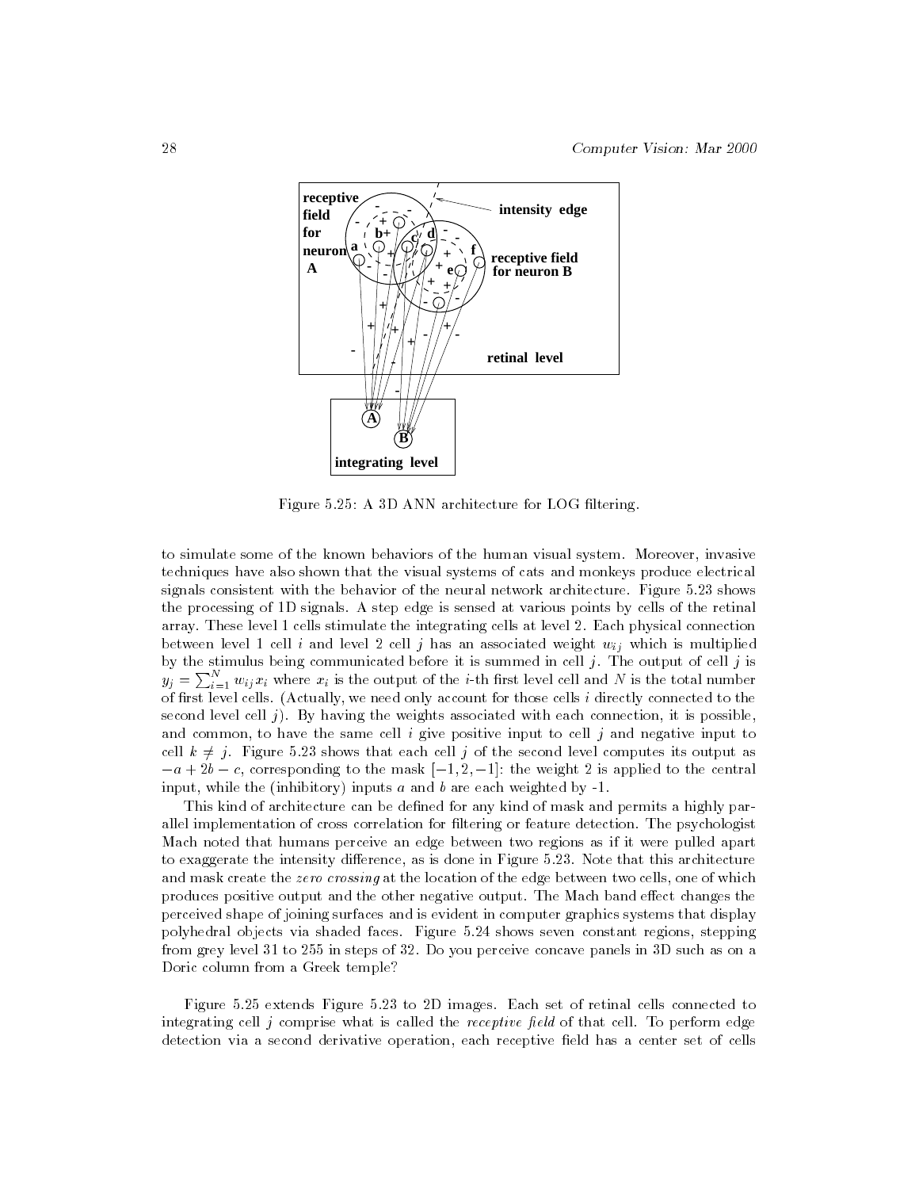Figure 5.25: A 3D ANN architecture for LOG filtering.

to simulate some of the known behaviors of the human visual system. Moreover, invasive techniques have also shown that the visual systems of cats and monkeys produce electrical signals consistent with the behavior of the neural network architecture. Figure 5.23 shows the processing of 1D signals. A step edge is sensed at various points by cells of the retinal array. These level 1 cells stimulate the integrating cells at level 2. Each physical connection between level 1 cell $i$ and level 2 cell $j$ has an associated weight $w_{ij}$ which is multiplied by the stimulus being communicated before it is summed in cell $j$. The output of cell $j$ is $y_j = \sum_{i=1}^{N} w_{ij} x_i$ where $x_i$ is the output of the $i$-th first level cell and $N$ is the total number of first level cells. (Actually, we need only account for those cells $i$ directly connected to the second level cell $j$). By having the weights associated with each connection, it is possible, and common, to have the same cell $i$ give positive input to cell $j$ and negative input to cell $k \neq j$. Figure 5.23 shows that each cell $j$ of the second level computes its output as $-a + 2b - c$, corresponding to the mask $[-1, 2, -1]$: the weight 2 is applied to the central input, while the (inhibitory) inputs $a$ and $b$ are each weighted by -1.

This kind of architecture can be defined for any kind of mask and permits a highly parallel implementation of cross correlation for filtering or feature detection. The psychologist Mach noted that humans perceive an edge between two regions as if it were pulled apart to exaggerate the intensity difference, as is done in Figure 5.23. Note that this architecture and mask create the *zero crossing* at the location of the edge between two cells, one of which produces positive output and the other negative output. The Mach band effect changes the perceived shape of joining surfaces and is evident in computer graphics systems that display polyhedral objects via shaded faces. Figure 5.24 shows seven constant regions, stepping from grey level 31 to 255 in steps of 32. Do you perceive concave panels in 3D such as on a Doric column from a Greek temple?

Figure 5.25 extends Figure 5.23 to 2D images. Each set of retinal cells connected to integrating cell $j$ comprise what is called the *receptive field* of that cell. To perform edge detection via a second derivative operation, each receptive field has a center set of cells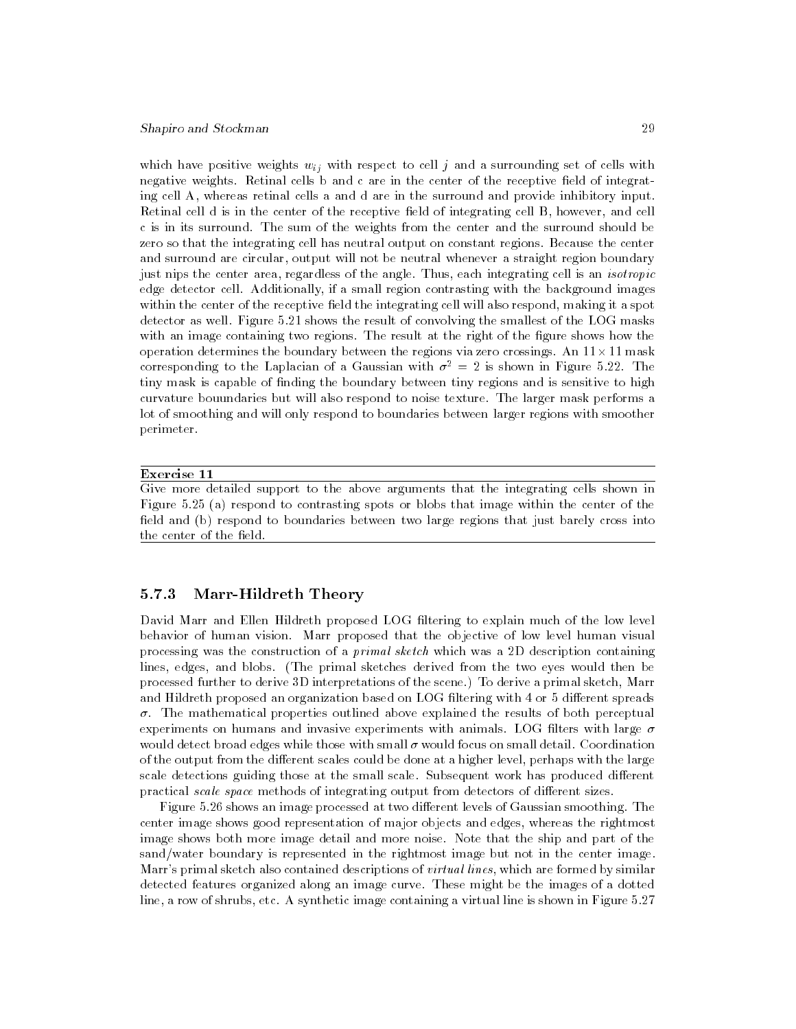which have positive weights $w_{ij}$ with respect to cell $j$ and a surrounding set of cells with negative weights. Retinal cells b and c are in the center of the receptive field of integrating cell A, whereas retinal cells a and d are in the surround and provide inhibitory input. Retinal cell d is in the center of the receptive field of integrating cell B, however, and cell c is in its surround. The sum of the weights from the center and the surround should be zero so that the integrating cell has neutral output on constant regions. Because the center and surround are circular, output will not be neutral whenever a straight region boundary just nips the center area, regardless of the angle. Thus, each integrating cell is an *isotropic* edge detector cell. Additionally, if a small region contrasting with the background images within the center of the receptive field the integrating cell will also respond, making it a spot detector as well. Figure 5.21 shows the result of convolving the smallest of the LOG masks with an image containing two regions. The result at the right of the figure shows how the operation determines the boundary between the regions via zero crossings. An $11 \times 11$ mask corresponding to the Laplacian of a Gaussian with $\sigma^2 = 2$ is shown in Figure 5.22. The tiny mask is capable of finding the boundary between tiny regions and is sensitive to high curvature bouundaries but will also respond to noise texture. The larger mask performs a lot of smoothing and will only respond to boundaries between larger regions with smoother perimeter.

---

**Exercise 11**

Give more detailed support to the above arguments that the integrating cells shown in Figure 5.25 (a) respond to contrasting spots or blobs that image within the center of the field and (b) respond to boundaries between two large regions that just barely cross into the center of the field.

---

### 5.7.3 Marr-Hildreth Theory

David Marr and Ellen Hildreth proposed LOG filtering to explain much of the low level behavior of human vision. Marr proposed that the objective of low level human visual processing was the construction of a *primal sketch* which was a 2D description containing lines, edges, and blobs. (The primal sketches derived from the two eyes would then be processed further to derive 3D interpretations of the scene.) To derive a primal sketch, Marr and Hildreth proposed an organization based on LOG filtering with 4 or 5 different spreads $\sigma$. The mathematical properties outlined above explained the results of both perceptual experiments on humans and invasive experiments with animals. LOG filters with large $\sigma$ would detect broad edges while those with small $\sigma$ would focus on small detail. Coordination of the output from the different scales could be done at a higher level, perhaps with the large scale detections guiding those at the small scale. Subsequent work has produced different practical *scale space* methods of integrating output from detectors of different sizes.

Figure 5.26 shows an image processed at two different levels of Gaussian smoothing. The center image shows good representation of major objects and edges, whereas the rightmost image shows both more image detail and more noise. Note that the ship and part of the sand/water boundary is represented in the rightmost image but not in the center image. Marr's primal sketch also contained descriptions of *virtual lines*, which are formed by similar detected features organized along an image curve. These might be the images of a dotted line, a row of shrubs, etc. A synthetic image containing a virtual line is shown in Figure 5.27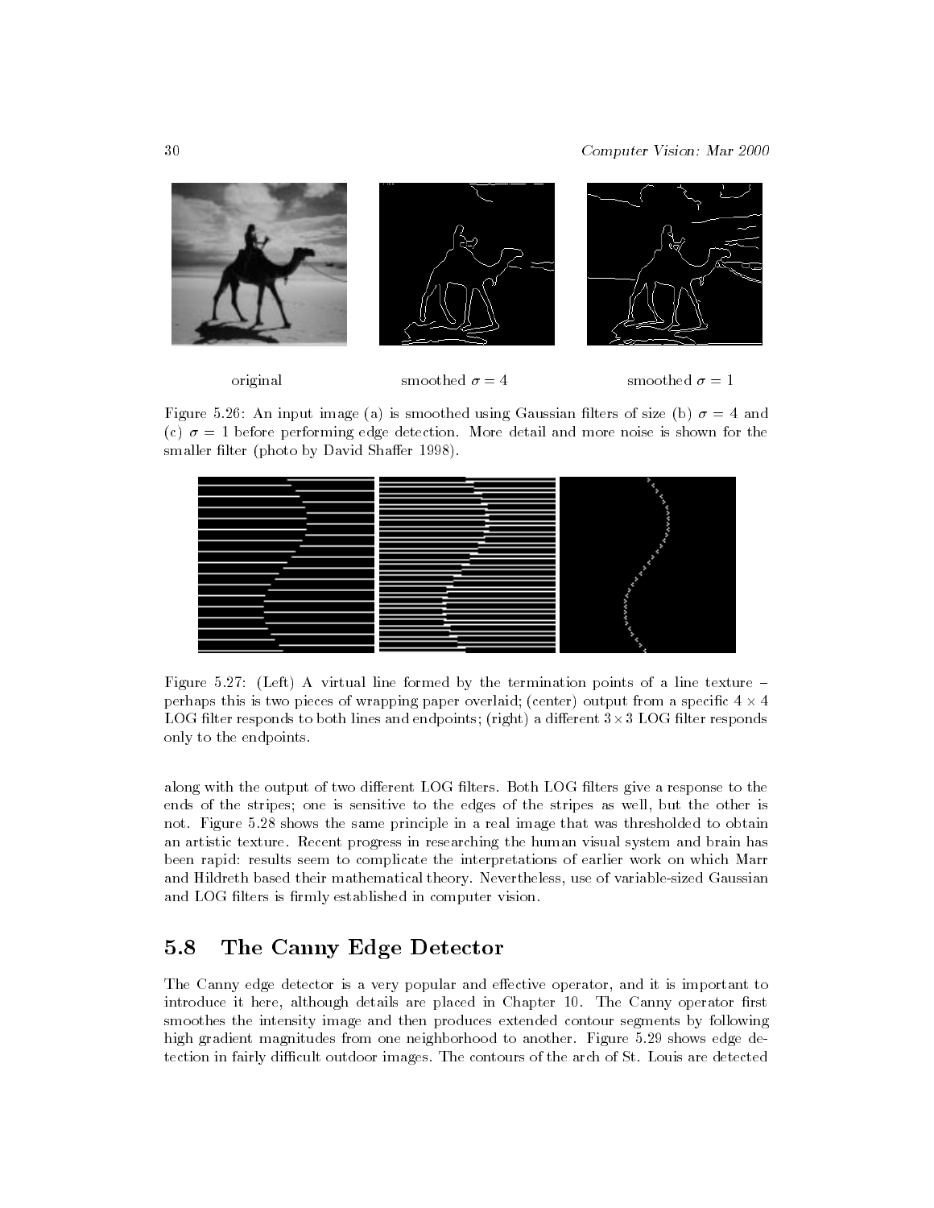original smoothed $\sigma = 4$ smoothed $\sigma = 1$

Figure 5.26: An input image (a) is smoothed using Gaussian filters of size (b) $\sigma = 4$ and (c) $\sigma = 1$ before performing edge detection. More detail and more noise is shown for the smaller filter (photo by David Shaffer 1998).

Figure 5.27: (Left) A virtual line formed by the termination points of a line texture – perhaps this is two pieces of wrapping paper overlaid; (center) output from a specific $4 \times 4$ LOG filter responds to both lines and endpoints; (right) a different $3 \times 3$ LOG filter responds only to the endpoints.

along with the output of two different LOG filters. Both LOG filters give a response to the ends of the stripes; one is sensitive to the edges of the stripes as well, but the other is not. Figure 5.28 shows the same principle in a real image that was thresholded to obtain an artistic texture. Recent progress in researching the human visual system and brain has been rapid: results seem to complicate the interpretations of earlier work on which Marr and Hildreth based their mathematical theory. Nevertheless, use of variable-sized Gaussian and LOG filters is firmly established in computer vision.

## 5.8 The Canny Edge Detector

The Canny edge detector is a very popular and effective operator, and it is important to introduce it here, although details are placed in Chapter 10. The Canny operator first smoothes the intensity image and then produces extended contour segments by following high gradient magnitudes from one neighborhood to another. Figure 5.29 shows edge detection in fairly difficult outdoor images. The contours of the arch of St. Louis are detected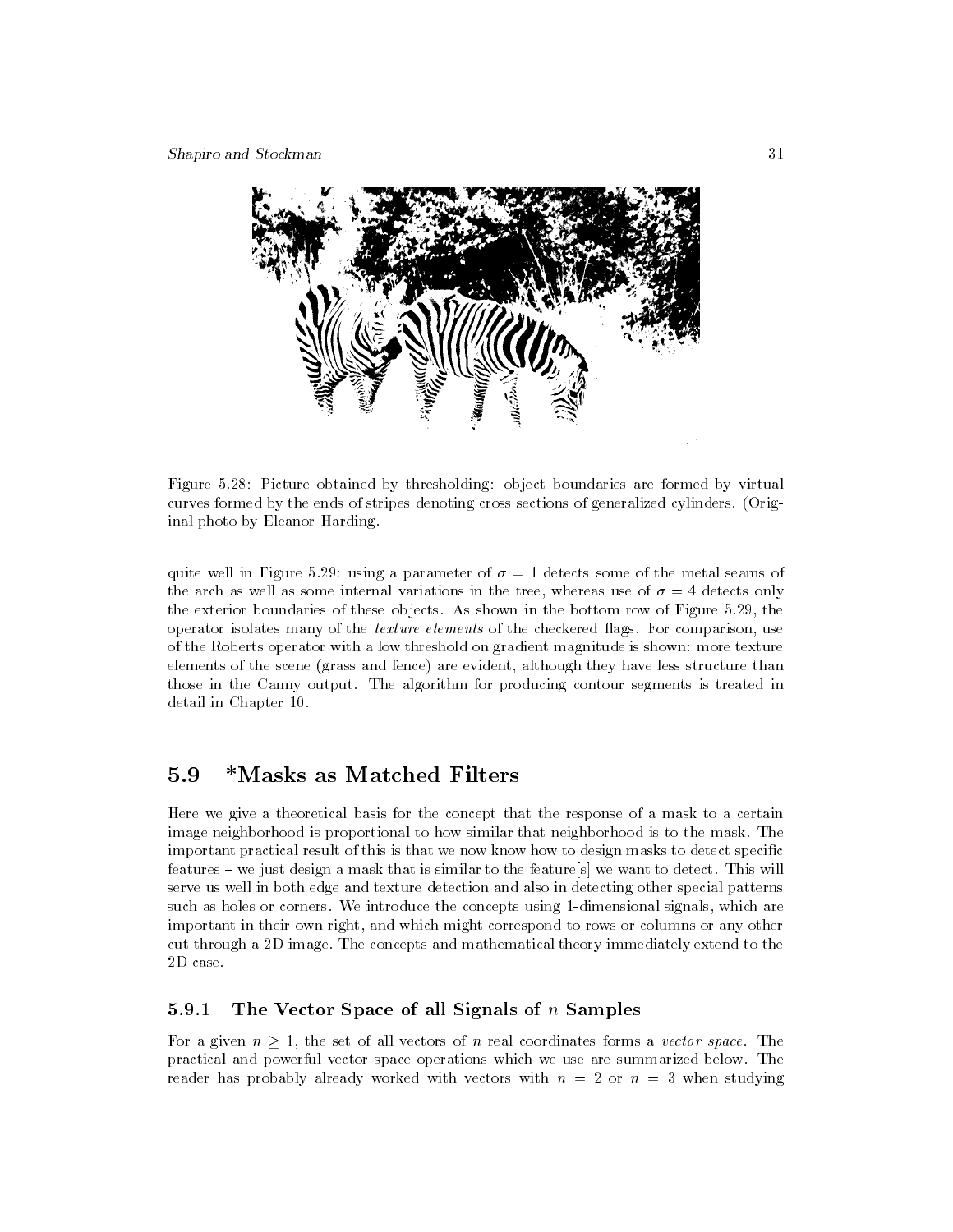Figure 5.28: Picture obtained by thresholding: object boundaries are formed by virtual curves formed by the ends of stripes denoting cross sections of generalized cylinders. (Original photo by Eleanor Harding.

quite well in Figure 5.29: using a parameter of $\sigma = 1$ detects some of the metal seams of the arch as well as some internal variations in the tree, whereas use of $\sigma = 4$ detects only the exterior boundaries of these objects. As shown in the bottom row of Figure 5.29, the operator isolates many of the *texture elements* of the checkered flags. For comparison, use of the Roberts operator with a low threshold on gradient magnitude is shown: more texture elements of the scene (grass and fence) are evident, although they have less structure than those in the Canny output. The algorithm for producing contour segments is treated in detail in Chapter 10.

## 5.9 *Masks as Matched Filters

Here we give a theoretical basis for the concept that the response of a mask to a certain image neighborhood is proportional to how similar that neighborhood is to the mask. The important practical result of this is that we now know how to design masks to detect specific features – we just design a mask that is similar to the feature[s] we want to detect. This will serve us well in both edge and texture detection and also in detecting other special patterns such as holes or corners. We introduce the concepts using 1-dimensional signals, which are important in their own right, and which might correspond to rows or columns or any other cut through a 2D image. The concepts and mathematical theory immediately extend to the 2D case.

### 5.9.1 The Vector Space of all Signals of $n$ Samples

For a given $n \geq 1$, the set of all vectors of $n$ real coordinates forms a *vector space*. The practical and powerful vector space operations which we use are summarized below. The reader has probably already worked with vectors with $n = 2$ or $n = 3$ when studying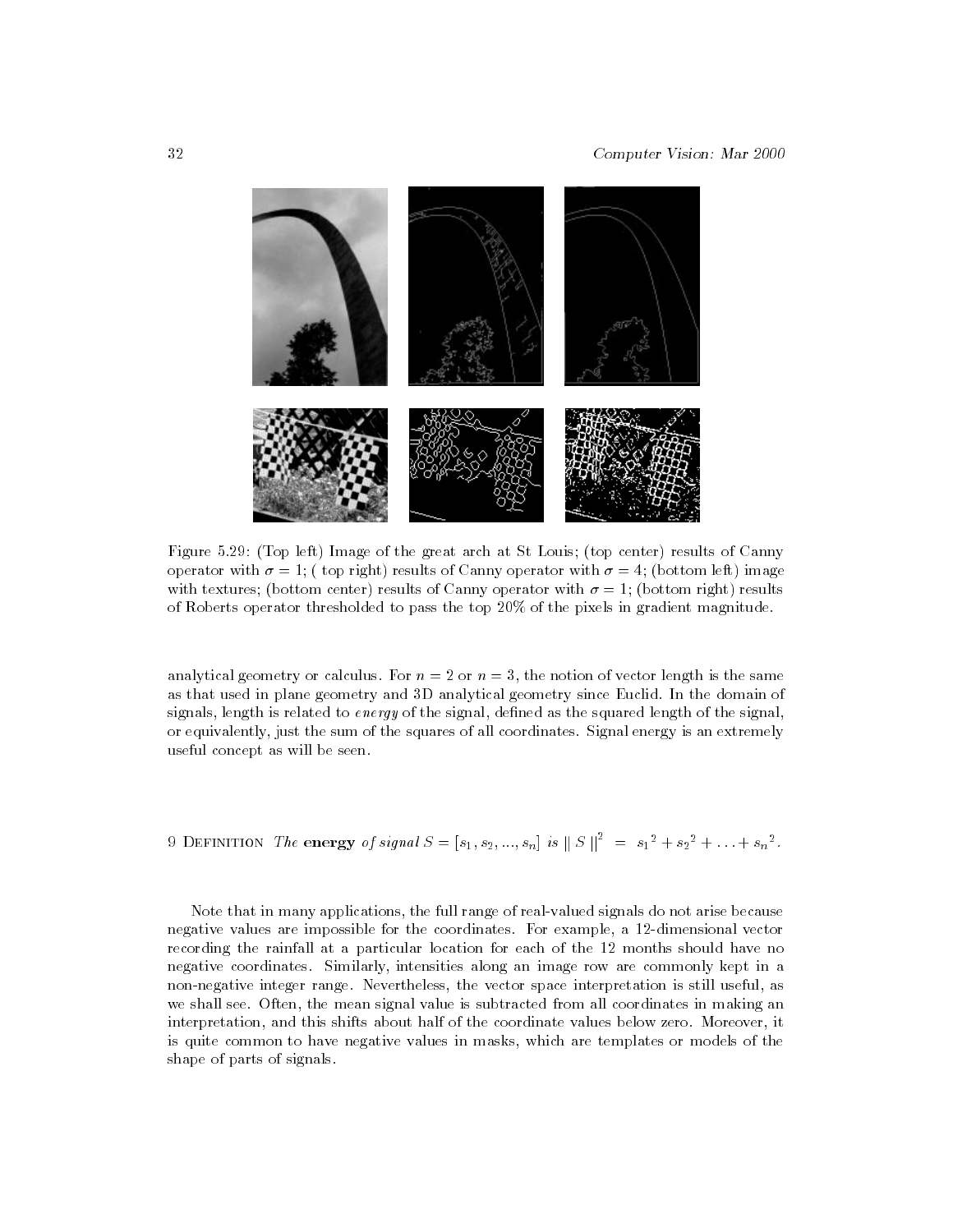Figure 5.29: (Top left) Image of the great arch at St Louis; (top center) results of Canny operator with $\sigma = 1$; ( top right) results of Canny operator with $\sigma = 4$; (bottom left) image with textures; (bottom center) results of Canny operator with $\sigma = 1$; (bottom right) results of Roberts operator thresholded to pass the top 20% of the pixels in gradient magnitude.

analytical geometry or calculus. For $n = 2$ or $n = 3$, the notion of vector length is the same as that used in plane geometry and 3D analytical geometry since Euclid. In the domain of signals, length is related to *energy* of the signal, defined as the squared length of the signal, or equivalently, just the sum of the squares of all coordinates. Signal energy is an extremely useful concept as will be seen.

9 Definition *The* **energy** *of signal* $S = [s_1, s_2, ..., s_n]$ *is* $\| S \|^2 \ = \ {s_1}^2 + {s_2}^2 + \ldots + {s_n}^2$.

Note that in many applications, the full range of real-valued signals do not arise because negative values are impossible for the coordinates. For example, a 12-dimensional vector recording the rainfall at a particular location for each of the 12 months should have no negative coordinates. Similarly, intensities along an image row are commonly kept in a non-negative integer range. Nevertheless, the vector space interpretation is still useful, as we shall see. Often, the mean signal value is subtracted from all coordinates in making an interpretation, and this shifts about half of the coordinate values below zero. Moreover, it is quite common to have negative values in masks, which are templates or models of the shape of parts of signals.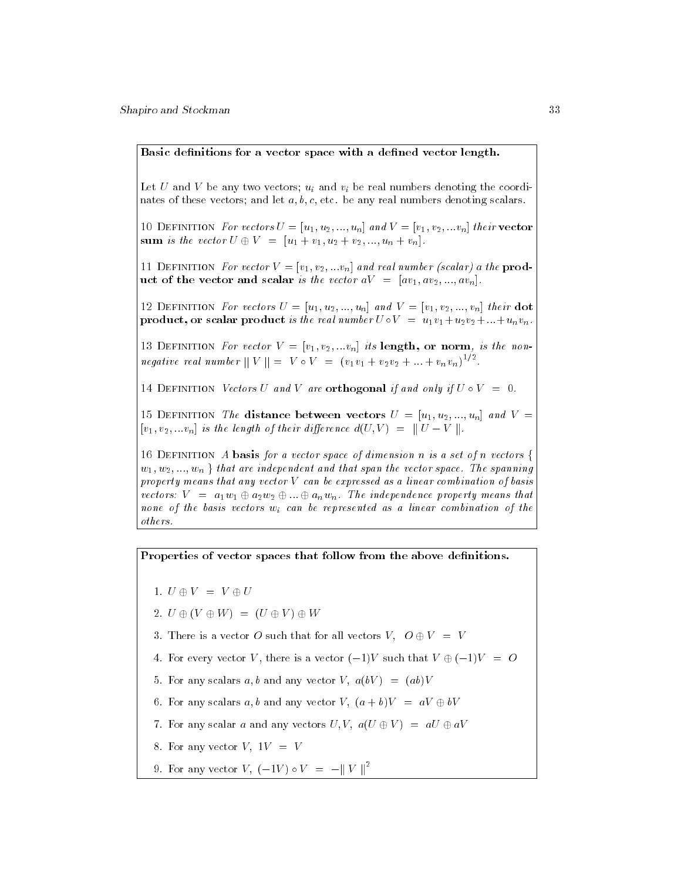**Basic definitions for a vector space with a defined vector length.**

Let $U$ and $V$ be any two vectors; $u_i$ and $v_i$ be real numbers denoting the coordinates of these vectors; and let $a, b, c$, etc. be any real numbers denoting scalars.

10 Definition *For vectors* $U = [u_1, u_2, ..., u_n]$ *and* $V = [v_1, v_2, ...v_n]$ *their* **vector sum** *is the vector* $U \oplus V \ = \ [u_1 + v_1, u_2 + v_2, ..., u_n + v_n]$.

11 Definition *For vector* $V = [v_1, v_2, ...v_n]$ *and real number (scalar)* $a$ *the* **product of the vector and scalar** *is the vector* $aV \ = \ [av_1, av_2, ..., av_n]$.

12 Definition *For vectors* $U = [u_1, u_2, ..., u_n]$ *and* $V = [v_1, v_2, ..., v_n]$ *their* **dot product, or scalar product** *is the real number* $U \circ V \ = \ u_1 v_1 + u_2 v_2 + ... + u_n v_n$.

13 Definition *For vector* $V = [v_1, v_2, ...v_n]$ *its* **length, or norm,** *is the non-negative real number* $\| V \| = \ V \circ V \ = \ (v_1 v_1 + v_2 v_2 + ... + v_n v_n)^{1/2}$.

14 Definition *Vectors* $U$ *and* $V$ *are* **orthogonal** *if and only if* $U \circ V \ = \ 0$.

15 Definition *The* **distance between vectors** $U = [u_1, u_2, ..., u_n]$ *and* $V = [v_1, v_2, ...v_n]$ *is the length of their difference* $d(U, V) \ = \ \| U - V \|$.

16 Definition *A* **basis** *for a vector space of dimension n is a set of n vectors* $\{ w_1, w_2, ..., w_n \}$ *that are independent and that span the vector space. The spanning property means that any vector* $V$ *can be expressed as a linear combination of basis vectors:* $V \ = \ a_1 w_1 \oplus a_2 w_2 \oplus ... \oplus a_n w_n$. *The independence property means that none of the basis vectors* $w_i$ *can be represented as a linear combination of the others.*

**Properties of vector spaces that follow from the above definitions.**

1. $U \oplus V \ = \ V \oplus U$
2. $U \oplus (V \oplus W) \ = \ (U \oplus V) \oplus W$
3. There is a vector $O$ such that for all vectors $V$, $O \oplus V \ = \ V$
4. For every vector $V$, there is a vector $(-1)V$ such that $V \oplus (-1)V \ = \ O$
5. For any scalars $a, b$ and any vector $V$, $a(bV) \ = \ (ab)V$
6. For any scalars $a, b$ and any vector $V$, $(a + b)V \ = \ aV \oplus bV$
7. For any scalar $a$ and any vectors $U, V$, $a(U \oplus V) \ = \ aU \oplus aV$
8. For any vector $V$, $1V \ = \ V$
9. For any vector $V$, $(-1V) \circ V \ = \ -\| V \|^2$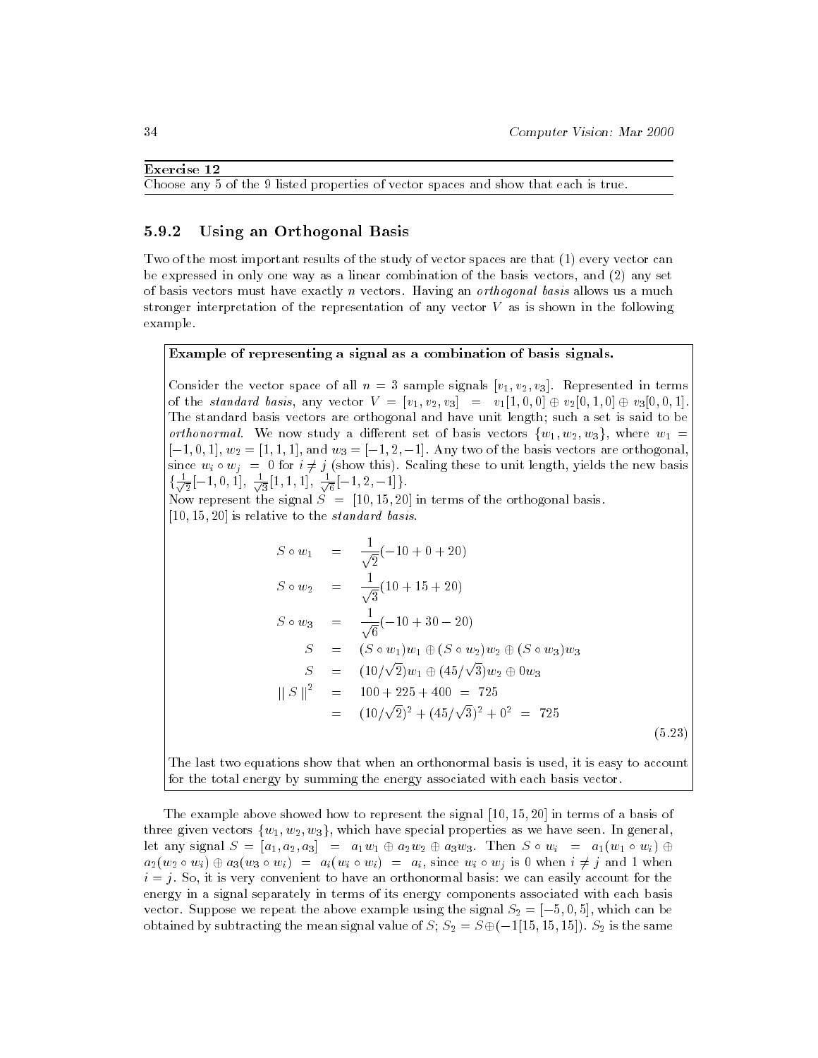**Exercise 12**

Choose any 5 of the 9 listed properties of vector spaces and show that each is true.

### 5.9.2 Using an Orthogonal Basis

Two of the most important results of the study of vector spaces are that (1) every vector can be expressed in only one way as a linear combination of the basis vectors, and (2) any set of basis vectors must have exactly $n$ vectors. Having an *orthogonal basis* allows us a much stronger interpretation of the representation of any vector $V$ as is shown in the following example.

**Example of representing a signal as a combination of basis signals.**

Consider the vector space of all $n = 3$ sample signals $[v_1, v_2, v_3]$. Represented in terms of the *standard basis*, any vector $V = [v_1, v_2, v_3] \; = \; v_1[1, 0, 0] \oplus v_2[0, 1, 0] \oplus v_3[0, 0, 1]$. The standard basis vectors are orthogonal and have unit length; such a set is said to be *orthonormal*. We now study a different set of basis vectors $\{w_1, w_2, w_3\}$, where $w_1 = [-1, 0, 1]$, $w_2 = [1, 1, 1]$, and $w_3 = [-1, 2, -1]$. Any two of the basis vectors are orthogonal, since $w_i \circ w_j \; = \; 0$ for $i \neq j$ (show this). Scaling these to unit length, yields the new basis $\{\frac{1}{\sqrt{2}}[-1, 0, 1], \; \frac{1}{\sqrt{3}}[1, 1, 1], \; \frac{1}{\sqrt{6}}[-1, 2, -1]\}$.
Now represent the signal $S \; = \; [10, 15, 20]$ in terms of the orthogonal basis.
$[10, 15, 20]$ is relative to the *standard basis*.

$$
\begin{aligned}
S \circ w_1 &= \frac{1}{\sqrt{2}}(-10 + 0 + 20) \\
S \circ w_2 &= \frac{1}{\sqrt{3}}(10 + 15 + 20) \\
S \circ w_3 &= \frac{1}{\sqrt{6}}(-10 + 30 - 20) \\
S &= (S \circ w_1)w_1 \oplus (S \circ w_2)w_2 \oplus (S \circ w_3)w_3 \\
S &= (10/\sqrt{2})w_1 \oplus (45/\sqrt{3})w_2 \oplus 0w_3 \\
\| S \|^2 &= 100 + 225 + 400 \; = \; 725 \\
&= (10/\sqrt{2})^2 + (45/\sqrt{3})^2 + 0^2 \; = \; 725
\end{aligned}
\tag{5.23}
$$

The last two equations show that when an orthonormal basis is used, it is easy to account for the total energy by summing the energy associated with each basis vector.

The example above showed how to represent the signal $[10, 15, 20]$ in terms of a basis of three given vectors $\{w_1, w_2, w_3\}$, which have special properties as we have seen. In general, let any signal $S = [a_1, a_2, a_3] \; = \; a_1 w_1 \oplus a_2 w_2 \oplus a_3 w_3$. Then $S \circ w_i \; = \; a_1(w_1 \circ w_i) \oplus a_2(w_2 \circ w_i) \oplus a_3(w_3 \circ w_i) \; = \; a_i(w_i \circ w_i) \; = \; a_i$, since $w_i \circ w_j$ is 0 when $i \neq j$ and 1 when $i = j$. So, it is very convenient to have an orthonormal basis: we can easily account for the energy in a signal separately in terms of its energy components associated with each basis vector. Suppose we repeat the above example using the signal $S_2 = [-5, 0, 5]$, which can be obtained by subtracting the mean signal value of $S$; $S_2 = S \oplus (-1[15, 15, 15])$. $S_2$ is the same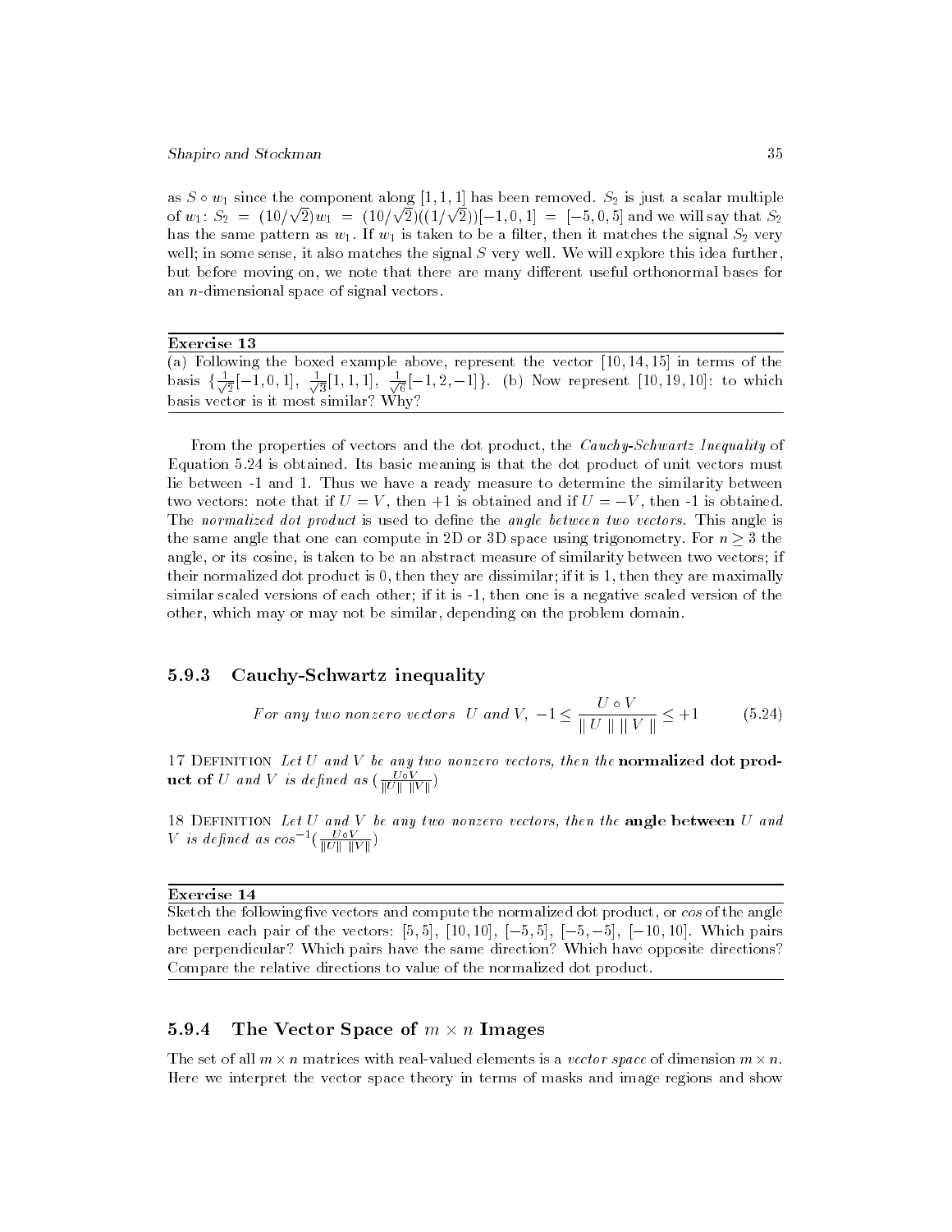as $S \circ w_1$ since the component along $[1, 1, 1]$ has been removed. $S_2$ is just a scalar multiple of $w_1$: $S_2 = (10/\sqrt{2})w_1 = (10/\sqrt{2})((1/\sqrt{2}))[-1, 0, 1] = [-5, 0, 5]$ and we will say that $S_2$ has the same pattern as $w_1$. If $w_1$ is taken to be a filter, then it matches the signal $S_2$ very well; in some sense, it also matches the signal $S$ very well. We will explore this idea further, but before moving on, we note that there are many different useful orthonormal bases for an $n$-dimensional space of signal vectors.

---

**Exercise 13**

(a) Following the boxed example above, represent the vector $[10, 14, 15]$ in terms of the basis $\{\frac{1}{\sqrt{2}}[-1, 0, 1],\ \frac{1}{\sqrt{3}}[1, 1, 1],\ \frac{1}{\sqrt{6}}[-1, 2, -1]\}$. (b) Now represent $[10, 19, 10]$: to which basis vector is it most similar? Why?

---

From the properties of vectors and the dot product, the *Cauchy-Schwartz Inequality* of Equation 5.24 is obtained. Its basic meaning is that the dot product of unit vectors must lie between -1 and 1. Thus we have a ready measure to determine the similarity between two vectors: note that if $U = V$, then $+1$ is obtained and if $U = -V$, then -1 is obtained. The *normalized dot product* is used to define the *angle between two vectors*. This angle is the same angle that one can compute in 2D or 3D space using trigonometry. For $n \geq 3$ the angle, or its cosine, is taken to be an abstract measure of similarity between two vectors; if their normalized dot product is 0, then they are dissimilar; if it is 1, then they are maximally similar scaled versions of each other; if it is -1, then one is a negative scaled version of the other, which may or may not be similar, depending on the problem domain.

### 5.9.3 Cauchy-Schwartz inequality

$$\textit{For any two nonzero vectors } U \textit{ and } V,\ -1 \leq \frac{U \circ V}{\parallel U \parallel \parallel V \parallel} \leq +1 \qquad (5.24)$$

17 Definition *Let $U$ and $V$ be any two nonzero vectors, then the* **normalized dot product of** *$U$ and $V$ is defined as* $(\frac{U \circ V}{\|U\|\ \|V\|})$

18 Definition *Let $U$ and $V$ be any two nonzero vectors, then the* **angle between** *$U$ and $V$ is defined as* $cos^{-1}(\frac{U \circ V}{\|U\|\ \|V\|})$

---

**Exercise 14**

Sketch the following five vectors and compute the normalized dot product, or *cos* of the angle between each pair of the vectors: $[5, 5]$, $[10, 10]$, $[-5, 5]$, $[-5, -5]$, $[-10, 10]$. Which pairs are perpendicular? Which pairs have the same direction? Which have opposite directions? Compare the relative directions to value of the normalized dot product.

---

### 5.9.4 The Vector Space of $m \times n$ Images

The set of all $m \times n$ matrices with real-valued elements is a *vector space* of dimension $m \times n$. Here we interpret the vector space theory in terms of masks and image regions and show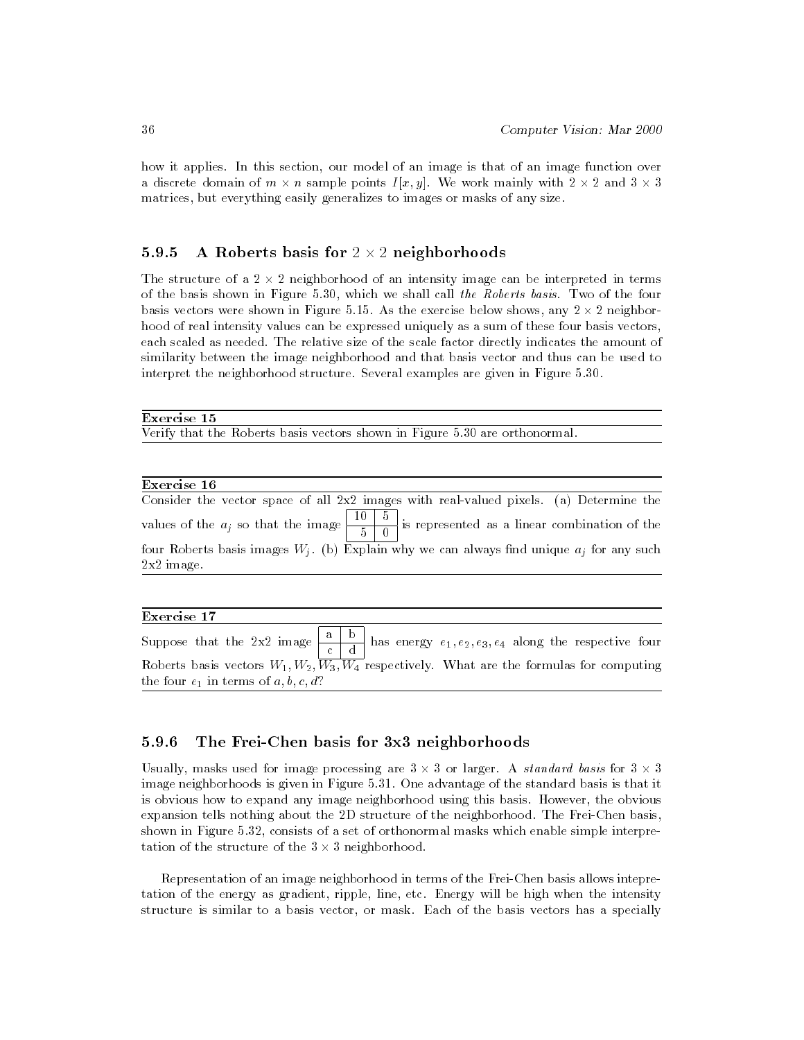how it applies. In this section, our model of an image is that of an image function over a discrete domain of $m \times n$ sample points $I[x, y]$. We work mainly with $2 \times 2$ and $3 \times 3$ matrices, but everything easily generalizes to images or masks of any size.

### 5.9.5 A Roberts basis for $2 \times 2$ neighborhoods

The structure of a $2 \times 2$ neighborhood of an intensity image can be interpreted in terms of the basis shown in Figure 5.30, which we shall call *the Roberts basis*. Two of the four basis vectors were shown in Figure 5.15. As the exercise below shows, any $2 \times 2$ neighborhood of real intensity values can be expressed uniquely as a sum of these four basis vectors, each scaled as needed. The relative size of the scale factor directly indicates the amount of similarity between the image neighborhood and that basis vector and thus can be used to interpret the neighborhood structure. Several examples are given in Figure 5.30.

**Exercise 15**

Verify that the Roberts basis vectors shown in Figure 5.30 are orthonormal.

**Exercise 16**

Consider the vector space of all 2x2 images with real-valued pixels. (a) Determine the values of the $a_j$ so that the image

| | |
|---|---|
| 10 | 5 |
| 5 | 0 |

is represented as a linear combination of the four Roberts basis images $W_j$. (b) Explain why we can always find unique $a_j$ for any such 2x2 image.

**Exercise 17**

Suppose that the 2x2 image

| | |
|---|---|
| a | b |
| c | d |

has energy $e_1, e_2, e_3, e_4$ along the respective four Roberts basis vectors $W_1, W_2, W_3, W_4$ respectively. What are the formulas for computing the four $e_1$ in terms of $a, b, c, d$?

### 5.9.6 The Frei-Chen basis for 3x3 neighborhoods

Usually, masks used for image processing are $3 \times 3$ or larger. A *standard basis* for $3 \times 3$ image neighborhoods is given in Figure 5.31. One advantage of the standard basis is that it is obvious how to expand any image neighborhood using this basis. However, the obvious expansion tells nothing about the 2D structure of the neighborhood. The Frei-Chen basis, shown in Figure 5.32, consists of a set of orthonormal masks which enable simple interpretation of the structure of the $3 \times 3$ neighborhood.

Representation of an image neighborhood in terms of the Frei-Chen basis allows intepretation of the energy as gradient, ripple, line, etc. Energy will be high when the intensity structure is similar to a basis vector, or mask. Each of the basis vectors has a specially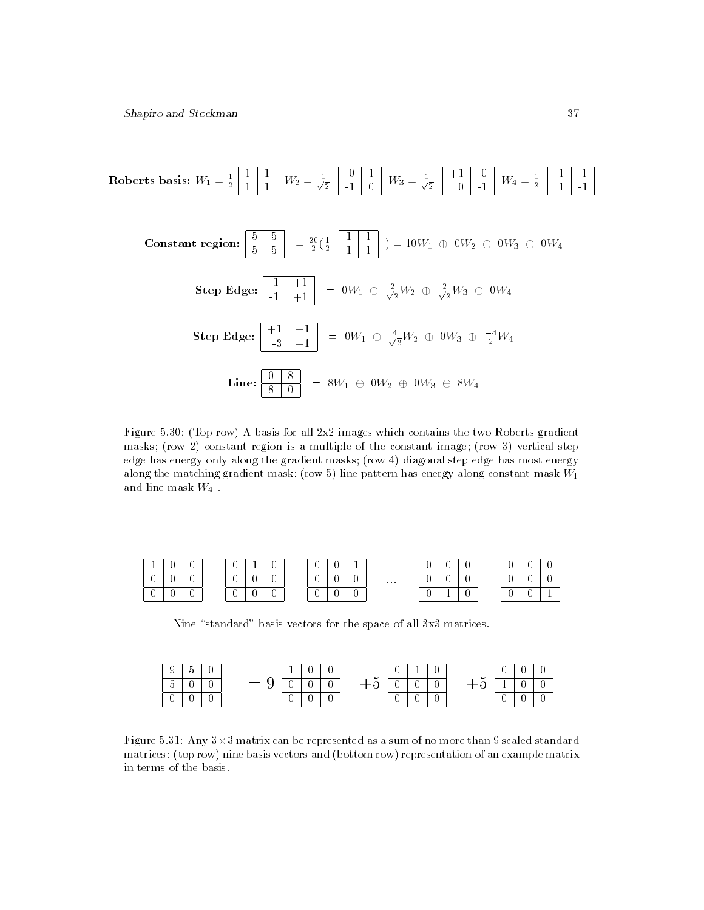**Roberts basis:** $W_1 = \frac{1}{2}\begin{bmatrix} 1 & 1 \\ 1 & 1 \end{bmatrix}$ $W_2 = \frac{1}{\sqrt{2}}\begin{bmatrix} 0 & 1 \\ -1 & 0 \end{bmatrix}$ $W_3 = \frac{1}{\sqrt{2}}\begin{bmatrix} +1 & 0 \\ 0 & -1 \end{bmatrix}$ $W_4 = \frac{1}{2}\begin{bmatrix} -1 & 1 \\ 1 & -1 \end{bmatrix}$

**Constant region:** $\begin{bmatrix} 5 & 5 \\ 5 & 5 \end{bmatrix} = \frac{20}{2}(\frac{1}{2}\begin{bmatrix} 1 & 1 \\ 1 & 1 \end{bmatrix}) = 10W_1 \oplus 0W_2 \oplus 0W_3 \oplus 0W_4$

**Step Edge:** $\begin{bmatrix} -1 & +1 \\ -1 & +1 \end{bmatrix} = 0W_1 \oplus \frac{2}{\sqrt{2}}W_2 \oplus \frac{2}{\sqrt{2}}W_3 \oplus 0W_4$

**Step Edge:** $\begin{bmatrix} +1 & +1 \\ -3 & +1 \end{bmatrix} = 0W_1 \oplus \frac{4}{\sqrt{2}}W_2 \oplus 0W_3 \oplus \frac{-4}{2}W_4$

**Line:** $\begin{bmatrix} 0 & 8 \\ 8 & 0 \end{bmatrix} = 8W_1 \oplus 0W_2 \oplus 0W_3 \oplus 8W_4$

Figure 5.30: (Top row) A basis for all 2x2 images which contains the two Roberts gradient masks; (row 2) constant region is a multiple of the constant image; (row 3) vertical step edge has energy only along the gradient masks; (row 4) diagonal step edge has most energy along the matching gradient mask; (row 5) line pattern has energy along constant mask $W_1$ and line mask $W_4$ .

$\begin{bmatrix} 1 & 0 & 0 \\ 0 & 0 & 0 \\ 0 & 0 & 0 \end{bmatrix}$ $\begin{bmatrix} 0 & 1 & 0 \\ 0 & 0 & 0 \\ 0 & 0 & 0 \end{bmatrix}$ $\begin{bmatrix} 0 & 0 & 1 \\ 0 & 0 & 0 \\ 0 & 0 & 0 \end{bmatrix}$ $\ldots$ $\begin{bmatrix} 0 & 0 & 0 \\ 0 & 0 & 0 \\ 0 & 1 & 0 \end{bmatrix}$ $\begin{bmatrix} 0 & 0 & 0 \\ 0 & 0 & 0 \\ 0 & 0 & 1 \end{bmatrix}$

Nine "standard" basis vectors for the space of all 3x3 matrices.

$$\begin{bmatrix} 9 & 5 & 0 \\ 5 & 0 & 0 \\ 0 & 0 & 0 \end{bmatrix} = 9\begin{bmatrix} 1 & 0 & 0 \\ 0 & 0 & 0 \\ 0 & 0 & 0 \end{bmatrix} + 5\begin{bmatrix} 0 & 1 & 0 \\ 0 & 0 & 0 \\ 0 & 0 & 0 \end{bmatrix} + 5\begin{bmatrix} 0 & 0 & 0 \\ 1 & 0 & 0 \\ 0 & 0 & 0 \end{bmatrix}$$

Figure 5.31: Any $3 \times 3$ matrix can be represented as a sum of no more than 9 scaled standard matrices: (top row) nine basis vectors and (bottom row) representation of an example matrix in terms of the basis.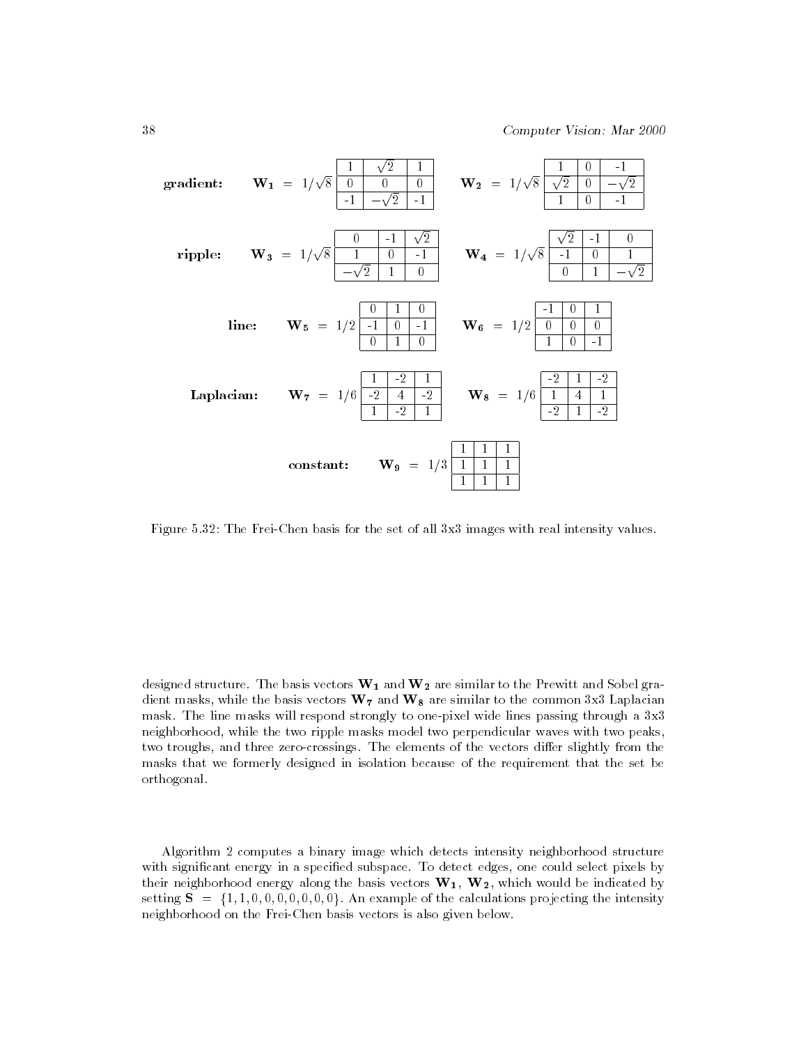**gradient:**

$$\mathbf{W_1} = 1/\sqrt{8} \begin{bmatrix} 1 & \sqrt{2} & 1 \\ 0 & 0 & 0 \\ -1 & -\sqrt{2} & -1 \end{bmatrix} \qquad \mathbf{W_2} = 1/\sqrt{8} \begin{bmatrix} 1 & 0 & -1 \\ \sqrt{2} & 0 & -\sqrt{2} \\ 1 & 0 & -1 \end{bmatrix}$$

**ripple:**

$$\mathbf{W_3} = 1/\sqrt{8} \begin{bmatrix} 0 & -1 & \sqrt{2} \\ 1 & 0 & -1 \\ -\sqrt{2} & 1 & 0 \end{bmatrix} \qquad \mathbf{W_4} = 1/\sqrt{8} \begin{bmatrix} \sqrt{2} & -1 & 0 \\ -1 & 0 & 1 \\ 0 & 1 & -\sqrt{2} \end{bmatrix}$$

**line:**

$$\mathbf{W_5} = 1/2 \begin{bmatrix} 0 & 1 & 0 \\ -1 & 0 & -1 \\ 0 & 1 & 0 \end{bmatrix} \qquad \mathbf{W_6} = 1/2 \begin{bmatrix} -1 & 0 & 1 \\ 0 & 0 & 0 \\ 1 & 0 & -1 \end{bmatrix}$$

**Laplacian:**

$$\mathbf{W_7} = 1/6 \begin{bmatrix} 1 & -2 & 1 \\ -2 & 4 & -2 \\ 1 & -2 & 1 \end{bmatrix} \qquad \mathbf{W_8} = 1/6 \begin{bmatrix} -2 & 1 & -2 \\ 1 & 4 & 1 \\ -2 & 1 & -2 \end{bmatrix}$$

**constant:**

$$\mathbf{W_9} = 1/3 \begin{bmatrix} 1 & 1 & 1 \\ 1 & 1 & 1 \\ 1 & 1 & 1 \end{bmatrix}$$

Figure 5.32: The Frei-Chen basis for the set of all 3x3 images with real intensity values.

designed structure. The basis vectors $\mathbf{W_1}$ and $\mathbf{W_2}$ are similar to the Prewitt and Sobel gradient masks, while the basis vectors $\mathbf{W_7}$ and $\mathbf{W_8}$ are similar to the common 3x3 Laplacian mask. The line masks will respond strongly to one-pixel wide lines passing through a 3x3 neighborhood, while the two ripple masks model two perpendicular waves with two peaks, two troughs, and three zero-crossings. The elements of the vectors differ slightly from the masks that we formerly designed in isolation because of the requirement that the set be orthogonal.

Algorithm 2 computes a binary image which detects intensity neighborhood structure with significant energy in a specified subspace. To detect edges, one could select pixels by their neighborhood energy along the basis vectors $\mathbf{W_1}$, $\mathbf{W_2}$, which would be indicated by setting $\mathbf{S} = \{1, 1, 0, 0, 0, 0, 0, 0, 0\}$. An example of the calculations projecting the intensity neighborhood on the Frei-Chen basis vectors is also given below.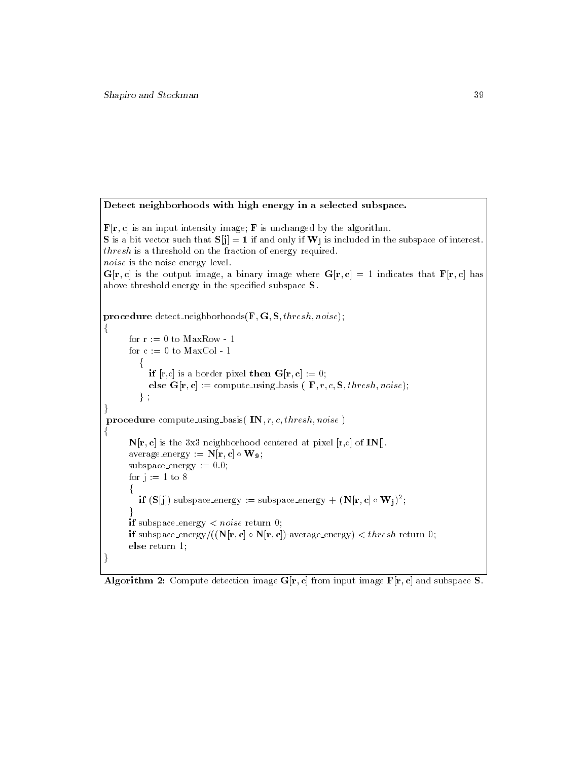**Detect neighborhoods with high energy in a selected subspace.**

$\mathbf{F[r,c]}$ is an input intensity image; $\mathbf{F}$ is unchanged by the algorithm.
$\mathbf{S}$ is a bit vector such that $\mathbf{S[j] = 1}$ if and only if $\mathbf{W_j}$ is included in the subspace of interest.
*thresh* is a threshold on the fraction of energy required.
*noise* is the noise energy level.
$\mathbf{G[r,c]}$ is the output image, a binary image where $\mathbf{G[r,c]} = 1$ indicates that $\mathbf{F[r,c]}$ has above threshold energy in the specified subspace $\mathbf{S}$.

```
procedure detect_neighborhoods(F, G, S, thresh, noise);
{
      for r := 0 to MaxRow - 1
      for c := 0 to MaxCol - 1
         {
            if [r,c] is a border pixel then G[r,c] := 0;
            else G[r,c] := compute_using_basis ( F, r, c, S, thresh, noise);
         } ;
}
procedure compute_using_basis( IN, r, c, thresh, noise )
{
      N[r,c] is the 3x3 neighborhood centered at pixel [r,c] of IN[].
      average_energy := N[r,c] ∘ W9;
      subspace_energy := 0.0;
      for j := 1 to 8
      {
         if (S[j]) subspace_energy := subspace_energy + (N[r,c] ∘ Wj)^2;
      }
      if subspace_energy < noise return 0;
      if subspace_energy/((N[r,c] ∘ N[r,c])-average_energy) < thresh return 0;
      else return 1;
}
```

**Algorithm 2:** Compute detection image $\mathbf{G[r,c]}$ from input image $\mathbf{F[r,c]}$ and subspace $\mathbf{S}$.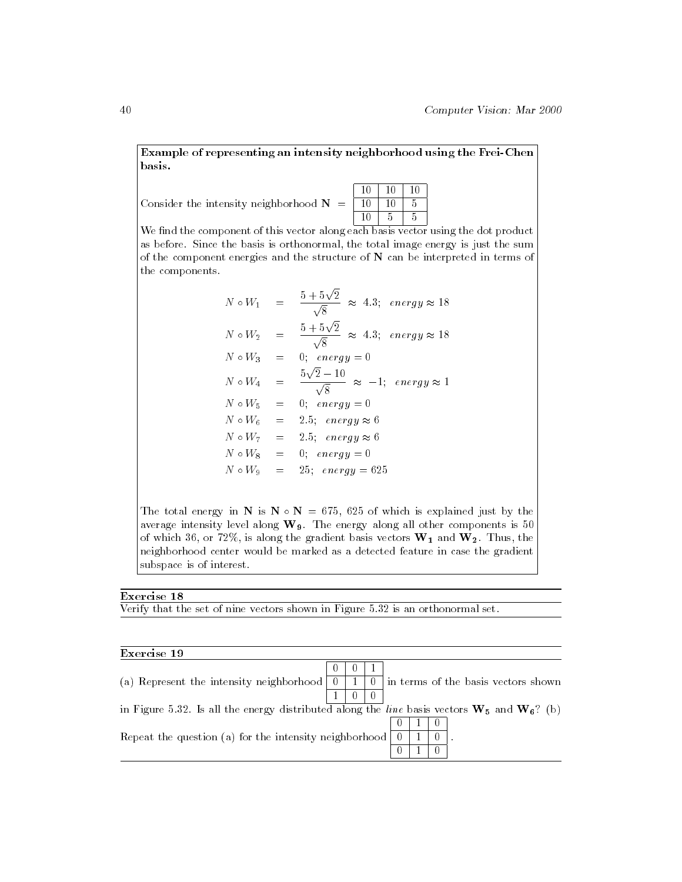**Example of representing an intensity neighborhood using the Frei-Chen basis.**

Consider the intensity neighborhood $\mathbf{N}$ =

| 10 | 10 | 10 |
|---|---|---|
| 10 | 10 | 5 |
| 10 | 5 | 5 |

We find the component of this vector along each basis vector using the dot product as before. Since the basis is orthonormal, the total image energy is just the sum of the component energies and the structure of $\mathbf{N}$ can be interpreted in terms of the components.

$$
\begin{aligned}
N \circ W_1 &= \frac{5 + 5\sqrt{2}}{\sqrt{8}} \approx 4.3; \quad energy \approx 18 \\
N \circ W_2 &= \frac{5 + 5\sqrt{2}}{\sqrt{8}} \approx 4.3; \quad energy \approx 18 \\
N \circ W_3 &= 0; \quad energy = 0 \\
N \circ W_4 &= \frac{5\sqrt{2} - 10}{\sqrt{8}} \approx -1; \quad energy \approx 1 \\
N \circ W_5 &= 0; \quad energy = 0 \\
N \circ W_6 &= 2.5; \quad energy \approx 6 \\
N \circ W_7 &= 2.5; \quad energy \approx 6 \\
N \circ W_8 &= 0; \quad energy = 0 \\
N \circ W_9 &= 25; \quad energy = 625
\end{aligned}
$$

The total energy in $\mathbf{N}$ is $\mathbf{N} \circ \mathbf{N} = 675$, 625 of which is explained just by the average intensity level along $\mathbf{W_9}$. The energy along all other components is 50 of which 36, or 72%, is along the gradient basis vectors $\mathbf{W_1}$ and $\mathbf{W_2}$. Thus, the neighborhood center would be marked as a detected feature in case the gradient subspace is of interest.

---

**Exercise 18**

Verify that the set of nine vectors shown in Figure 5.32 is an orthonormal set.

---

**Exercise 19**

(a) Represent the intensity neighborhood

| 0 | 0 | 1 |
|---|---|---|
| 0 | 1 | 0 |
| 1 | 0 | 0 |

in terms of the basis vectors shown in Figure 5.32. Is all the energy distributed along the *line* basis vectors $\mathbf{W_5}$ and $\mathbf{W_6}$? (b) Repeat the question (a) for the intensity neighborhood

| 0 | 1 | 0 |
|---|---|---|
| 0 | 1 | 0 |
| 0 | 1 | 0 |

.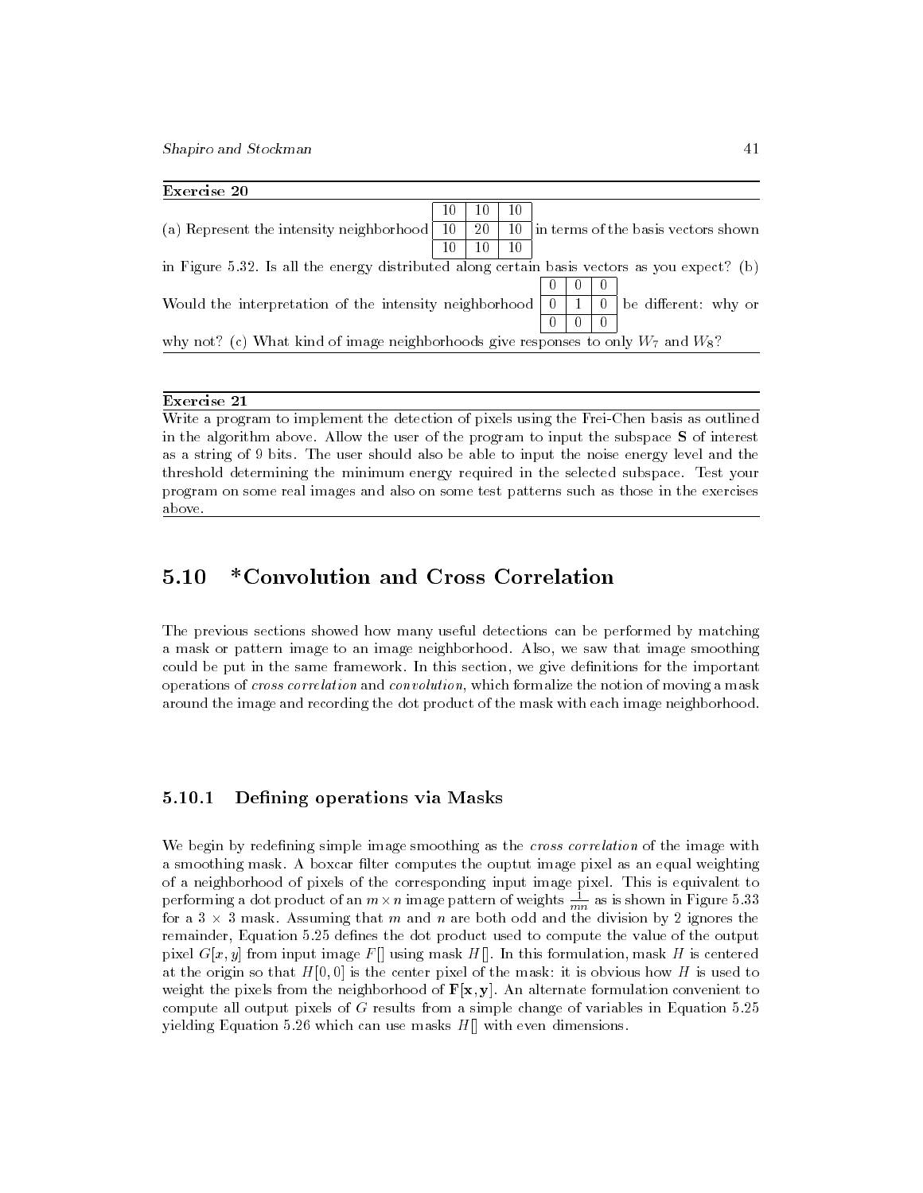**Exercise 20**

(a) Represent the intensity neighborhood

| | | |
|---|---|---|
| 10 | 10 | 10 |
| 10 | 20 | 10 |
| 10 | 10 | 10 |

in terms of the basis vectors shown in Figure 5.32. Is all the energy distributed along certain basis vectors as you expect? (b) Would the interpretation of the intensity neighborhood

| | | |
|---|---|---|
| 0 | 0 | 0 |
| 0 | 1 | 0 |
| 0 | 0 | 0 |

be different: why or why not? (c) What kind of image neighborhoods give responses to only $W_7$ and $W_8$?

**Exercise 21**

Write a program to implement the detection of pixels using the Frei-Chen basis as outlined in the algorithm above. Allow the user of the program to input the subspace **S** of interest as a string of 9 bits. The user should also be able to input the noise energy level and the threshold determining the minimum energy required in the selected subspace. Test your program on some real images and also on some test patterns such as those in the exercises above.

## 5.10 *Convolution and Cross Correlation

The previous sections showed how many useful detections can be performed by matching a mask or pattern image to an image neighborhood. Also, we saw that image smoothing could be put in the same framework. In this section, we give definitions for the important operations of *cross correlation* and *convolution*, which formalize the notion of moving a mask around the image and recording the dot product of the mask with each image neighborhood.

### 5.10.1 Defining operations via Masks

We begin by redefining simple image smoothing as the *cross correlation* of the image with a smoothing mask. A boxcar filter computes the ouptut image pixel as an equal weighting of a neighborhood of pixels of the corresponding input image pixel. This is equivalent to performing a dot product of an $m \times n$ image pattern of weights $\frac{1}{mn}$ as is shown in Figure 5.33 for a $3 \times 3$ mask. Assuming that $m$ and $n$ are both odd and the division by 2 ignores the remainder, Equation 5.25 defines the dot product used to compute the value of the output pixel $G[x, y]$ from input image $F[]$ using mask $H[]$. In this formulation, mask $H$ is centered at the origin so that $H[0, 0]$ is the center pixel of the mask: it is obvious how $H$ is used to weight the pixels from the neighborhood of $\mathbf{F[x, y]}$. An alternate formulation convenient to compute all output pixels of $G$ results from a simple change of variables in Equation 5.25 yielding Equation 5.26 which can use masks $H[]$ with even dimensions.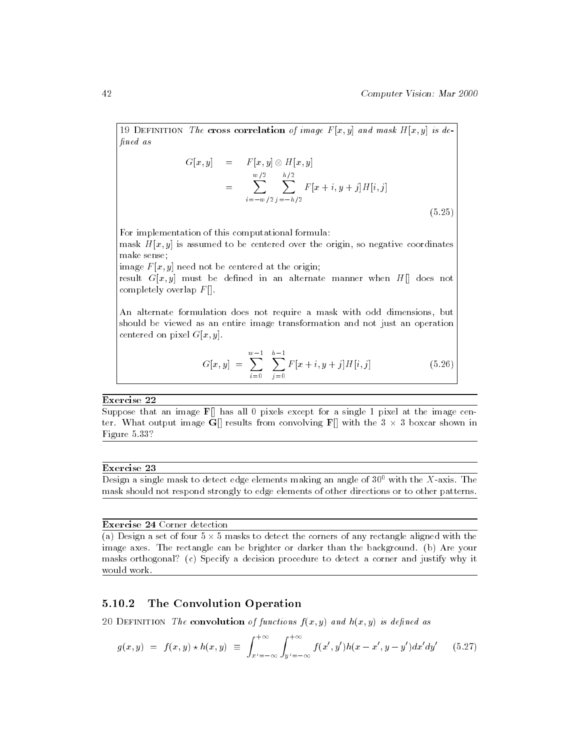19 Definition *The* **cross correlation** *of image* $F[x,y]$ *and mask* $H[x,y]$ *is defined as*

$$
\begin{aligned}
G[x,y] &= F[x,y] \otimes H[x,y] \\
&= \sum_{i=-w/2}^{w/2} \sum_{j=-h/2}^{h/2} F[x+i, y+j] H[i,j]
\end{aligned}
\tag{5.25}
$$

For implementation of this computational formula:
mask $H[x,y]$ is assumed to be centered over the origin, so negative coordinates make sense;
image $F[x,y]$ need not be centered at the origin;
result $G[x,y]$ must be defined in an alternate manner when $H[]$ does not completely overlap $F[]$.

An alternate formulation does not require a mask with odd dimensions, but should be viewed as an entire image transformation and not just an operation centered on pixel $G[x,y]$.

$$
G[x,y] = \sum_{i=0}^{w-1} \sum_{j=0}^{h-1} F[x+i, y+j] H[i,j] \tag{5.26}
$$

**Exercise 22**

Suppose that an image $\mathbf{F}[]$ has all 0 pixels except for a single 1 pixel at the image center. What output image $\mathbf{G}[]$ results from convolving $\mathbf{F}[]$ with the $3 \times 3$ boxcar shown in Figure 5.33?

**Exercise 23**

Design a single mask to detect edge elements making an angle of $30^0$ with the $X$-axis. The mask should not respond strongly to edge elements of other directions or to other patterns.

**Exercise 24** Corner detection

(a) Design a set of four $5 \times 5$ masks to detect the corners of any rectangle aligned with the image axes. The rectangle can be brighter or darker than the background. (b) Are your masks orthogonal? (c) Specify a decision procedure to detect a corner and justify why it would work.

### 5.10.2 The Convolution Operation

20 Definition *The* **convolution** *of functions* $f(x,y)$ *and* $h(x,y)$ *is defined as*

$$
g(x,y) = f(x,y) \star h(x,y) \equiv \int_{x'=-\infty}^{+\infty} \int_{y'=-\infty}^{+\infty} f(x',y') h(x-x', y-y') dx' dy' \tag{5.27}
$$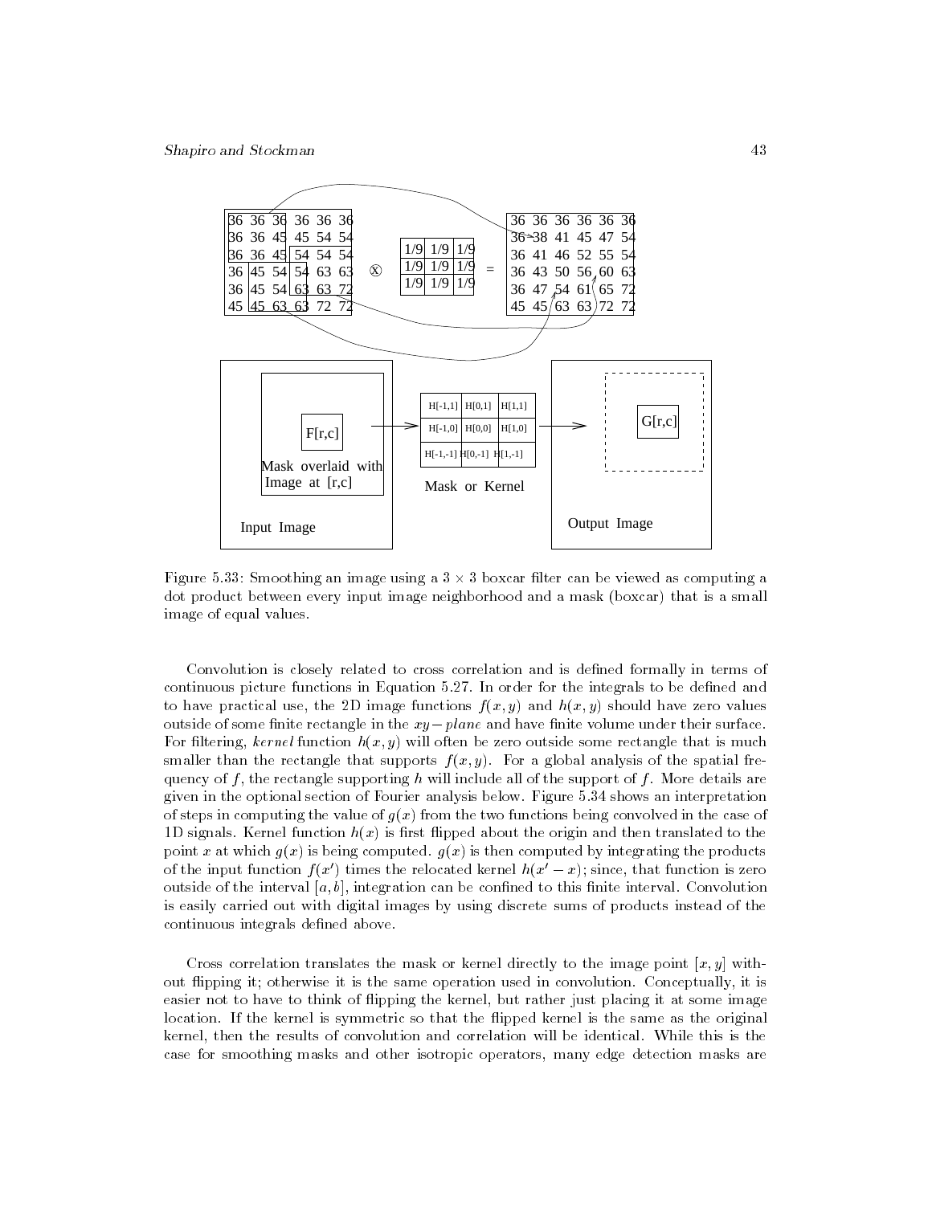Figure 5.33: Smoothing an image using a $3 \times 3$ boxcar filter can be viewed as computing a dot product between every input image neighborhood and a mask (boxcar) that is a small image of equal values.

Convolution is closely related to cross correlation and is defined formally in terms of continuous picture functions in Equation 5.27. In order for the integrals to be defined and to have practical use, the 2D image functions $f(x, y)$ and $h(x, y)$ should have zero values outside of some finite rectangle in the $xy-plane$ and have finite volume under their surface. For filtering, *kernel* function $h(x, y)$ will often be zero outside some rectangle that is much smaller than the rectangle that supports $f(x, y)$. For a global analysis of the spatial frequency of $f$, the rectangle supporting $h$ will include all of the support of $f$. More details are given in the optional section of Fourier analysis below. Figure 5.34 shows an interpretation of steps in computing the value of $g(x)$ from the two functions being convolved in the case of 1D signals. Kernel function $h(x)$ is first flipped about the origin and then translated to the point $x$ at which $g(x)$ is being computed. $g(x)$ is then computed by integrating the products of the input function $f(x')$ times the relocated kernel $h(x' - x)$; since, that function is zero outside of the interval $[a, b]$, integration can be confined to this finite interval. Convolution is easily carried out with digital images by using discrete sums of products instead of the continuous integrals defined above.

Cross correlation translates the mask or kernel directly to the image point $[x, y]$ without flipping it; otherwise it is the same operation used in convolution. Conceptually, it is easier not to have to think of flipping the kernel, but rather just placing it at some image location. If the kernel is symmetric so that the flipped kernel is the same as the original kernel, then the results of convolution and correlation will be identical. While this is the case for smoothing masks and other isotropic operators, many edge detection masks are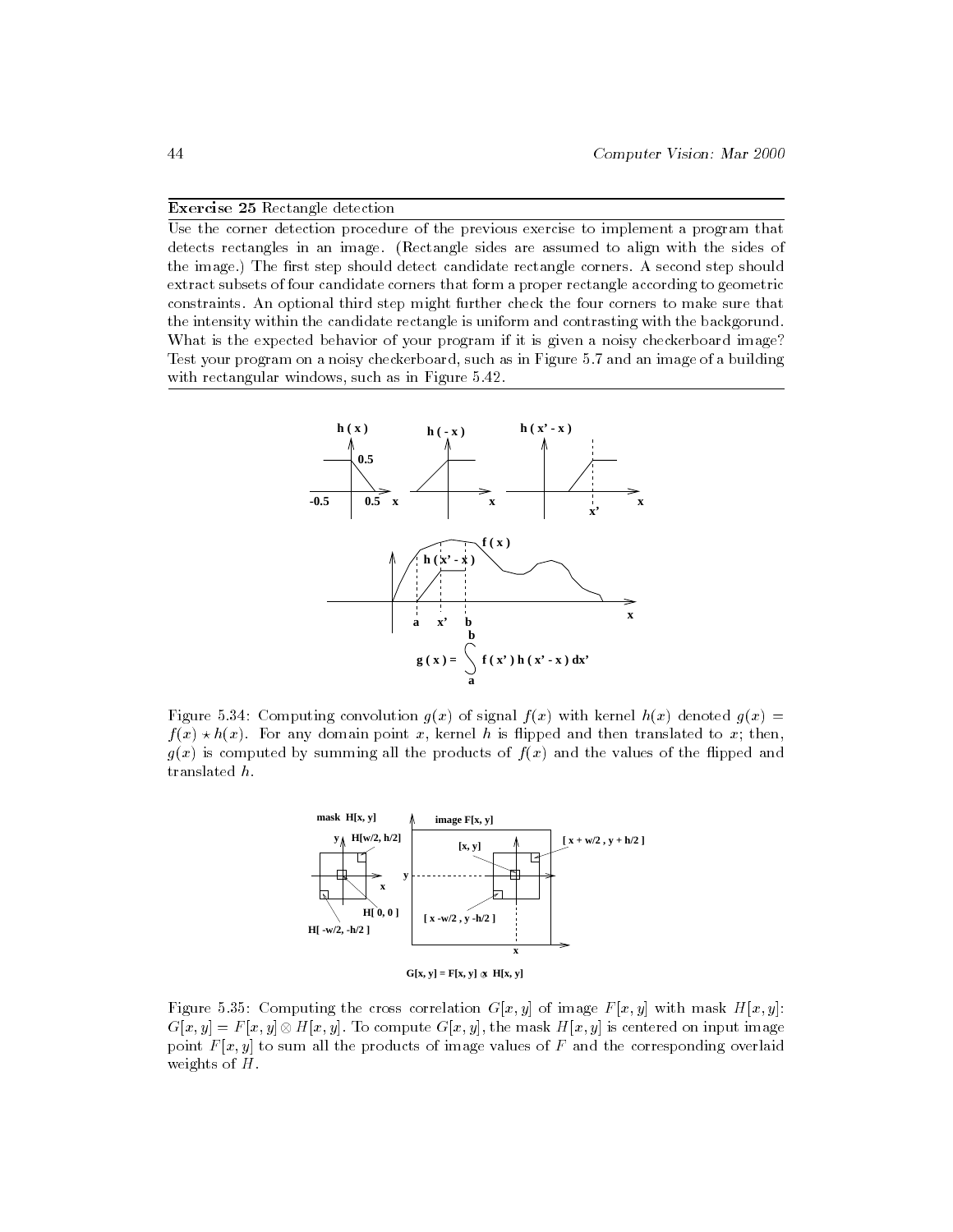**Exercise 25** Rectangle detection

Use the corner detection procedure of the previous exercise to implement a program that detects rectangles in an image. (Rectangle sides are assumed to align with the sides of the image.) The first step should detect candidate rectangle corners. A second step should extract subsets of four candidate corners that form a proper rectangle according to geometric constraints. An optional third step might further check the four corners to make sure that the intensity within the candidate rectangle is uniform and contrasting with the backgorund. What is the expected behavior of your program if it is given a noisy checkerboard image? Test your program on a noisy checkerboard, such as in Figure 5.7 and an image of a building with rectangular windows, such as in Figure 5.42.

Figure 5.34: Computing convolution $g(x)$ of signal $f(x)$ with kernel $h(x)$ denoted $g(x) = f(x) \star h(x)$. For any domain point $x$, kernel $h$ is flipped and then translated to $x$; then, $g(x)$ is computed by summing all the products of $f(x)$ and the values of the flipped and translated $h$.

Figure 5.35: Computing the cross correlation $G[x, y]$ of image $F[x, y]$ with mask $H[x, y]$: $G[x, y] = F[x, y] \otimes H[x, y]$. To compute $G[x, y]$, the mask $H[x, y]$ is centered on input image point $F[x, y]$ to sum all the products of image values of $F$ and the corresponding overlaid weights of $H$.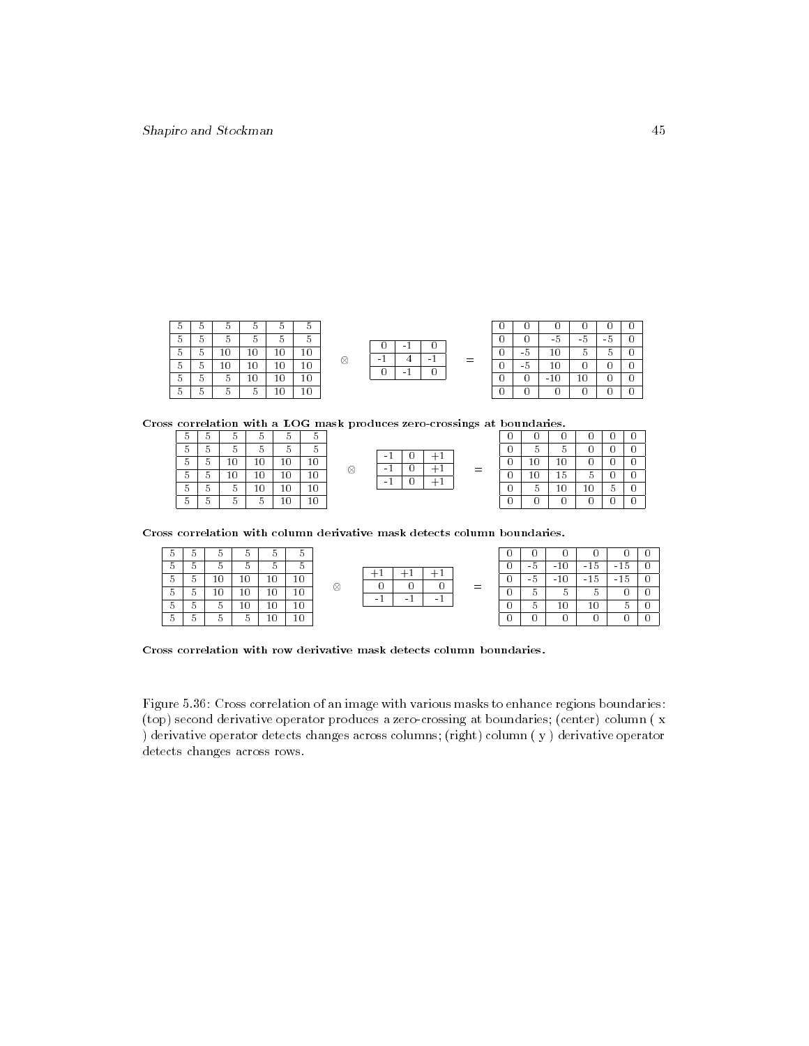| 5 | 5 | 5 | 5 | 5 | 5 |
|---|---|---|---|---|---|
| 5 | 5 | 5 | 5 | 5 | 5 |
| 5 | 5 | 10 | 10 | 10 | 10 |
| 5 | 5 | 10 | 10 | 10 | 10 |
| 5 | 5 | 5 | 10 | 10 | 10 |
| 5 | 5 | 5 | 5 | 10 | 10 |

$\otimes$

| 0 | -1 | 0 |
|---|---|---|
| -1 | 4 | -1 |
| 0 | -1 | 0 |

=

| 0 | 0 | 0 | 0 | 0 | 0 |
|---|---|---|---|---|---|
| 0 | 0 | -5 | -5 | -5 | 0 |
| 0 | -5 | 10 | 5 | 5 | 0 |
| 0 | -5 | 10 | 0 | 0 | 0 |
| 0 | 0 | -10 | 10 | 0 | 0 |
| 0 | 0 | 0 | 0 | 0 | 0 |

**Cross correlation with a LOG mask produces zero-crossings at boundaries.**

| 5 | 5 | 5 | 5 | 5 | 5 |
|---|---|---|---|---|---|
| 5 | 5 | 5 | 5 | 5 | 5 |
| 5 | 5 | 10 | 10 | 10 | 10 |
| 5 | 5 | 10 | 10 | 10 | 10 |
| 5 | 5 | 5 | 10 | 10 | 10 |
| 5 | 5 | 5 | 5 | 10 | 10 |

$\otimes$

| -1 | 0 | +1 |
|---|---|---|
| -1 | 0 | +1 |
| -1 | 0 | +1 |

=

| 0 | 0 | 0 | 0 | 0 | 0 |
|---|---|---|---|---|---|
| 0 | 5 | 5 | 0 | 0 | 0 |
| 0 | 10 | 10 | 0 | 0 | 0 |
| 0 | 10 | 15 | 5 | 0 | 0 |
| 0 | 5 | 10 | 10 | 5 | 0 |
| 0 | 0 | 0 | 0 | 0 | 0 |

**Cross correlation with column derivative mask detects column boundaries.**

| 5 | 5 | 5 | 5 | 5 | 5 |
|---|---|---|---|---|---|
| 5 | 5 | 5 | 5 | 5 | 5 |
| 5 | 5 | 10 | 10 | 10 | 10 |
| 5 | 5 | 10 | 10 | 10 | 10 |
| 5 | 5 | 5 | 10 | 10 | 10 |
| 5 | 5 | 5 | 5 | 10 | 10 |

$\otimes$

| +1 | +1 | +1 |
|---|---|---|
| 0 | 0 | 0 |
| -1 | -1 | -1 |

=

| 0 | 0 | 0 | 0 | 0 | 0 |
|---|---|---|---|---|---|
| 0 | -5 | -10 | -15 | -15 | 0 |
| 0 | -5 | -10 | -15 | -15 | 0 |
| 0 | 5 | 5 | 5 | 0 | 0 |
| 0 | 5 | 10 | 10 | 5 | 0 |
| 0 | 0 | 0 | 0 | 0 | 0 |

**Cross correlation with row derivative mask detects column boundaries.**

Figure 5.36: Cross correlation of an image with various masks to enhance regions boundaries: (top) second derivative operator produces a zero-crossing at boundaries; (center) column ( x ) derivative operator detects changes across columns; (right) column ( y ) derivative operator detects changes across rows.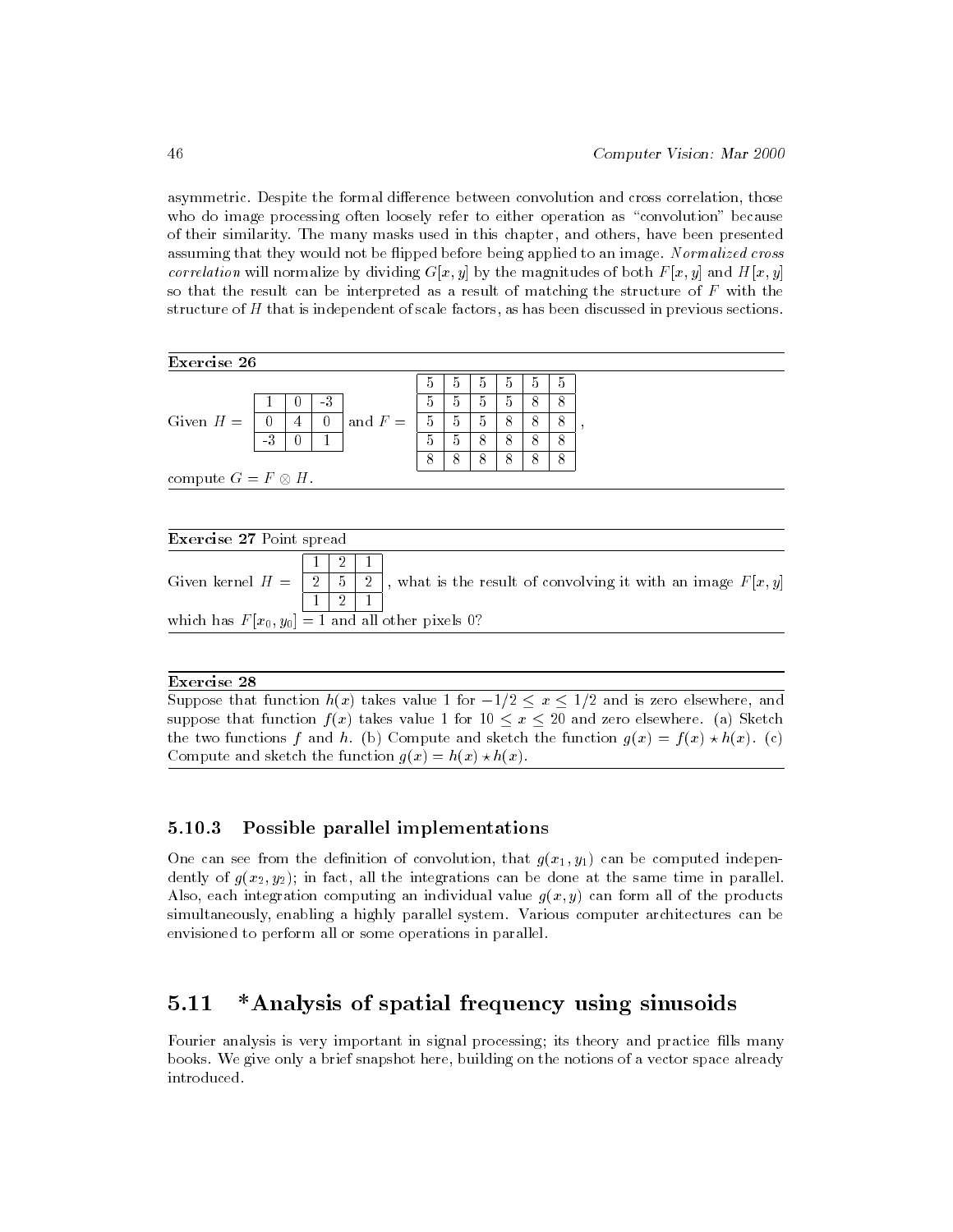asymmetric. Despite the formal difference between convolution and cross correlation, those who do image processing often loosely refer to either operation as "convolution" because of their similarity. The many masks used in this chapter, and others, have been presented assuming that they would not be flipped before being applied to an image. *Normalized cross correlation* will normalize by dividing $G[x, y]$ by the magnitudes of both $F[x, y]$ and $H[x, y]$ so that the result can be interpreted as a result of matching the structure of $F$ with the structure of $H$ that is independent of scale factors, as has been discussed in previous sections.

---

**Exercise 26**

Given $H =$

| | | |
|---|---|---|
| 1 | 0 | -3 |
| 0 | 4 | 0 |
| -3 | 0 | 1 |

and $F =$

| | | | | | |
|---|---|---|---|---|---|
| 5 | 5 | 5 | 5 | 5 | 5 |
| 5 | 5 | 5 | 5 | 8 | 8 |
| 5 | 5 | 5 | 8 | 8 | 8 |
| 5 | 5 | 8 | 8 | 8 | 8 |
| 8 | 8 | 8 | 8 | 8 | 8 |

,

compute $G = F \otimes H$.

---

**Exercise 27** Point spread

Given kernel $H =$

| | | |
|---|---|---|
| 1 | 2 | 1 |
| 2 | 5 | 2 |
| 1 | 2 | 1 |

, what is the result of convolving it with an image $F[x, y]$ which has $F[x_0, y_0] = 1$ and all other pixels 0?

---

**Exercise 28**

Suppose that function $h(x)$ takes value 1 for $-1/2 \leq x \leq 1/2$ and is zero elsewhere, and suppose that function $f(x)$ takes value 1 for $10 \leq x \leq 20$ and zero elsewhere. (a) Sketch the two functions $f$ and $h$. (b) Compute and sketch the function $g(x) = f(x) \star h(x)$. (c) Compute and sketch the function $g(x) = h(x) \star h(x)$.

---

### 5.10.3 Possible parallel implementations

One can see from the definition of convolution, that $g(x_1, y_1)$ can be computed independently of $g(x_2, y_2)$; in fact, all the integrations can be done at the same time in parallel. Also, each integration computing an individual value $g(x, y)$ can form all of the products simultaneously, enabling a highly parallel system. Various computer architectures can be envisioned to perform all or some operations in parallel.

## 5.11 *Analysis of spatial frequency using sinusoids

Fourier analysis is very important in signal processing; its theory and practice fills many books. We give only a brief snapshot here, building on the notions of a vector space already introduced.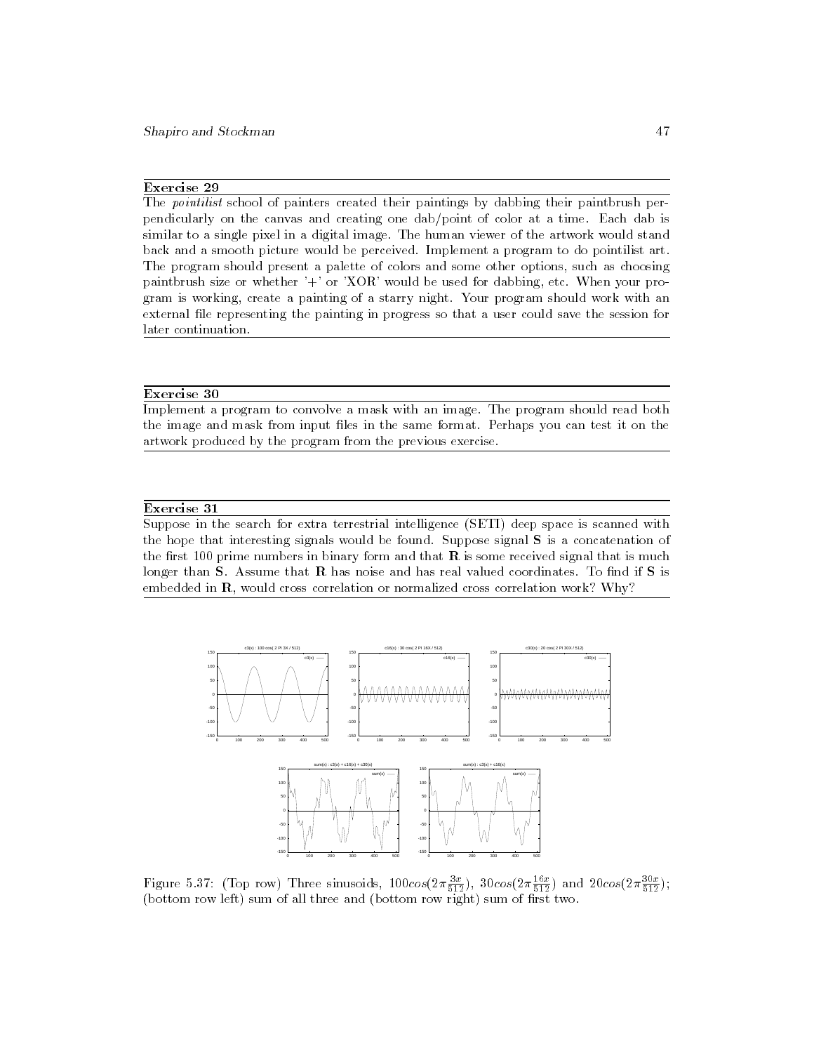### Exercise 29

The *pointilist* school of painters created their paintings by dabbing their paintbrush perpendicularly on the canvas and creating one dab/point of color at a time. Each dab is similar to a single pixel in a digital image. The human viewer of the artwork would stand back and a smooth picture would be perceived. Implement a program to do pointilist art. The program should present a palette of colors and some other options, such as choosing paintbrush size or whether '+' or 'XOR' would be used for dabbing, etc. When your program is working, create a painting of a starry night. Your program should work with an external file representing the painting in progress so that a user could save the session for later continuation.

### Exercise 30

Implement a program to convolve a mask with an image. The program should read both the image and mask from input files in the same format. Perhaps you can test it on the artwork produced by the program from the previous exercise.

### Exercise 31

Suppose in the search for extra terrestrial intelligence (SETI) deep space is scanned with the hope that interesting signals would be found. Suppose signal **S** is a concatenation of the first 100 prime numbers in binary form and that **R** is some received signal that is much longer than **S**. Assume that **R** has noise and has real valued coordinates. To find if **S** is embedded in **R**, would cross correlation or normalized cross correlation work? Why?

Figure 5.37: (Top row) Three sinusoids, $100cos(2\pi\frac{3x}{512})$, $30cos(2\pi\frac{16x}{512})$ and $20cos(2\pi\frac{30x}{512})$; (bottom row left) sum of all three and (bottom row right) sum of first two.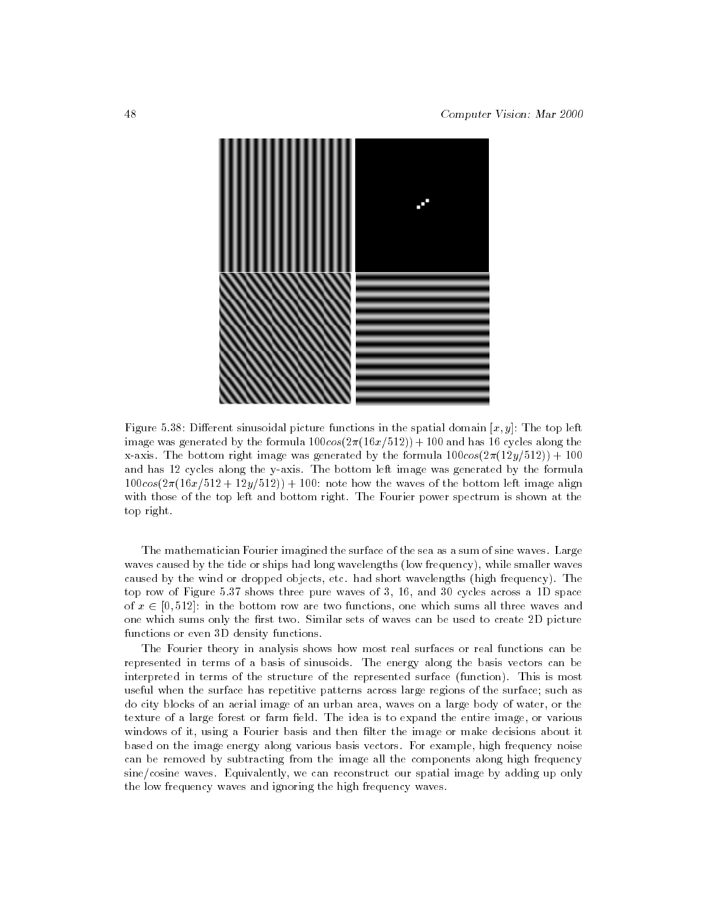Figure 5.38: Different sinusoidal picture functions in the spatial domain $[x, y]$: The top left image was generated by the formula $100cos(2\pi(16x/512)) + 100$ and has 16 cycles along the x-axis. The bottom right image was generated by the formula $100cos(2\pi(12y/512)) + 100$ and has 12 cycles along the y-axis. The bottom left image was generated by the formula $100cos(2\pi(16x/512 + 12y/512)) + 100$: note how the waves of the bottom left image align with those of the top left and bottom right. The Fourier power spectrum is shown at the top right.

The mathematician Fourier imagined the surface of the sea as a sum of sine waves. Large waves caused by the tide or ships had long wavelengths (low frequency), while smaller waves caused by the wind or dropped objects, etc. had short wavelengths (high frequency). The top row of Figure 5.37 shows three pure waves of 3, 16, and 30 cycles across a 1D space of $x \in [0, 512]$: in the bottom row are two functions, one which sums all three waves and one which sums only the first two. Similar sets of waves can be used to create 2D picture functions or even 3D density functions.

The Fourier theory in analysis shows how most real surfaces or real functions can be represented in terms of a basis of sinusoids. The energy along the basis vectors can be interpreted in terms of the structure of the represented surface (function). This is most useful when the surface has repetitive patterns across large regions of the surface; such as do city blocks of an aerial image of an urban area, waves on a large body of water, or the texture of a large forest or farm field. The idea is to expand the entire image, or various windows of it, using a Fourier basis and then filter the image or make decisions about it based on the image energy along various basis vectors. For example, high frequency noise can be removed by subtracting from the image all the components along high frequency sine/cosine waves. Equivalently, we can reconstruct our spatial image by adding up only the low frequency waves and ignoring the high frequency waves.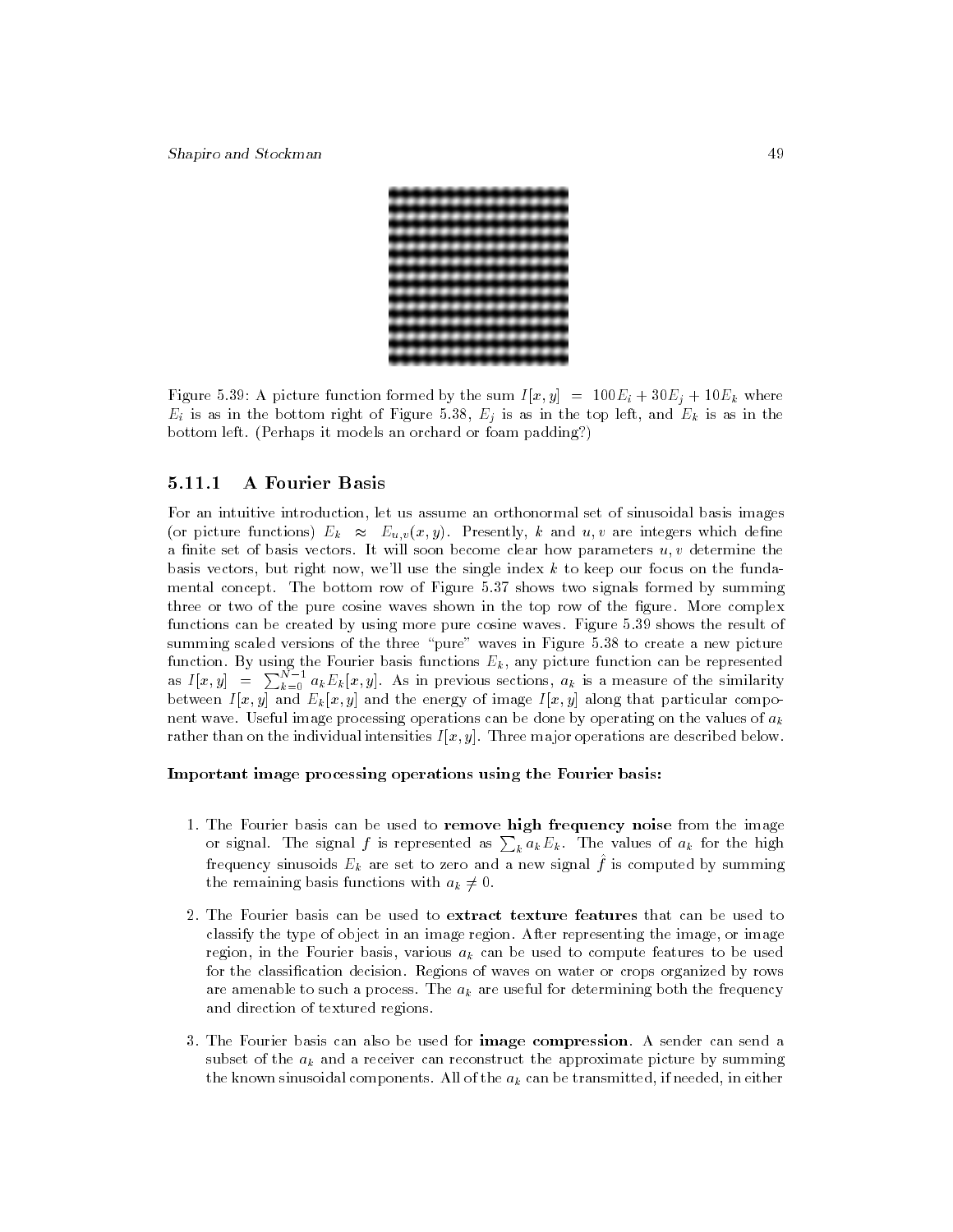Figure 5.39: A picture function formed by the sum $I[x,y] = 100E_i + 30E_j + 10E_k$ where $E_i$ is as in the bottom right of Figure 5.38, $E_j$ is as in the top left, and $E_k$ is as in the bottom left. (Perhaps it models an orchard or foam padding?)

### 5.11.1 A Fourier Basis

For an intuitive introduction, let us assume an orthonormal set of sinusoidal basis images (or picture functions) $E_k \approx E_{u,v}(x,y)$. Presently, $k$ and $u,v$ are integers which define a finite set of basis vectors. It will soon become clear how parameters $u,v$ determine the basis vectors, but right now, we'll use the single index $k$ to keep our focus on the fundamental concept. The bottom row of Figure 5.37 shows two signals formed by summing three or two of the pure cosine waves shown in the top row of the figure. More complex functions can be created by using more pure cosine waves. Figure 5.39 shows the result of summing scaled versions of the three "pure" waves in Figure 5.38 to create a new picture function. By using the Fourier basis functions $E_k$, any picture function can be represented as $I[x,y] = \sum_{k=0}^{N-1} a_k E_k[x,y]$. As in previous sections, $a_k$ is a measure of the similarity between $I[x,y]$ and $E_k[x,y]$ and the energy of image $I[x,y]$ along that particular component wave. Useful image processing operations can be done by operating on the values of $a_k$ rather than on the individual intensities $I[x,y]$. Three major operations are described below.

**Important image processing operations using the Fourier basis:**

1. The Fourier basis can be used to **remove high frequency noise** from the image or signal. The signal $f$ is represented as $\sum_k a_k E_k$. The values of $a_k$ for the high frequency sinusoids $E_k$ are set to zero and a new signal $\hat{f}$ is computed by summing the remaining basis functions with $a_k \neq 0$.

2. The Fourier basis can be used to **extract texture features** that can be used to classify the type of object in an image region. After representing the image, or image region, in the Fourier basis, various $a_k$ can be used to compute features to be used for the classification decision. Regions of waves on water or crops organized by rows are amenable to such a process. The $a_k$ are useful for determining both the frequency and direction of textured regions.

3. The Fourier basis can also be used for **image compression**. A sender can send a subset of the $a_k$ and a receiver can reconstruct the approximate picture by summing the known sinusoidal components. All of the $a_k$ can be transmitted, if needed, in either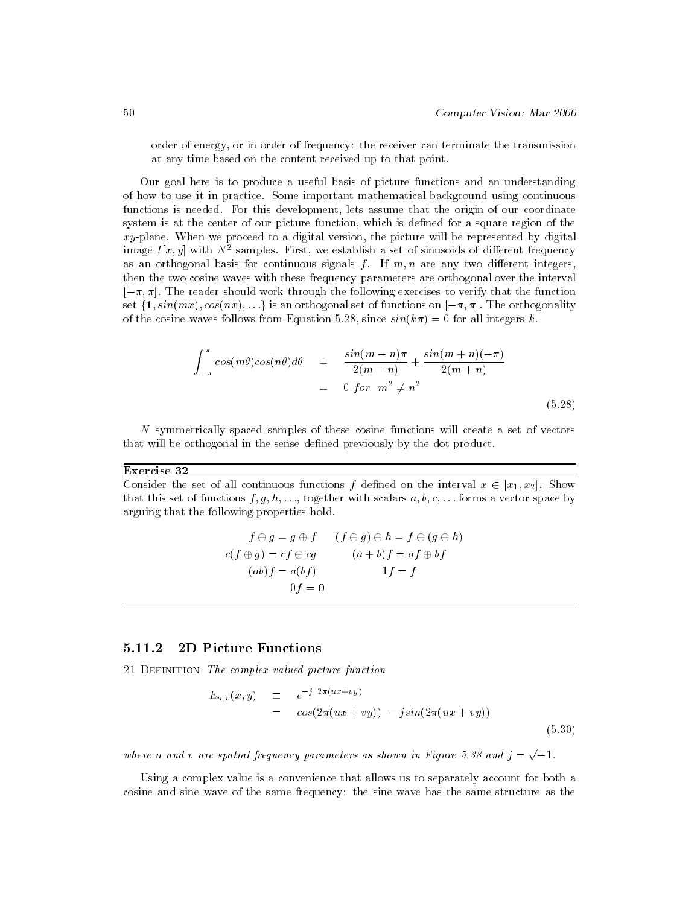order of energy, or in order of frequency: the receiver can terminate the transmission at any time based on the content received up to that point.

Our goal here is to produce a useful basis of picture functions and an understanding of how to use it in practice. Some important mathematical background using continuous functions is needed. For this development, lets assume that the origin of our coordinate system is at the center of our picture function, which is defined for a square region of the $xy$-plane. When we proceed to a digital version, the picture will be represented by digital image $I[x, y]$ with $N^2$ samples. First, we establish a set of sinusoids of different frequency as an orthogonal basis for continuous signals $f$. If $m, n$ are any two different integers, then the two cosine waves with these frequency parameters are orthogonal over the interval $[-\pi, \pi]$. The reader should work through the following exercises to verify that the function set $\{\mathbf{1}, sin(mx), cos(nx), \ldots\}$ is an orthogonal set of functions on $[-\pi, \pi]$. The orthogonality of the cosine waves follows from Equation 5.28, since $sin(k\pi) = 0$ for all integers $k$.

$$
\begin{aligned}
\int_{-\pi}^{\pi} cos(m\theta)cos(n\theta)d\theta &= \frac{sin(m-n)\pi}{2(m-n)} + \frac{sin(m+n)(-\pi)}{2(m+n)} \\
&= 0 \; for \;\; m^2 \neq n^2
\end{aligned}
\tag{5.28}
$$

$N$ symmetrically spaced samples of these cosine functions will create a set of vectors that will be orthogonal in the sense defined previously by the dot product.

**Exercise 32**

Consider the set of all continuous functions $f$ defined on the interval $x \in [x_1, x_2]$. Show that this set of functions $f, g, h, \ldots$, together with scalars $a, b, c, \ldots$ forms a vector space by arguing that the following properties hold.

$$
\begin{array}{cc}
f \oplus g = g \oplus f & (f \oplus g) \oplus h = f \oplus (g \oplus h) \\
c(f \oplus g) = cf \oplus cg & (a+b)f = af \oplus bf \\
(ab)f = a(bf) & 1f = f \\
0f = \mathbf{0} &
\end{array}
$$

### 5.11.2 2D Picture Functions

21 Definition *The complex valued picture function*

$$
\begin{aligned}
E_{u,v}(x, y) &\equiv e^{-j\; 2\pi(ux+vy)} \\
&= cos(2\pi(ux+vy)) \; - j sin(2\pi(ux+vy))
\end{aligned}
\tag{5.30}
$$

*where $u$ and $v$ are spatial frequency parameters as shown in Figure 5.38 and $j = \sqrt{-1}$.*

Using a complex value is a convenience that allows us to separately account for both a cosine and sine wave of the same frequency: the sine wave has the same structure as the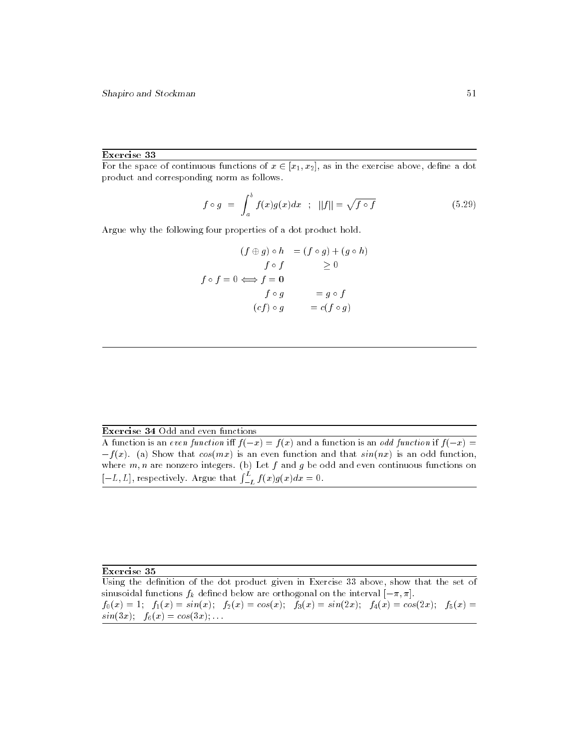**Exercise 33**

For the space of continuous functions of $x \in [x_1, x_2]$, as in the exercise above, define a dot product and corresponding norm as follows.

$$f \circ g \;=\; \int_a^b f(x)g(x)dx \quad ; \quad ||f|| = \sqrt{f \circ f} \tag{5.29}$$

Argue why the following four properties of a dot product hold.

$$
\begin{aligned}
(f \oplus g) \circ h \quad &= (f \circ g) + (g \circ h) \\
f \circ f \quad &\geq 0 \\
f \circ f = 0 \Longleftrightarrow f = \mathbf{0} & \\
f \circ g \quad &= g \circ f \\
(cf) \circ g \quad &= c(f \circ g)
\end{aligned}
$$

---

**Exercise 34** Odd and even functions

A function is an *even function* iff $f(-x) = f(x)$ and a function is an *odd function* if $f(-x) = -f(x)$. (a) Show that $cos(mx)$ is an even function and that $sin(nx)$ is an odd function, where $m, n$ are nonzero integers. (b) Let $f$ and $g$ be odd and even continuous functions on $[-L, L]$, respectively. Argue that $\int_{-L}^{L} f(x)g(x)dx = 0$.

---

**Exercise 35**

Using the definition of the dot product given in Exercise 33 above, show that the set of sinusoidal functions $f_k$ defined below are orthogonal on the interval $[-\pi, \pi]$.

$f_0(x) = 1$; $f_1(x) = sin(x)$; $f_2(x) = cos(x)$; $f_3(x) = sin(2x)$; $f_4(x) = cos(2x)$; $f_5(x) = sin(3x)$; $f_6(x) = cos(3x)$; ...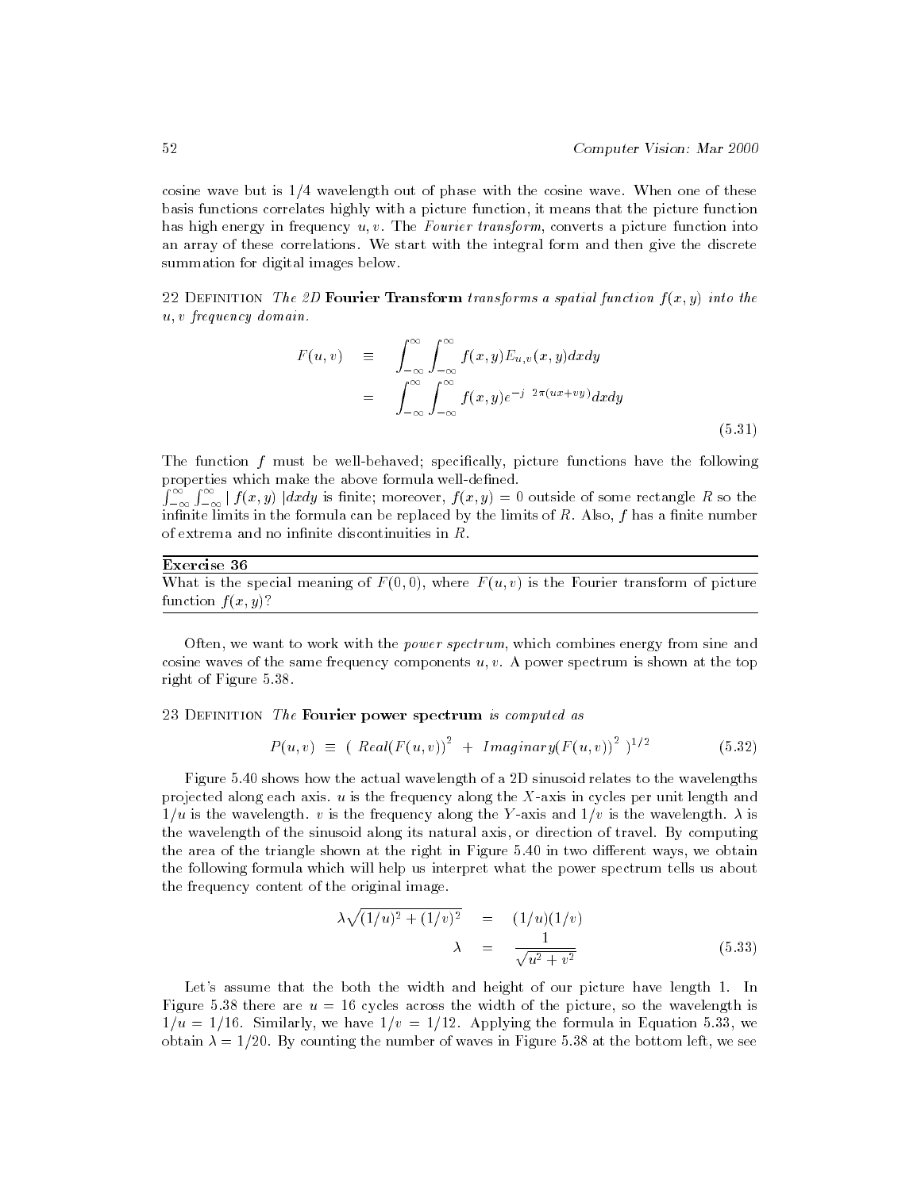cosine wave but is 1/4 wavelength out of phase with the cosine wave. When one of these basis functions correlates highly with a picture function, it means that the picture function has high energy in frequency $u, v$. The *Fourier transform*, converts a picture function into an array of these correlations. We start with the integral form and then give the discrete summation for digital images below.

22 Definition *The 2D* **Fourier Transform** *transforms a spatial function $f(x, y)$ into the $u, v$ frequency domain.*

$$
\begin{aligned}
F(u,v) &\equiv \int_{-\infty}^{\infty}\int_{-\infty}^{\infty} f(x,y)E_{u,v}(x,y)dxdy \\
&= \int_{-\infty}^{\infty}\int_{-\infty}^{\infty} f(x,y)e^{-j\ 2\pi(ux+vy)}dxdy
\end{aligned}
\tag{5.31}
$$

The function $f$ must be well-behaved; specifically, picture functions have the following properties which make the above formula well-defined.
$\int_{-\infty}^{\infty}\int_{-\infty}^{\infty} \mid f(x,y) \mid dxdy$ is finite; moreover, $f(x, y) = 0$ outside of some rectangle $R$ so the infinite limits in the formula can be replaced by the limits of $R$. Also, $f$ has a finite number of extrema and no infinite discontinuities in $R$.

---

**Exercise 36**

What is the special meaning of $F(0, 0)$, where $F(u, v)$ is the Fourier transform of picture function $f(x, y)$?

---

Often, we want to work with the *power spectrum*, which combines energy from sine and cosine waves of the same frequency components $u, v$. A power spectrum is shown at the top right of Figure 5.38.

23 Definition *The* **Fourier power spectrum** *is computed as*

$$
P(u,v) \equiv (\ Real(F(u,v))^2 \ + \ Imaginary(F(u,v))^2 \ )^{1/2} \tag{5.32}
$$

Figure 5.40 shows how the actual wavelength of a 2D sinusoid relates to the wavelengths projected along each axis. $u$ is the frequency along the $X$-axis in cycles per unit length and $1/u$ is the wavelength. $v$ is the frequency along the $Y$-axis and $1/v$ is the wavelength. $\lambda$ is the wavelength of the sinusoid along its natural axis, or direction of travel. By computing the area of the triangle shown at the right in Figure 5.40 in two different ways, we obtain the following formula which will help us interpret what the power spectrum tells us about the frequency content of the original image.

$$
\begin{aligned}
\lambda\sqrt{(1/u)^2 + (1/v)^2} &= (1/u)(1/v) \\
\lambda &= \frac{1}{\sqrt{u^2+v^2}}
\end{aligned}
\tag{5.33}
$$

Let's assume that the both the width and height of our picture have length 1. In Figure 5.38 there are $u = 16$ cycles across the width of the picture, so the wavelength is $1/u = 1/16$. Similarly, we have $1/v = 1/12$. Applying the formula in Equation 5.33, we obtain $\lambda = 1/20$. By counting the number of waves in Figure 5.38 at the bottom left, we see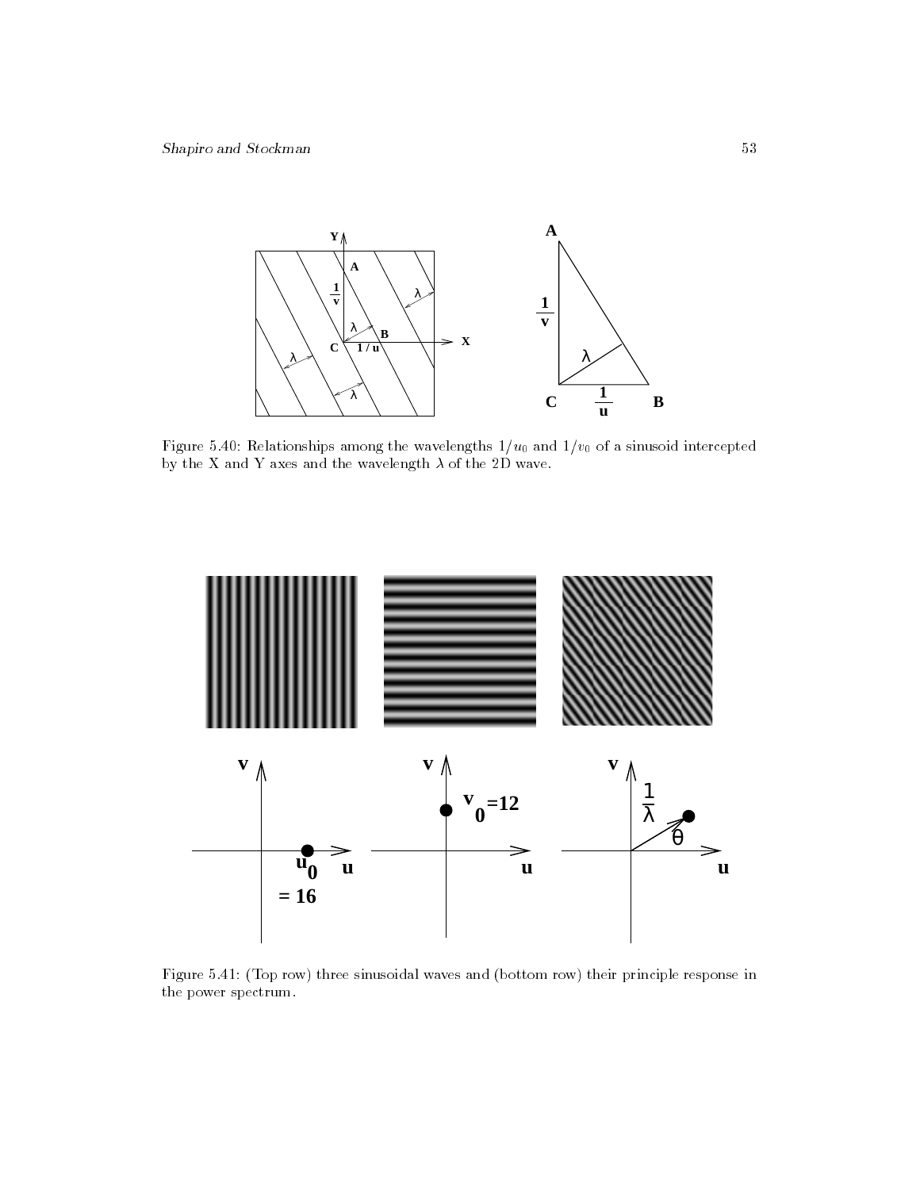Figure 5.40: Relationships among the wavelengths $1/u_0$ and $1/v_0$ of a sinusoid intercepted by the X and Y axes and the wavelength $\lambda$ of the 2D wave.

Figure 5.41: (Top row) three sinusoidal waves and (bottom row) their principle response in the power spectrum.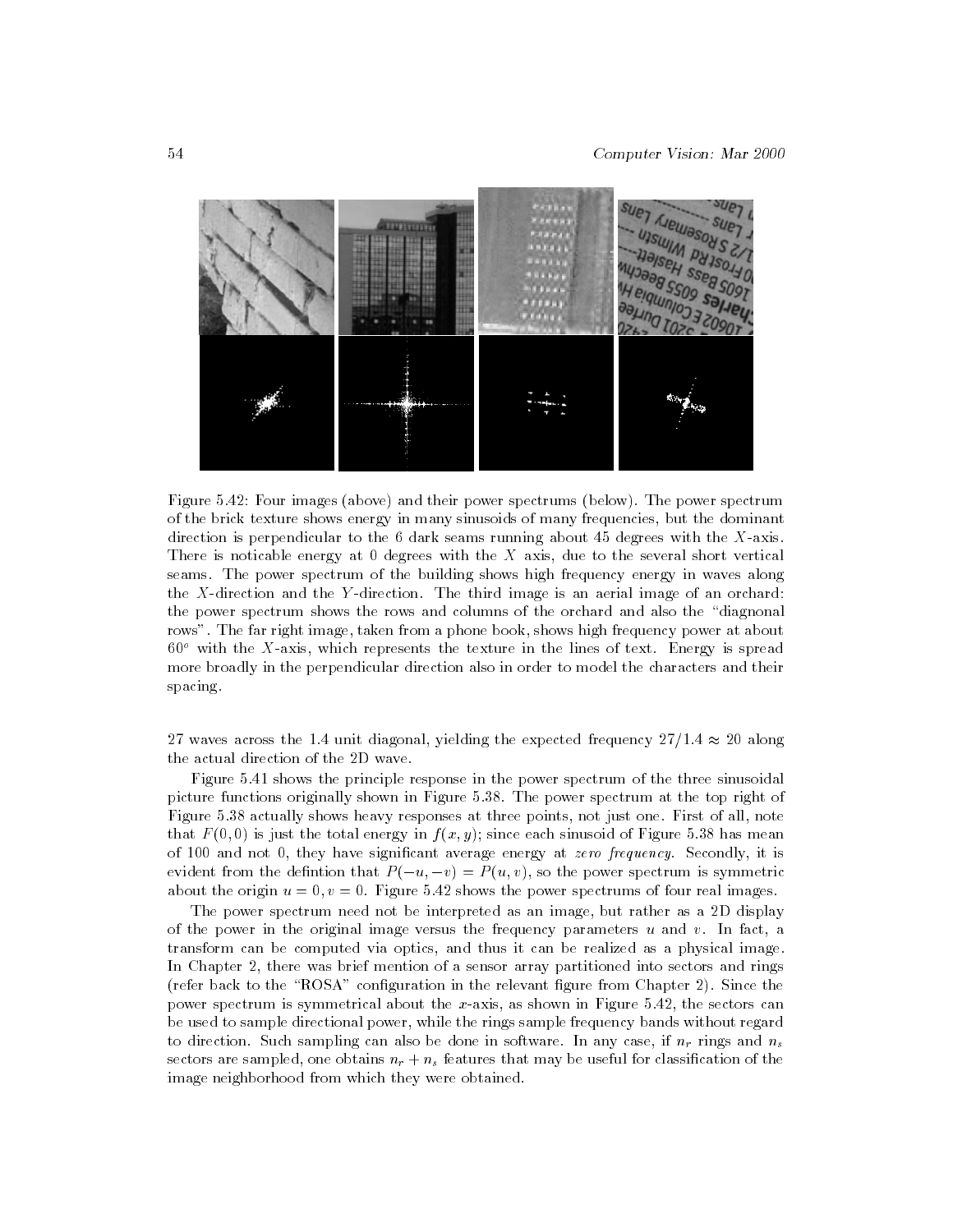Figure 5.42: Four images (above) and their power spectrums (below). The power spectrum of the brick texture shows energy in many sinusoids of many frequencies, but the dominant direction is perpendicular to the 6 dark seams running about 45 degrees with the $X$-axis. There is noticable energy at 0 degrees with the $X$ axis, due to the several short vertical seams. The power spectrum of the building shows high frequency energy in waves along the $X$-direction and the $Y$-direction. The third image is an aerial image of an orchard: the power spectrum shows the rows and columns of the orchard and also the "diagnonal rows". The far right image, taken from a phone book, shows high frequency power at about $60^o$ with the $X$-axis, which represents the texture in the lines of text. Energy is spread more broadly in the perpendicular direction also in order to model the characters and their spacing.

27 waves across the 1.4 unit diagonal, yielding the expected frequency $27/1.4 \approx 20$ along the actual direction of the 2D wave.

Figure 5.41 shows the principle response in the power spectrum of the three sinusoidal picture functions originally shown in Figure 5.38. The power spectrum at the top right of Figure 5.38 actually shows heavy responses at three points, not just one. First of all, note that $F(0,0)$ is just the total energy in $f(x,y)$; since each sinusoid of Figure 5.38 has mean of 100 and not 0, they have significant average energy at *zero frequency*. Secondly, it is evident from the defintion that $P(-u,-v) = P(u,v)$, so the power spectrum is symmetric about the origin $u = 0, v = 0$. Figure 5.42 shows the power spectrums of four real images.

The power spectrum need not be interpreted as an image, but rather as a 2D display of the power in the original image versus the frequency parameters $u$ and $v$. In fact, a transform can be computed via optics, and thus it can be realized as a physical image. In Chapter 2, there was brief mention of a sensor array partitioned into sectors and rings (refer back to the "ROSA" configuration in the relevant figure from Chapter 2). Since the power spectrum is symmetrical about the $x$-axis, as shown in Figure 5.42, the sectors can be used to sample directional power, while the rings sample frequency bands without regard to direction. Such sampling can also be done in software. In any case, if $n_r$ rings and $n_s$ sectors are sampled, one obtains $n_r + n_s$ features that may be useful for classification of the image neighborhood from which they were obtained.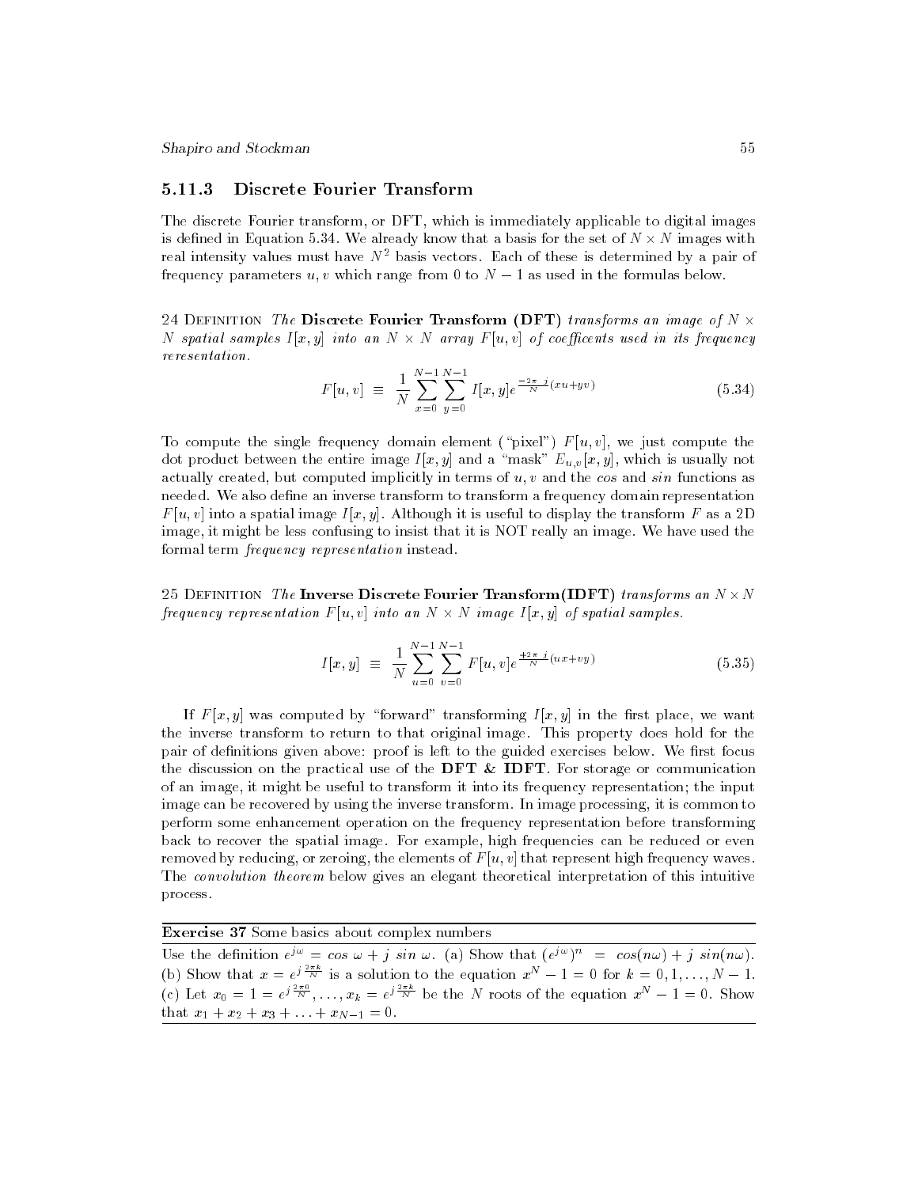### 5.11.3 Discrete Fourier Transform

The discrete Fourier transform, or DFT, which is immediately applicable to digital images is defined in Equation 5.34. We already know that a basis for the set of $N \times N$ images with real intensity values must have $N^2$ basis vectors. Each of these is determined by a pair of frequency parameters $u, v$ which range from 0 to $N-1$ as used in the formulas below.

24 Definition *The* **Discrete Fourier Transform (DFT)** *transforms an image of $N \times N$ spatial samples $I[x,y]$ into an $N \times N$ array $F[u,v]$ of coefficents used in its frequency reresentation.*

$$F[u,v] \;\equiv\; \frac{1}{N}\sum_{x=0}^{N-1}\sum_{y=0}^{N-1} I[x,y]e^{\frac{-2\pi}{N}j(xu+yv)} \tag{5.34}$$

To compute the single frequency domain element ("pixel") $F[u,v]$, we just compute the dot product between the entire image $I[x,y]$ and a "mask" $E_{u,v}[x,y]$, which is usually not actually created, but computed implicitly in terms of $u, v$ and the *cos* and *sin* functions as needed. We also define an inverse transform to transform a frequency domain representation $F[u,v]$ into a spatial image $I[x,y]$. Although it is useful to display the transform $F$ as a 2D image, it might be less confusing to insist that it is NOT really an image. We have used the formal term *frequency representation* instead.

25 Definition *The* **Inverse Discrete Fourier Transform(IDFT)** *transforms an $N \times N$ frequency representation $F[u,v]$ into an $N \times N$ image $I[x,y]$ of spatial samples.*

$$I[x,y] \;\equiv\; \frac{1}{N}\sum_{u=0}^{N-1}\sum_{v=0}^{N-1} F[u,v]e^{\frac{+2\pi}{N}j(ux+vy)} \tag{5.35}$$

If $F[x,y]$ was computed by "forward" transforming $I[x,y]$ in the first place, we want the inverse transform to return to that original image. This property does hold for the pair of definitions given above: proof is left to the guided exercises below. We first focus the discussion on the practical use of the **DFT & IDFT**. For storage or communication of an image, it might be useful to transform it into its frequency representation; the input image can be recovered by using the inverse transform. In image processing, it is common to perform some enhancement operation on the frequency representation before transforming back to recover the spatial image. For example, high frequencies can be reduced or even removed by reducing, or zeroing, the elements of $F[u,v]$ that represent high frequency waves. The *convolution theorem* below gives an elegant theoretical interpretation of this intuitive process.

---

**Exercise 37** Some basics about complex numbers

Use the definition $e^{j\omega} = cos\ \omega + j\ sin\ \omega$. (a) Show that $(e^{j\omega})^n = cos(n\omega) + j\ sin(n\omega)$. (b) Show that $x = e^{j\frac{2\pi k}{N}}$ is a solution to the equation $x^N - 1 = 0$ for $k = 0, 1, \ldots, N-1$. (c) Let $x_0 = 1 = e^{j\frac{2\pi 0}{N}}, \ldots, x_k = e^{j\frac{2\pi k}{N}}$ be the $N$ roots of the equation $x^N - 1 = 0$. Show that $x_1 + x_2 + x_3 + \ldots + x_{N-1} = 0$.

---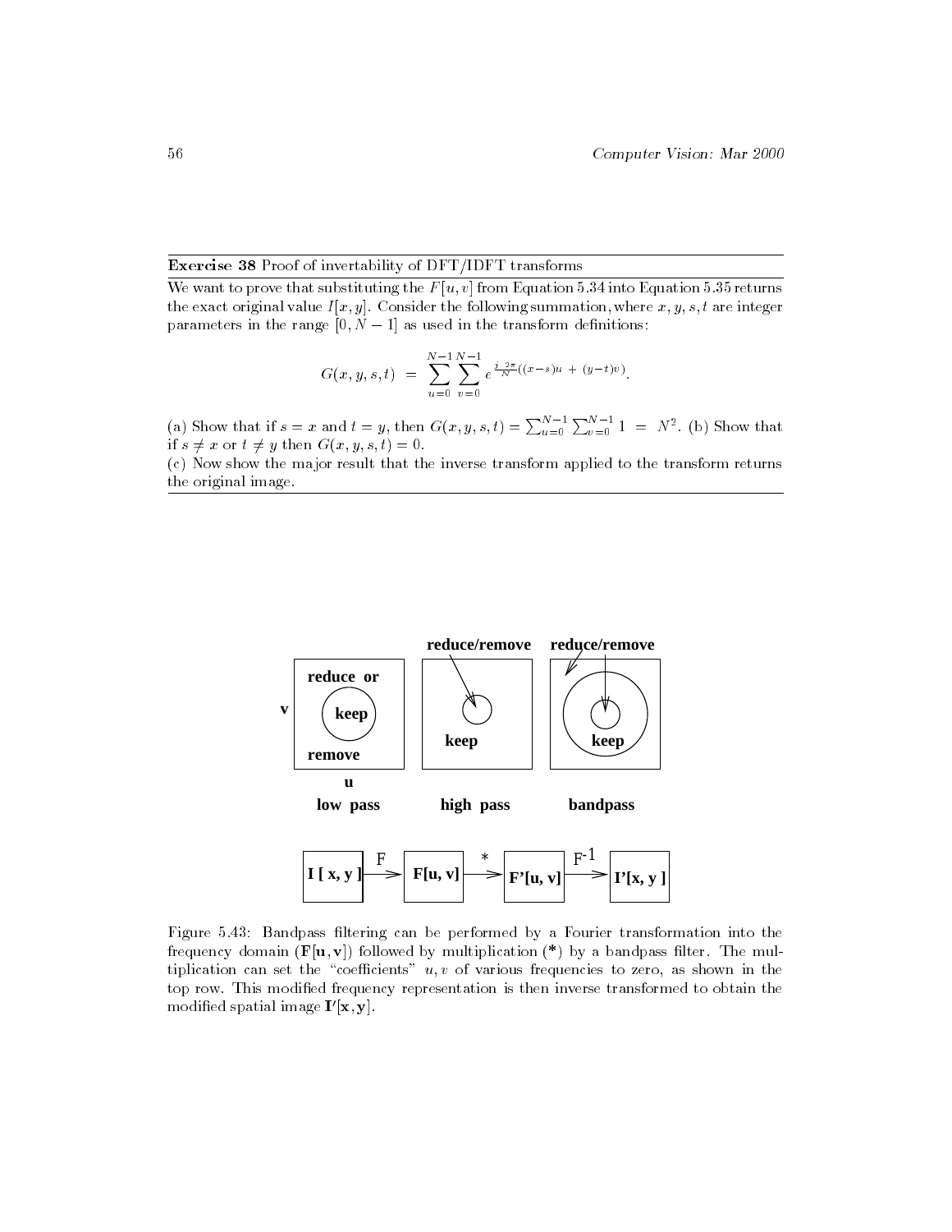**Exercise 38** Proof of invertability of DFT/IDFT transforms

We want to prove that substituting the $F[u, v]$ from Equation 5.34 into Equation 5.35 returns the exact original value $I[x, y]$. Consider the following summation, where $x, y, s, t$ are integer parameters in the range $[0, N-1]$ as used in the transform definitions:

$$G(x, y, s, t) \;=\; \sum_{u=0}^{N-1} \sum_{v=0}^{N-1} e^{\frac{j\,2\pi}{N}((x-s)u \;+\; (y-t)v)}.$$

(a) Show that if $s = x$ and $t = y$, then $G(x, y, s, t) = \sum_{u=0}^{N-1} \sum_{v=0}^{N-1} 1 \;=\; N^2$. (b) Show that if $s \neq x$ or $t \neq y$ then $G(x, y, s, t) = 0$.

(c) Now show the major result that the inverse transform applied to the transform returns the original image.

Figure 5.43: Bandpass filtering can be performed by a Fourier transformation into the frequency domain ($\mathbf{F[u, v]}$) followed by multiplication (**\***) by a bandpass filter. The multiplication can set the "coefficients" $u, v$ of various frequencies to zero, as shown in the top row. This modified frequency representation is then inverse transformed to obtain the modified spatial image $\mathbf{I'[x, y]}$.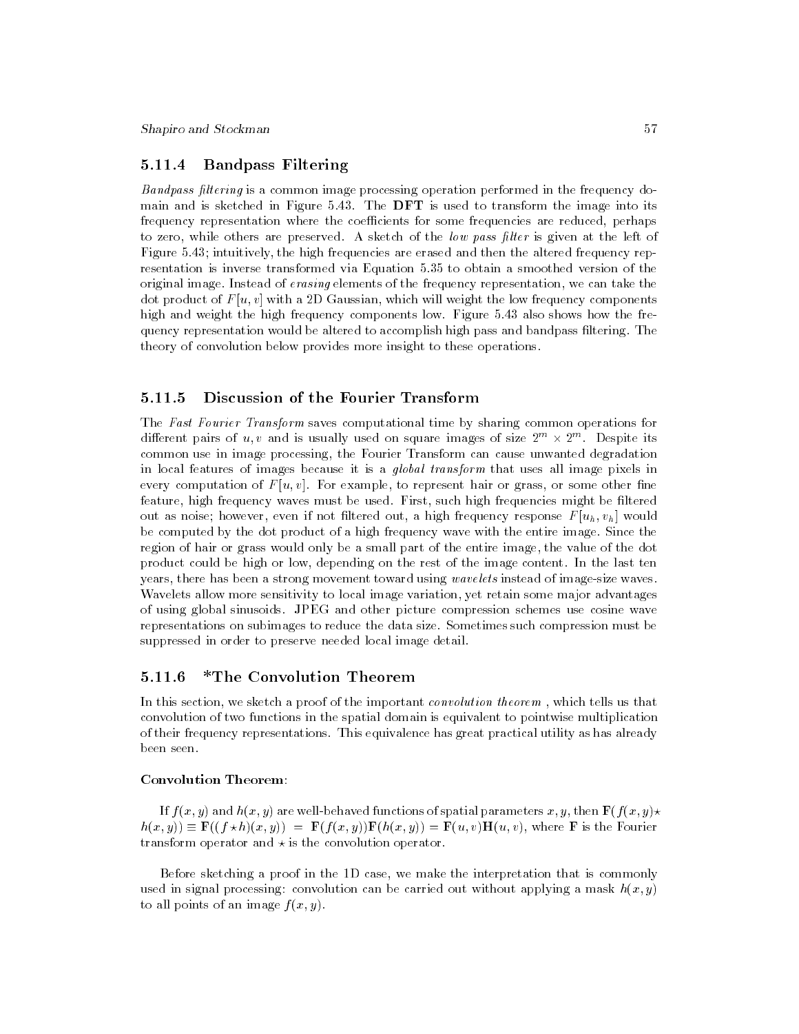### 5.11.4 Bandpass Filtering

*Bandpass filtering* is a common image processing operation performed in the frequency domain and is sketched in Figure 5.43. The **DFT** is used to transform the image into its frequency representation where the coefficients for some frequencies are reduced, perhaps to zero, while others are preserved. A sketch of the *low pass filter* is given at the left of Figure 5.43; intuitively, the high frequencies are erased and then the altered frequency representation is inverse transformed via Equation 5.35 to obtain a smoothed version of the original image. Instead of *erasing* elements of the frequency representation, we can take the dot product of $F[u, v]$ with a 2D Gaussian, which will weight the low frequency components high and weight the high frequency components low. Figure 5.43 also shows how the frequency representation would be altered to accomplish high pass and bandpass filtering. The theory of convolution below provides more insight to these operations.

### 5.11.5 Discussion of the Fourier Transform

The *Fast Fourier Transform* saves computational time by sharing common operations for different pairs of $u, v$ and is usually used on square images of size $2^m \times 2^m$. Despite its common use in image processing, the Fourier Transform can cause unwanted degradation in local features of images because it is a *global transform* that uses all image pixels in every computation of $F[u, v]$. For example, to represent hair or grass, or some other fine feature, high frequency waves must be used. First, such high frequencies might be filtered out as noise; however, even if not filtered out, a high frequency response $F[u_h, v_h]$ would be computed by the dot product of a high frequency wave with the entire image. Since the region of hair or grass would only be a small part of the entire image, the value of the dot product could be high or low, depending on the rest of the image content. In the last ten years, there has been a strong movement toward using *wavelets* instead of image-size waves. Wavelets allow more sensitivity to local image variation, yet retain some major advantages of using global sinusoids. JPEG and other picture compression schemes use cosine wave representations on subimages to reduce the data size. Sometimes such compression must be suppressed in order to preserve needed local image detail.

### 5.11.6 *The Convolution Theorem

In this section, we sketch a proof of the important *convolution theorem* , which tells us that convolution of two functions in the spatial domain is equivalent to pointwise multiplication of their frequency representations. This equivalence has great practical utility as has already been seen.

**Convolution Theorem**:

If $f(x, y)$ and $h(x, y)$ are well-behaved functions of spatial parameters $x, y$, then $\mathbf{F}(f(x, y) \star h(x, y)) \equiv \mathbf{F}((f \star h)(x, y)) = \mathbf{F}(f(x, y))\mathbf{F}(h(x, y)) = \mathbf{F}(u, v)\mathbf{H}(u, v)$, where $\mathbf{F}$ is the Fourier transform operator and $\star$ is the convolution operator.

Before sketching a proof in the 1D case, we make the interpretation that is commonly used in signal processing: convolution can be carried out without applying a mask $h(x, y)$ to all points of an image $f(x, y)$.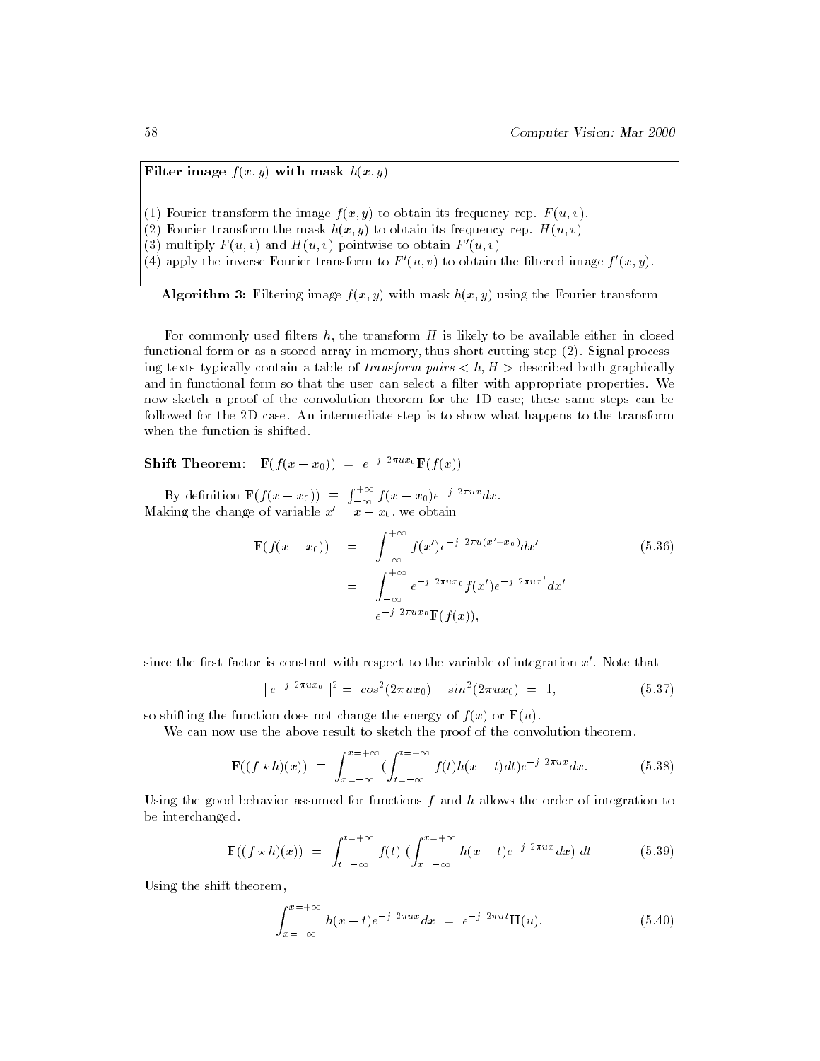**Filter image $f(x, y)$ with mask $h(x, y)$**

(1) Fourier transform the image $f(x, y)$ to obtain its frequency rep. $F(u, v)$.
(2) Fourier transform the mask $h(x, y)$ to obtain its frequency rep. $H(u, v)$
(3) multiply $F(u, v)$ and $H(u, v)$ pointwise to obtain $F'(u, v)$
(4) apply the inverse Fourier transform to $F'(u, v)$ to obtain the filtered image $f'(x, y)$.

**Algorithm 3:** Filtering image $f(x, y)$ with mask $h(x, y)$ using the Fourier transform

For commonly used filters $h$, the transform $H$ is likely to be available either in closed functional form or as a stored array in memory, thus short cutting step (2). Signal processing texts typically contain a table of *transform pairs* $< h, H >$ described both graphically and in functional form so that the user can select a filter with appropriate properties. We now sketch a proof of the convolution theorem for the 1D case; these same steps can be followed for the 2D case. An intermediate step is to show what happens to the transform when the function is shifted.

**Shift Theorem**: $\mathbf{F}(f(x - x_0)) \ = \ e^{-j\ 2\pi u x_0}\mathbf{F}(f(x))$

By definition $\mathbf{F}(f(x - x_0)) \ \equiv \ \int_{-\infty}^{+\infty} f(x - x_0) e^{-j\ 2\pi u x} dx$.
Making the change of variable $x' = x - x_0$, we obtain

$$\begin{aligned} \mathbf{F}(f(x - x_0)) &= \int_{-\infty}^{+\infty} f(x') e^{-j\ 2\pi u (x' + x_0)} dx' \\ &= \int_{-\infty}^{+\infty} e^{-j\ 2\pi u x_0} f(x') e^{-j\ 2\pi u x'} dx' \\ &= e^{-j\ 2\pi u x_0}\mathbf{F}(f(x)), \end{aligned} \tag{5.36}$$

since the first factor is constant with respect to the variable of integration $x'$. Note that

$$|\ e^{-j\ 2\pi u x_0}\ |^2 = \ cos^2(2\pi u x_0) + sin^2(2\pi u x_0) \ = \ 1, \tag{5.37}$$

so shifting the function does not change the energy of $f(x)$ or $\mathbf{F}(u)$.

We can now use the above result to sketch the proof of the convolution theorem.

$$\mathbf{F}((f \star h)(x)) \ \equiv \ \int_{x=-\infty}^{x=+\infty} (\int_{t=-\infty}^{t=+\infty} f(t) h(x - t) dt) e^{-j\ 2\pi u x} dx. \tag{5.38}$$

Using the good behavior assumed for functions $f$ and $h$ allows the order of integration to be interchanged.

$$\mathbf{F}((f \star h)(x)) \ = \ \int_{t=-\infty}^{t=+\infty} f(t)\ (\int_{x=-\infty}^{x=+\infty} h(x - t) e^{-j\ 2\pi u x} dx)\ dt \tag{5.39}$$

Using the shift theorem,

$$\int_{x=-\infty}^{x=+\infty} h(x - t) e^{-j\ 2\pi u x} dx \ = \ e^{-j\ 2\pi u t}\mathbf{H}(u), \tag{5.40}$$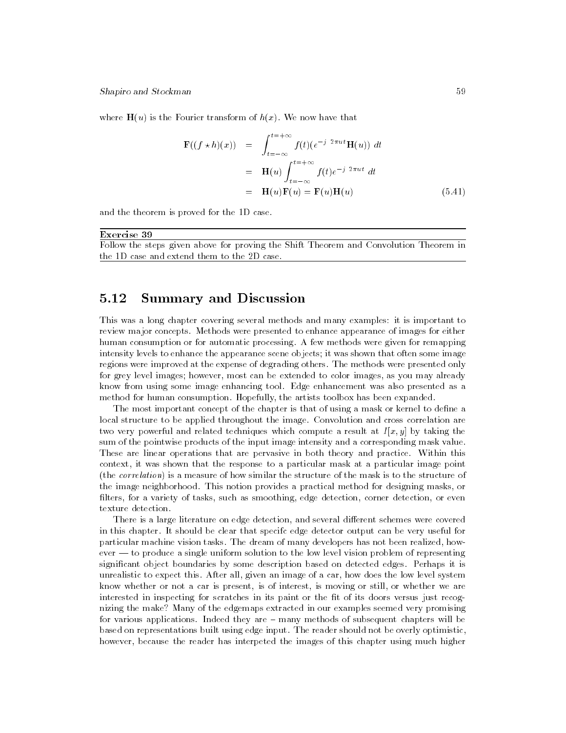where $\mathbf{H}(u)$ is the Fourier transform of $h(x)$. We now have that

$$
\begin{aligned}
\mathbf{F}((f \star h)(x)) &= \int_{t=-\infty}^{t=+\infty} f(t)(e^{-j\ 2\pi ut}\mathbf{H}(u))\ dt \\
&= \mathbf{H}(u) \int_{t=-\infty}^{t=+\infty} f(t)e^{-j\ 2\pi ut}\ dt \\
&= \mathbf{H}(u)\mathbf{F}(u) = \mathbf{F}(u)\mathbf{H}(u) \qquad (5.41)
\end{aligned}
$$

and the theorem is proved for the 1D case.

---

**Exercise 39**

Follow the steps given above for proving the Shift Theorem and Convolution Theorem in the 1D case and extend them to the 2D case.

---

## 5.12 Summary and Discussion

This was a long chapter covering several methods and many examples: it is important to review major concepts. Methods were presented to enhance appearance of images for either human consumption or for automatic processing. A few methods were given for remapping intensity levels to enhance the appearance scene objects; it was shown that often some image regions were improved at the expense of degrading others. The methods were presented only for grey level images; however, most can be extended to color images, as you may already know from using some image enhancing tool. Edge enhancement was also presented as a method for human consumption. Hopefully, the artists toolbox has been expanded.

The most important concept of the chapter is that of using a mask or kernel to define a local structure to be applied throughout the image. Convolution and cross correlation are two very powerful and related techniques which compute a result at $I[x, y]$ by taking the sum of the pointwise products of the input image intensity and a corresponding mask value. These are linear operations that are pervasive in both theory and practice. Within this context, it was shown that the response to a particular mask at a particular image point (the *correlation*) is a measure of how similar the structure of the mask is to the structure of the image neighborhood. This notion provides a practical method for designing masks, or filters, for a variety of tasks, such as smoothing, edge detection, corner detection, or even texture detection.

There is a large literature on edge detection, and several different schemes were covered in this chapter. It should be clear that specifc edge detector output can be very useful for particular machine vision tasks. The dream of many developers has not been realized, however — to produce a single uniform solution to the low level vision problem of representing significant object boundaries by some description based on detected edges. Perhaps it is unrealistic to expect this. After all, given an image of a car, how does the low level system know whether or not a car is present, is of interest, is moving or still, or whether we are interested in inspecting for scratches in its paint or the fit of its doors versus just recognizing the make? Many of the edgemaps extracted in our examples seemed very promising for various applications. Indeed they are – many methods of subsequent chapters will be based on representations built using edge input. The reader should not be overly optimistic, however, because the reader has interpeted the images of this chapter using much higher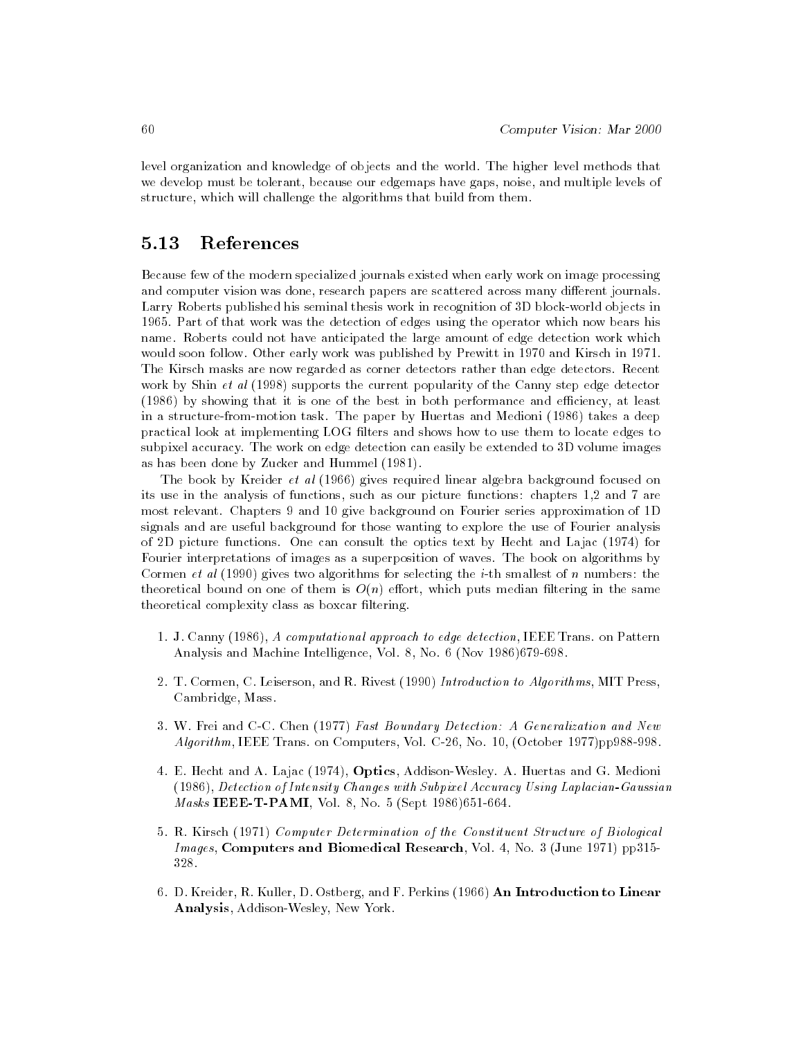level organization and knowledge of objects and the world. The higher level methods that we develop must be tolerant, because our edgemaps have gaps, noise, and multiple levels of structure, which will challenge the algorithms that build from them.

## 5.13 References

Because few of the modern specialized journals existed when early work on image processing and computer vision was done, research papers are scattered across many different journals. Larry Roberts published his seminal thesis work in recognition of 3D block-world objects in 1965. Part of that work was the detection of edges using the operator which now bears his name. Roberts could not have anticipated the large amount of edge detection work which would soon follow. Other early work was published by Prewitt in 1970 and Kirsch in 1971. The Kirsch masks are now regarded as corner detectors rather than edge detectors. Recent work by Shin *et al* (1998) supports the current popularity of the Canny step edge detector (1986) by showing that it is one of the best in both performance and efficiency, at least in a structure-from-motion task. The paper by Huertas and Medioni (1986) takes a deep practical look at implementing LOG filters and shows how to use them to locate edges to subpixel accuracy. The work on edge detection can easily be extended to 3D volume images as has been done by Zucker and Hummel (1981).

The book by Kreider *et al* (1966) gives required linear algebra background focused on its use in the analysis of functions, such as our picture functions: chapters 1,2 and 7 are most relevant. Chapters 9 and 10 give background on Fourier series approximation of 1D signals and are useful background for those wanting to explore the use of Fourier analysis of 2D picture functions. One can consult the optics text by Hecht and Lajac (1974) for Fourier interpretations of images as a superposition of waves. The book on algorithms by Cormen *et al* (1990) gives two algorithms for selecting the $i$-th smallest of $n$ numbers: the theoretical bound on one of them is $O(n)$ effort, which puts median filtering in the same theoretical complexity class as boxcar filtering.

1. J. Canny (1986), *A computational approach to edge detection*, IEEE Trans. on Pattern Analysis and Machine Intelligence, Vol. 8, No. 6 (Nov 1986)679-698.

2. T. Cormen, C. Leiserson, and R. Rivest (1990) *Introduction to Algorithms*, MIT Press, Cambridge, Mass.

3. W. Frei and C-C. Chen (1977) *Fast Boundary Detection: A Generalization and New Algorithm*, IEEE Trans. on Computers, Vol. C-26, No. 10, (October 1977)pp988-998.

4. E. Hecht and A. Lajac (1974), **Optics**, Addison-Wesley. A. Huertas and G. Medioni (1986), *Detection of Intensity Changes with Subpixel Accuracy Using Laplacian-Gaussian Masks* **IEEE-T-PAMI**, Vol. 8, No. 5 (Sept 1986)651-664.

5. R. Kirsch (1971) *Computer Determination of the Constituent Structure of Biological Images*, **Computers and Biomedical Research**, Vol. 4, No. 3 (June 1971) pp315-328.

6. D. Kreider, R. Kuller, D. Ostberg, and F. Perkins (1966) **An Introduction to Linear Analysis**, Addison-Wesley, New York.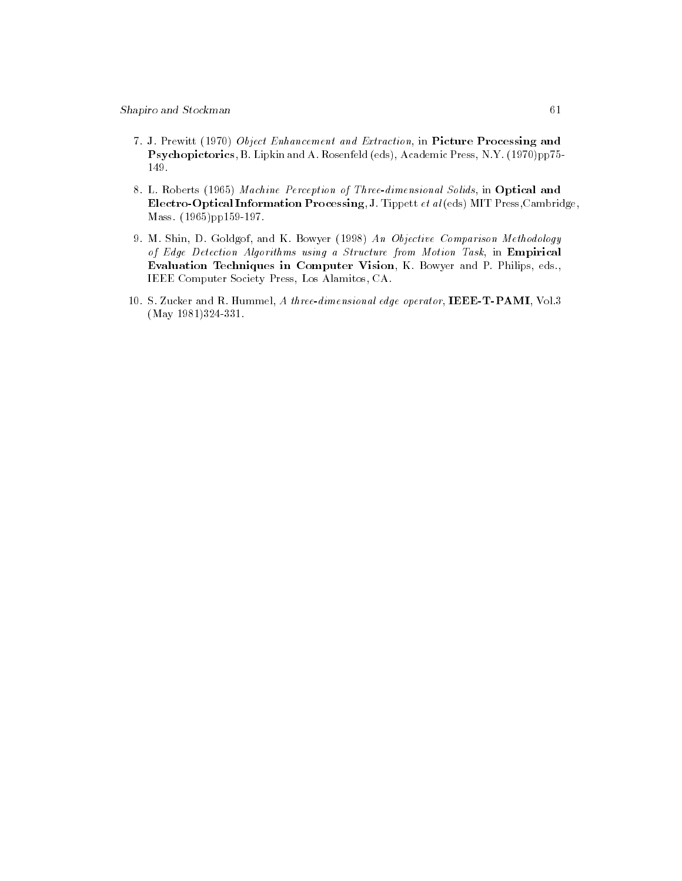7. J. Prewitt (1970) *Object Enhancement and Extraction*, in **Picture Processing and Psychopictorics**, B. Lipkin and A. Rosenfeld (eds), Academic Press, N.Y. (1970)pp75-149.

8. L. Roberts (1965) *Machine Perception of Three-dimensional Solids*, in **Optical and Electro-Optical Information Processing**, J. Tippett *et al* (eds) MIT Press,Cambridge, Mass. (1965)pp159-197.

9. M. Shin, D. Goldgof, and K. Bowyer (1998) *An Objective Comparison Methodology of Edge Detection Algorithms using a Structure from Motion Task*, in **Empirical Evaluation Techniques in Computer Vision**, K. Bowyer and P. Philips, eds., IEEE Computer Society Press, Los Alamitos, CA.

10. S. Zucker and R. Hummel, *A three-dimensional edge operator*, **IEEE-T-PAMI**, Vol.3 (May 1981)324-331.